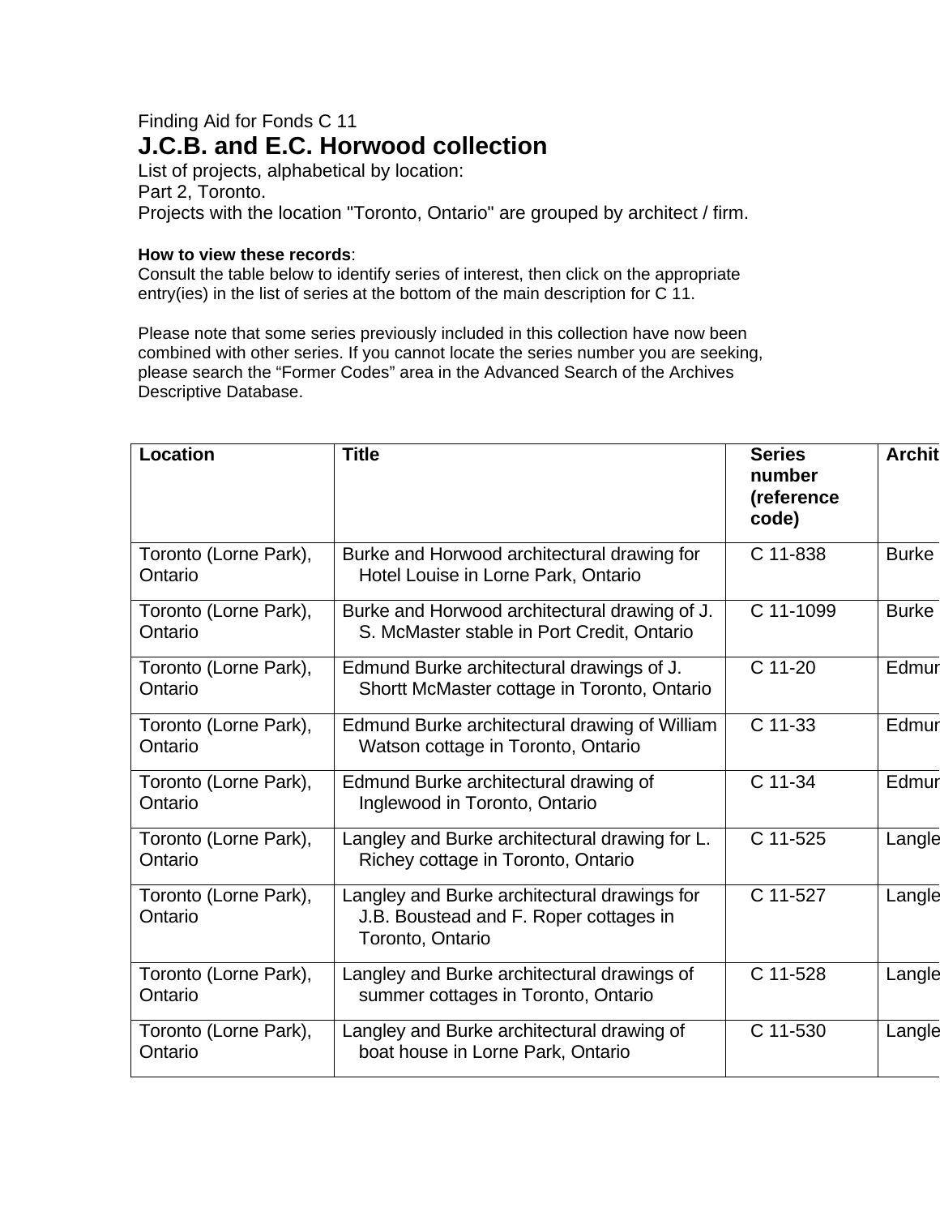Finding Aid for Fonds C 11

# J.C.B. and E.C. Horwood collection

List of projects, alphabetical by location:
Part 2, Toronto.
Projects with the location "Toronto, Ontario" are grouped by architect / firm.

**How to view these records**:
Consult the table below to identify series of interest, then click on the appropriate entry(ies) in the list of series at the bottom of the main description for C 11.

Please note that some series previously included in this collection have now been combined with other series. If you cannot locate the series number you are seeking, please search the "Former Codes" area in the Advanced Search of the Archives Descriptive Database.

| Location | Title | Series number (reference code) | Archit |
|---|---|---|---|
| Toronto (Lorne Park), Ontario | Burke and Horwood architectural drawing for Hotel Louise in Lorne Park, Ontario | C 11-838 | Burke |
| Toronto (Lorne Park), Ontario | Burke and Horwood architectural drawing of J. S. McMaster stable in Port Credit, Ontario | C 11-1099 | Burke |
| Toronto (Lorne Park), Ontario | Edmund Burke architectural drawings of J. Shortt McMaster cottage in Toronto, Ontario | C 11-20 | Edmur |
| Toronto (Lorne Park), Ontario | Edmund Burke architectural drawing of William Watson cottage in Toronto, Ontario | C 11-33 | Edmur |
| Toronto (Lorne Park), Ontario | Edmund Burke architectural drawing of Inglewood in Toronto, Ontario | C 11-34 | Edmur |
| Toronto (Lorne Park), Ontario | Langley and Burke architectural drawing for L. Richey cottage in Toronto, Ontario | C 11-525 | Langle |
| Toronto (Lorne Park), Ontario | Langley and Burke architectural drawings for J.B. Boustead and F. Roper cottages in Toronto, Ontario | C 11-527 | Langle |
| Toronto (Lorne Park), Ontario | Langley and Burke architectural drawings of summer cottages in Toronto, Ontario | C 11-528 | Langle |
| Toronto (Lorne Park), Ontario | Langley and Burke architectural drawing of boat house in Lorne Park, Ontario | C 11-530 | Langle |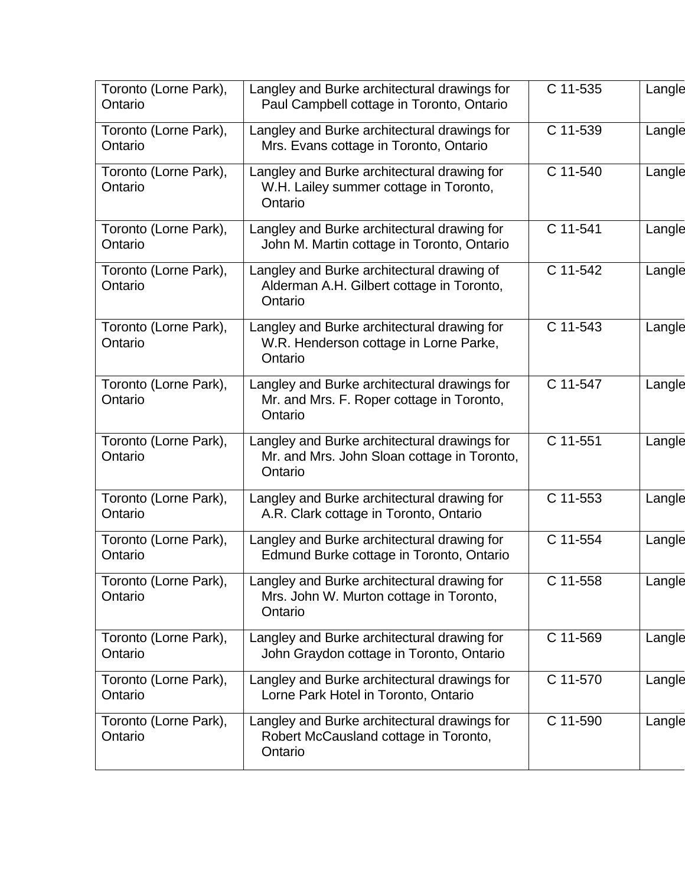| | | | |
|---|---|---|---|
| Toronto (Lorne Park), Ontario | Langley and Burke architectural drawings for Paul Campbell cottage in Toronto, Ontario | C 11-535 | Langle |
| Toronto (Lorne Park), Ontario | Langley and Burke architectural drawings for Mrs. Evans cottage in Toronto, Ontario | C 11-539 | Langle |
| Toronto (Lorne Park), Ontario | Langley and Burke architectural drawing for W.H. Lailey summer cottage in Toronto, Ontario | C 11-540 | Langle |
| Toronto (Lorne Park), Ontario | Langley and Burke architectural drawing for John M. Martin cottage in Toronto, Ontario | C 11-541 | Langle |
| Toronto (Lorne Park), Ontario | Langley and Burke architectural drawing of Alderman A.H. Gilbert cottage in Toronto, Ontario | C 11-542 | Langle |
| Toronto (Lorne Park), Ontario | Langley and Burke architectural drawing for W.R. Henderson cottage in Lorne Parke, Ontario | C 11-543 | Langle |
| Toronto (Lorne Park), Ontario | Langley and Burke architectural drawings for Mr. and Mrs. F. Roper cottage in Toronto, Ontario | C 11-547 | Langle |
| Toronto (Lorne Park), Ontario | Langley and Burke architectural drawings for Mr. and Mrs. John Sloan cottage in Toronto, Ontario | C 11-551 | Langle |
| Toronto (Lorne Park), Ontario | Langley and Burke architectural drawing for A.R. Clark cottage in Toronto, Ontario | C 11-553 | Langle |
| Toronto (Lorne Park), Ontario | Langley and Burke architectural drawing for Edmund Burke cottage in Toronto, Ontario | C 11-554 | Langle |
| Toronto (Lorne Park), Ontario | Langley and Burke architectural drawing for Mrs. John W. Murton cottage in Toronto, Ontario | C 11-558 | Langle |
| Toronto (Lorne Park), Ontario | Langley and Burke architectural drawing for John Graydon cottage in Toronto, Ontario | C 11-569 | Langle |
| Toronto (Lorne Park), Ontario | Langley and Burke architectural drawings for Lorne Park Hotel in Toronto, Ontario | C 11-570 | Langle |
| Toronto (Lorne Park), Ontario | Langley and Burke architectural drawings for Robert McCausland cottage in Toronto, Ontario | C 11-590 | Langle |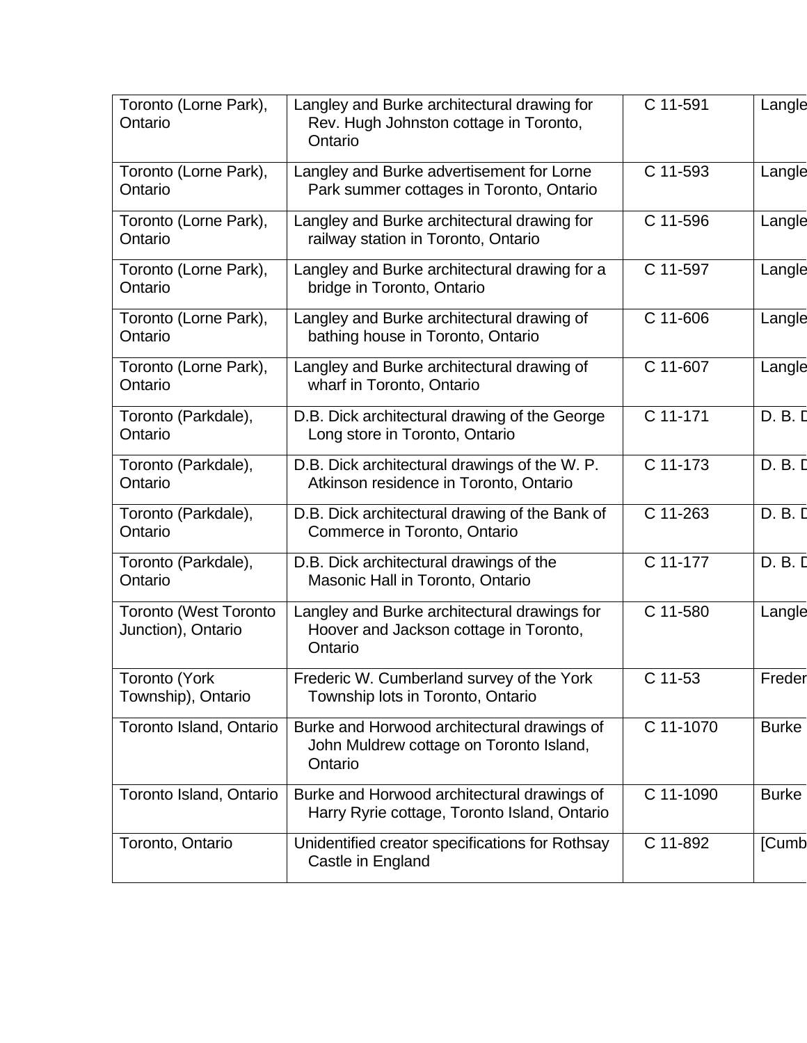| | | | |
|---|---|---|---|
| Toronto (Lorne Park), Ontario | Langley and Burke architectural drawing for Rev. Hugh Johnston cottage in Toronto, Ontario | C 11-591 | Langle |
| Toronto (Lorne Park), Ontario | Langley and Burke advertisement for Lorne Park summer cottages in Toronto, Ontario | C 11-593 | Langle |
| Toronto (Lorne Park), Ontario | Langley and Burke architectural drawing for railway station in Toronto, Ontario | C 11-596 | Langle |
| Toronto (Lorne Park), Ontario | Langley and Burke architectural drawing for a bridge in Toronto, Ontario | C 11-597 | Langle |
| Toronto (Lorne Park), Ontario | Langley and Burke architectural drawing of bathing house in Toronto, Ontario | C 11-606 | Langle |
| Toronto (Lorne Park), Ontario | Langley and Burke architectural drawing of wharf in Toronto, Ontario | C 11-607 | Langle |
| Toronto (Parkdale), Ontario | D.B. Dick architectural drawing of the George Long store in Toronto, Ontario | C 11-171 | D. B. D |
| Toronto (Parkdale), Ontario | D.B. Dick architectural drawings of the W. P. Atkinson residence in Toronto, Ontario | C 11-173 | D. B. D |
| Toronto (Parkdale), Ontario | D.B. Dick architectural drawing of the Bank of Commerce in Toronto, Ontario | C 11-263 | D. B. D |
| Toronto (Parkdale), Ontario | D.B. Dick architectural drawings of the Masonic Hall in Toronto, Ontario | C 11-177 | D. B. D |
| Toronto (West Toronto Junction), Ontario | Langley and Burke architectural drawings for Hoover and Jackson cottage in Toronto, Ontario | C 11-580 | Langle |
| Toronto (York Township), Ontario | Frederic W. Cumberland survey of the York Township lots in Toronto, Ontario | C 11-53 | Freder |
| Toronto Island, Ontario | Burke and Horwood architectural drawings of John Muldrew cottage on Toronto Island, Ontario | C 11-1070 | Burke |
| Toronto Island, Ontario | Burke and Horwood architectural drawings of Harry Ryrie cottage, Toronto Island, Ontario | C 11-1090 | Burke |
| Toronto, Ontario | Unidentified creator specifications for Rothsay Castle in England | C 11-892 | [Cumb |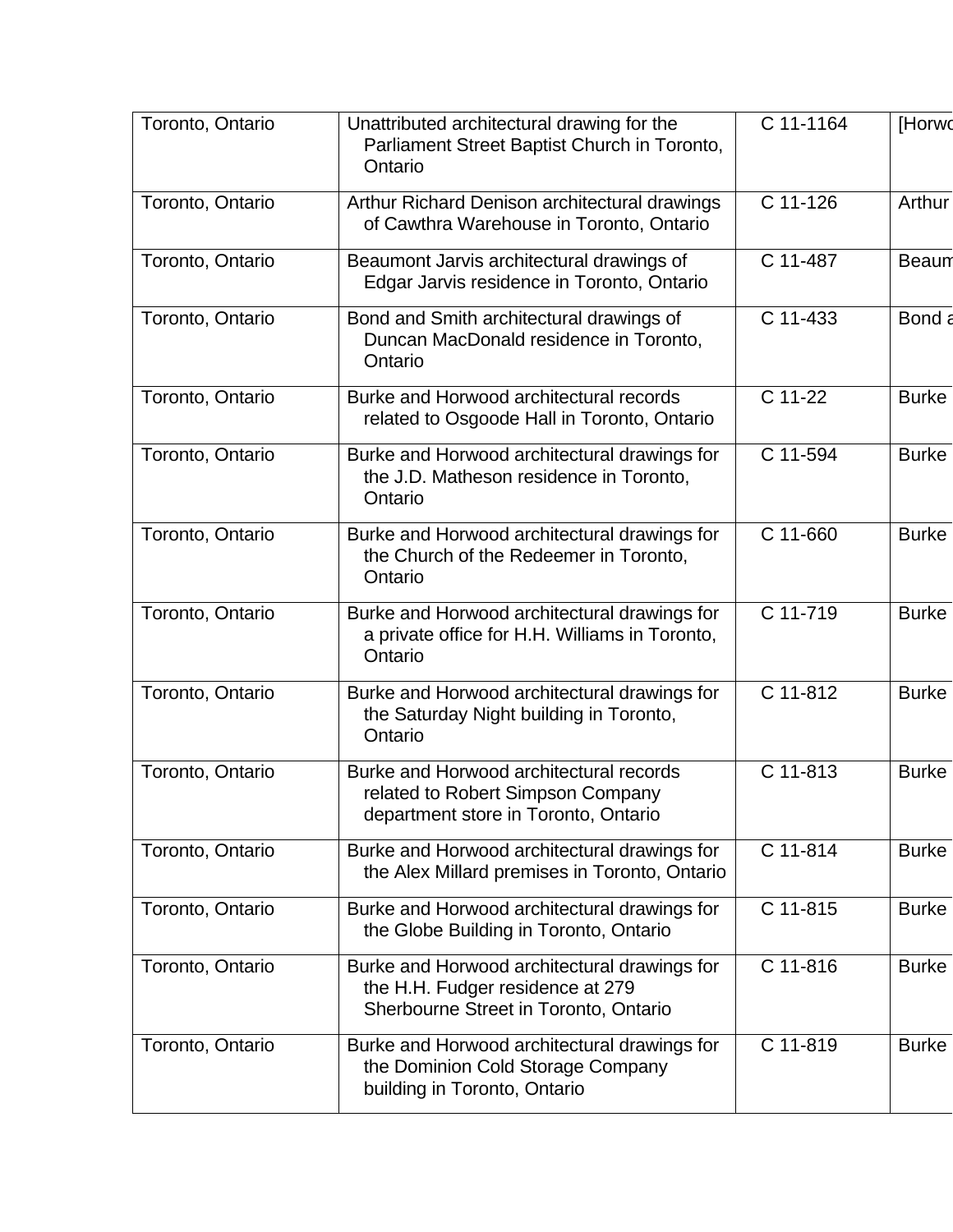| Toronto, Ontario | Unattributed architectural drawing for the Parliament Street Baptist Church in Toronto, Ontario | C 11-1164 | [Horwo |
|---|---|---|---|
| Toronto, Ontario | Arthur Richard Denison architectural drawings of Cawthra Warehouse in Toronto, Ontario | C 11-126 | Arthur |
| Toronto, Ontario | Beaumont Jarvis architectural drawings of Edgar Jarvis residence in Toronto, Ontario | C 11-487 | Beaum |
| Toronto, Ontario | Bond and Smith architectural drawings of Duncan MacDonald residence in Toronto, Ontario | C 11-433 | Bond a |
| Toronto, Ontario | Burke and Horwood architectural records related to Osgoode Hall in Toronto, Ontario | C 11-22 | Burke |
| Toronto, Ontario | Burke and Horwood architectural drawings for the J.D. Matheson residence in Toronto, Ontario | C 11-594 | Burke |
| Toronto, Ontario | Burke and Horwood architectural drawings for the Church of the Redeemer in Toronto, Ontario | C 11-660 | Burke |
| Toronto, Ontario | Burke and Horwood architectural drawings for a private office for H.H. Williams in Toronto, Ontario | C 11-719 | Burke |
| Toronto, Ontario | Burke and Horwood architectural drawings for the Saturday Night building in Toronto, Ontario | C 11-812 | Burke |
| Toronto, Ontario | Burke and Horwood architectural records related to Robert Simpson Company department store in Toronto, Ontario | C 11-813 | Burke |
| Toronto, Ontario | Burke and Horwood architectural drawings for the Alex Millard premises in Toronto, Ontario | C 11-814 | Burke |
| Toronto, Ontario | Burke and Horwood architectural drawings for the Globe Building in Toronto, Ontario | C 11-815 | Burke |
| Toronto, Ontario | Burke and Horwood architectural drawings for the H.H. Fudger residence at 279 Sherbourne Street in Toronto, Ontario | C 11-816 | Burke |
| Toronto, Ontario | Burke and Horwood architectural drawings for the Dominion Cold Storage Company building in Toronto, Ontario | C 11-819 | Burke |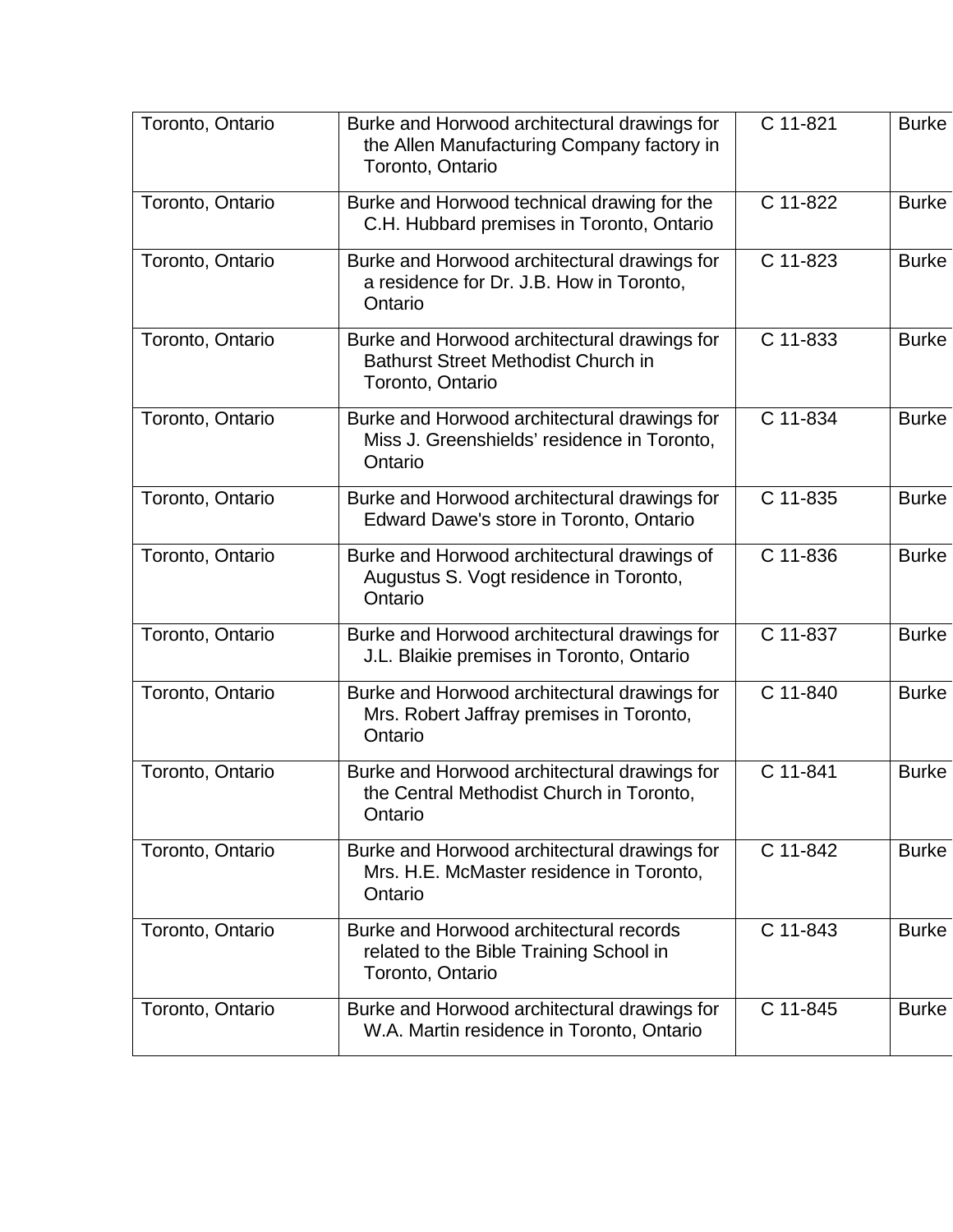| | | | |
|---|---|---|---|
| Toronto, Ontario | Burke and Horwood architectural drawings for the Allen Manufacturing Company factory in Toronto, Ontario | C 11-821 | Burke |
| Toronto, Ontario | Burke and Horwood technical drawing for the C.H. Hubbard premises in Toronto, Ontario | C 11-822 | Burke |
| Toronto, Ontario | Burke and Horwood architectural drawings for a residence for Dr. J.B. How in Toronto, Ontario | C 11-823 | Burke |
| Toronto, Ontario | Burke and Horwood architectural drawings for Bathurst Street Methodist Church in Toronto, Ontario | C 11-833 | Burke |
| Toronto, Ontario | Burke and Horwood architectural drawings for Miss J. Greenshields' residence in Toronto, Ontario | C 11-834 | Burke |
| Toronto, Ontario | Burke and Horwood architectural drawings for Edward Dawe's store in Toronto, Ontario | C 11-835 | Burke |
| Toronto, Ontario | Burke and Horwood architectural drawings of Augustus S. Vogt residence in Toronto, Ontario | C 11-836 | Burke |
| Toronto, Ontario | Burke and Horwood architectural drawings for J.L. Blaikie premises in Toronto, Ontario | C 11-837 | Burke |
| Toronto, Ontario | Burke and Horwood architectural drawings for Mrs. Robert Jaffray premises in Toronto, Ontario | C 11-840 | Burke |
| Toronto, Ontario | Burke and Horwood architectural drawings for the Central Methodist Church in Toronto, Ontario | C 11-841 | Burke |
| Toronto, Ontario | Burke and Horwood architectural drawings for Mrs. H.E. McMaster residence in Toronto, Ontario | C 11-842 | Burke |
| Toronto, Ontario | Burke and Horwood architectural records related to the Bible Training School in Toronto, Ontario | C 11-843 | Burke |
| Toronto, Ontario | Burke and Horwood architectural drawings for W.A. Martin residence in Toronto, Ontario | C 11-845 | Burke |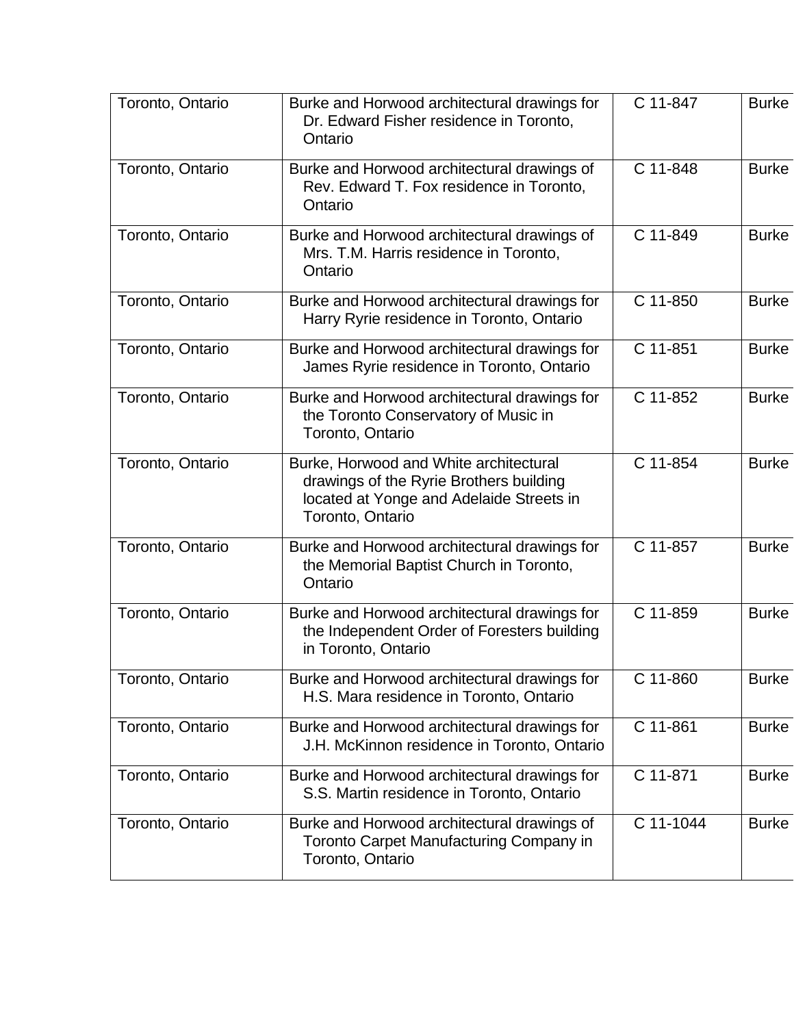| | | | |
|---|---|---|---|
| Toronto, Ontario | Burke and Horwood architectural drawings for Dr. Edward Fisher residence in Toronto, Ontario | C 11-847 | Burke |
| Toronto, Ontario | Burke and Horwood architectural drawings of Rev. Edward T. Fox residence in Toronto, Ontario | C 11-848 | Burke |
| Toronto, Ontario | Burke and Horwood architectural drawings of Mrs. T.M. Harris residence in Toronto, Ontario | C 11-849 | Burke |
| Toronto, Ontario | Burke and Horwood architectural drawings for Harry Ryrie residence in Toronto, Ontario | C 11-850 | Burke |
| Toronto, Ontario | Burke and Horwood architectural drawings for James Ryrie residence in Toronto, Ontario | C 11-851 | Burke |
| Toronto, Ontario | Burke and Horwood architectural drawings for the Toronto Conservatory of Music in Toronto, Ontario | C 11-852 | Burke |
| Toronto, Ontario | Burke, Horwood and White architectural drawings of the Ryrie Brothers building located at Yonge and Adelaide Streets in Toronto, Ontario | C 11-854 | Burke |
| Toronto, Ontario | Burke and Horwood architectural drawings for the Memorial Baptist Church in Toronto, Ontario | C 11-857 | Burke |
| Toronto, Ontario | Burke and Horwood architectural drawings for the Independent Order of Foresters building in Toronto, Ontario | C 11-859 | Burke |
| Toronto, Ontario | Burke and Horwood architectural drawings for H.S. Mara residence in Toronto, Ontario | C 11-860 | Burke |
| Toronto, Ontario | Burke and Horwood architectural drawings for J.H. McKinnon residence in Toronto, Ontario | C 11-861 | Burke |
| Toronto, Ontario | Burke and Horwood architectural drawings for S.S. Martin residence in Toronto, Ontario | C 11-871 | Burke |
| Toronto, Ontario | Burke and Horwood architectural drawings of Toronto Carpet Manufacturing Company in Toronto, Ontario | C 11-1044 | Burke |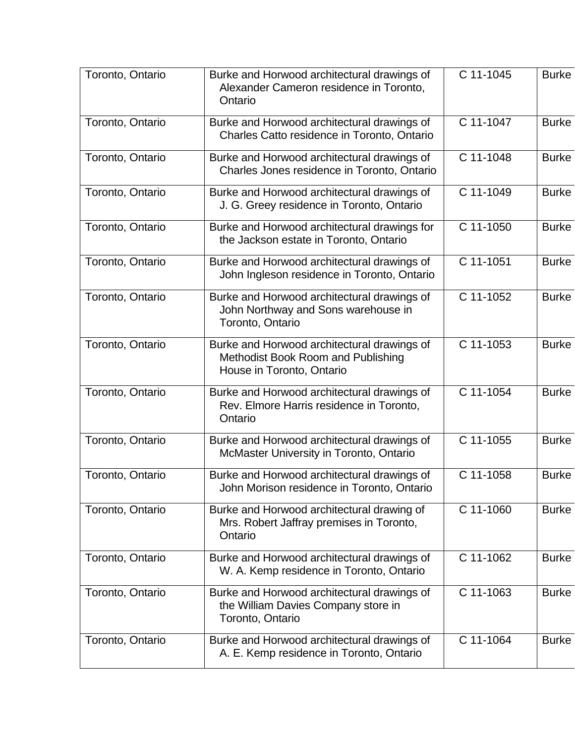| | | | |
|---|---|---|---|
| Toronto, Ontario | Burke and Horwood architectural drawings of Alexander Cameron residence in Toronto, Ontario | C 11-1045 | Burke |
| Toronto, Ontario | Burke and Horwood architectural drawings of Charles Catto residence in Toronto, Ontario | C 11-1047 | Burke |
| Toronto, Ontario | Burke and Horwood architectural drawings of Charles Jones residence in Toronto, Ontario | C 11-1048 | Burke |
| Toronto, Ontario | Burke and Horwood architectural drawings of J. G. Greey residence in Toronto, Ontario | C 11-1049 | Burke |
| Toronto, Ontario | Burke and Horwood architectural drawings for the Jackson estate in Toronto, Ontario | C 11-1050 | Burke |
| Toronto, Ontario | Burke and Horwood architectural drawings of John Ingleson residence in Toronto, Ontario | C 11-1051 | Burke |
| Toronto, Ontario | Burke and Horwood architectural drawings of John Northway and Sons warehouse in Toronto, Ontario | C 11-1052 | Burke |
| Toronto, Ontario | Burke and Horwood architectural drawings of Methodist Book Room and Publishing House in Toronto, Ontario | C 11-1053 | Burke |
| Toronto, Ontario | Burke and Horwood architectural drawings of Rev. Elmore Harris residence in Toronto, Ontario | C 11-1054 | Burke |
| Toronto, Ontario | Burke and Horwood architectural drawings of McMaster University in Toronto, Ontario | C 11-1055 | Burke |
| Toronto, Ontario | Burke and Horwood architectural drawings of John Morison residence in Toronto, Ontario | C 11-1058 | Burke |
| Toronto, Ontario | Burke and Horwood architectural drawing of Mrs. Robert Jaffray premises in Toronto, Ontario | C 11-1060 | Burke |
| Toronto, Ontario | Burke and Horwood architectural drawings of W. A. Kemp residence in Toronto, Ontario | C 11-1062 | Burke |
| Toronto, Ontario | Burke and Horwood architectural drawings of the William Davies Company store in Toronto, Ontario | C 11-1063 | Burke |
| Toronto, Ontario | Burke and Horwood architectural drawings of A. E. Kemp residence in Toronto, Ontario | C 11-1064 | Burke |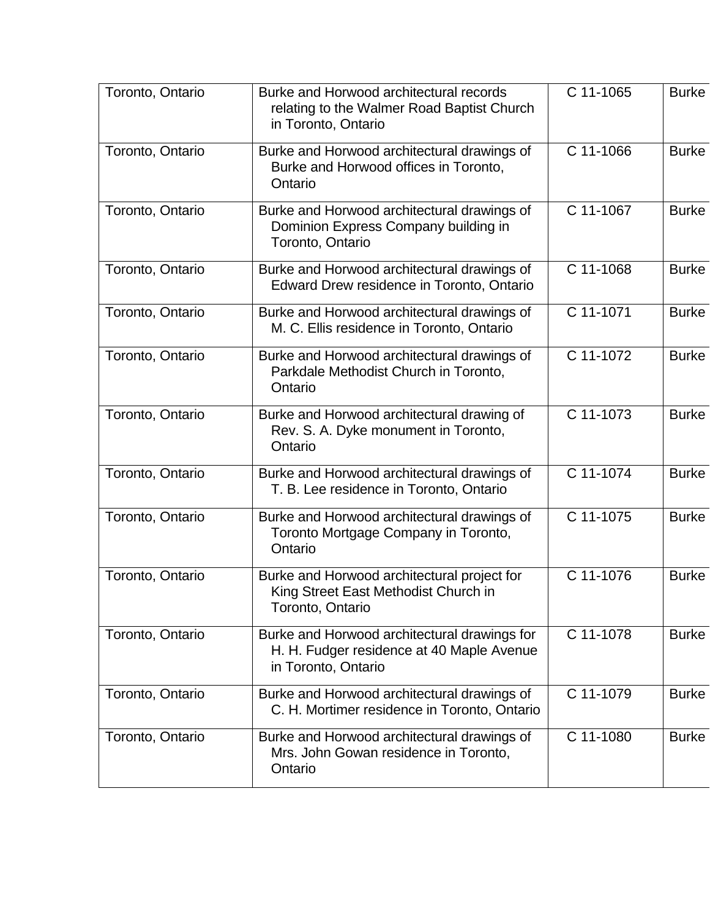| Toronto, Ontario | Burke and Horwood architectural records relating to the Walmer Road Baptist Church in Toronto, Ontario | C 11-1065 | Burke |
|---|---|---|---|
| Toronto, Ontario | Burke and Horwood architectural drawings of Burke and Horwood offices in Toronto, Ontario | C 11-1066 | Burke |
| Toronto, Ontario | Burke and Horwood architectural drawings of Dominion Express Company building in Toronto, Ontario | C 11-1067 | Burke |
| Toronto, Ontario | Burke and Horwood architectural drawings of Edward Drew residence in Toronto, Ontario | C 11-1068 | Burke |
| Toronto, Ontario | Burke and Horwood architectural drawings of M. C. Ellis residence in Toronto, Ontario | C 11-1071 | Burke |
| Toronto, Ontario | Burke and Horwood architectural drawings of Parkdale Methodist Church in Toronto, Ontario | C 11-1072 | Burke |
| Toronto, Ontario | Burke and Horwood architectural drawing of Rev. S. A. Dyke monument in Toronto, Ontario | C 11-1073 | Burke |
| Toronto, Ontario | Burke and Horwood architectural drawings of T. B. Lee residence in Toronto, Ontario | C 11-1074 | Burke |
| Toronto, Ontario | Burke and Horwood architectural drawings of Toronto Mortgage Company in Toronto, Ontario | C 11-1075 | Burke |
| Toronto, Ontario | Burke and Horwood architectural project for King Street East Methodist Church in Toronto, Ontario | C 11-1076 | Burke |
| Toronto, Ontario | Burke and Horwood architectural drawings for H. H. Fudger residence at 40 Maple Avenue in Toronto, Ontario | C 11-1078 | Burke |
| Toronto, Ontario | Burke and Horwood architectural drawings of C. H. Mortimer residence in Toronto, Ontario | C 11-1079 | Burke |
| Toronto, Ontario | Burke and Horwood architectural drawings of Mrs. John Gowan residence in Toronto, Ontario | C 11-1080 | Burke |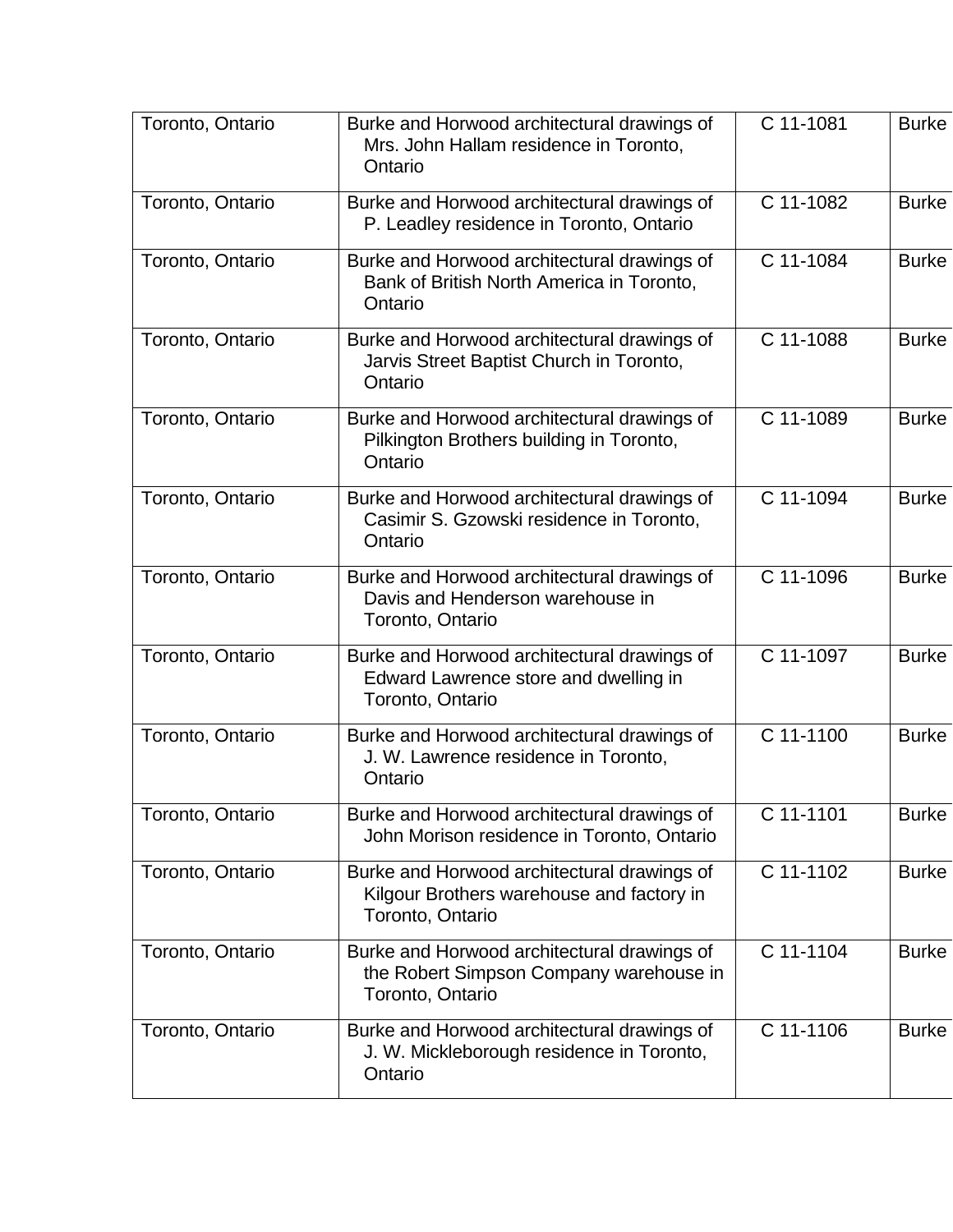| | | | |
|---|---|---|---|
| Toronto, Ontario | Burke and Horwood architectural drawings of Mrs. John Hallam residence in Toronto, Ontario | C 11-1081 | Burke |
| Toronto, Ontario | Burke and Horwood architectural drawings of P. Leadley residence in Toronto, Ontario | C 11-1082 | Burke |
| Toronto, Ontario | Burke and Horwood architectural drawings of Bank of British North America in Toronto, Ontario | C 11-1084 | Burke |
| Toronto, Ontario | Burke and Horwood architectural drawings of Jarvis Street Baptist Church in Toronto, Ontario | C 11-1088 | Burke |
| Toronto, Ontario | Burke and Horwood architectural drawings of Pilkington Brothers building in Toronto, Ontario | C 11-1089 | Burke |
| Toronto, Ontario | Burke and Horwood architectural drawings of Casimir S. Gzowski residence in Toronto, Ontario | C 11-1094 | Burke |
| Toronto, Ontario | Burke and Horwood architectural drawings of Davis and Henderson warehouse in Toronto, Ontario | C 11-1096 | Burke |
| Toronto, Ontario | Burke and Horwood architectural drawings of Edward Lawrence store and dwelling in Toronto, Ontario | C 11-1097 | Burke |
| Toronto, Ontario | Burke and Horwood architectural drawings of J. W. Lawrence residence in Toronto, Ontario | C 11-1100 | Burke |
| Toronto, Ontario | Burke and Horwood architectural drawings of John Morison residence in Toronto, Ontario | C 11-1101 | Burke |
| Toronto, Ontario | Burke and Horwood architectural drawings of Kilgour Brothers warehouse and factory in Toronto, Ontario | C 11-1102 | Burke |
| Toronto, Ontario | Burke and Horwood architectural drawings of the Robert Simpson Company warehouse in Toronto, Ontario | C 11-1104 | Burke |
| Toronto, Ontario | Burke and Horwood architectural drawings of J. W. Mickleborough residence in Toronto, Ontario | C 11-1106 | Burke |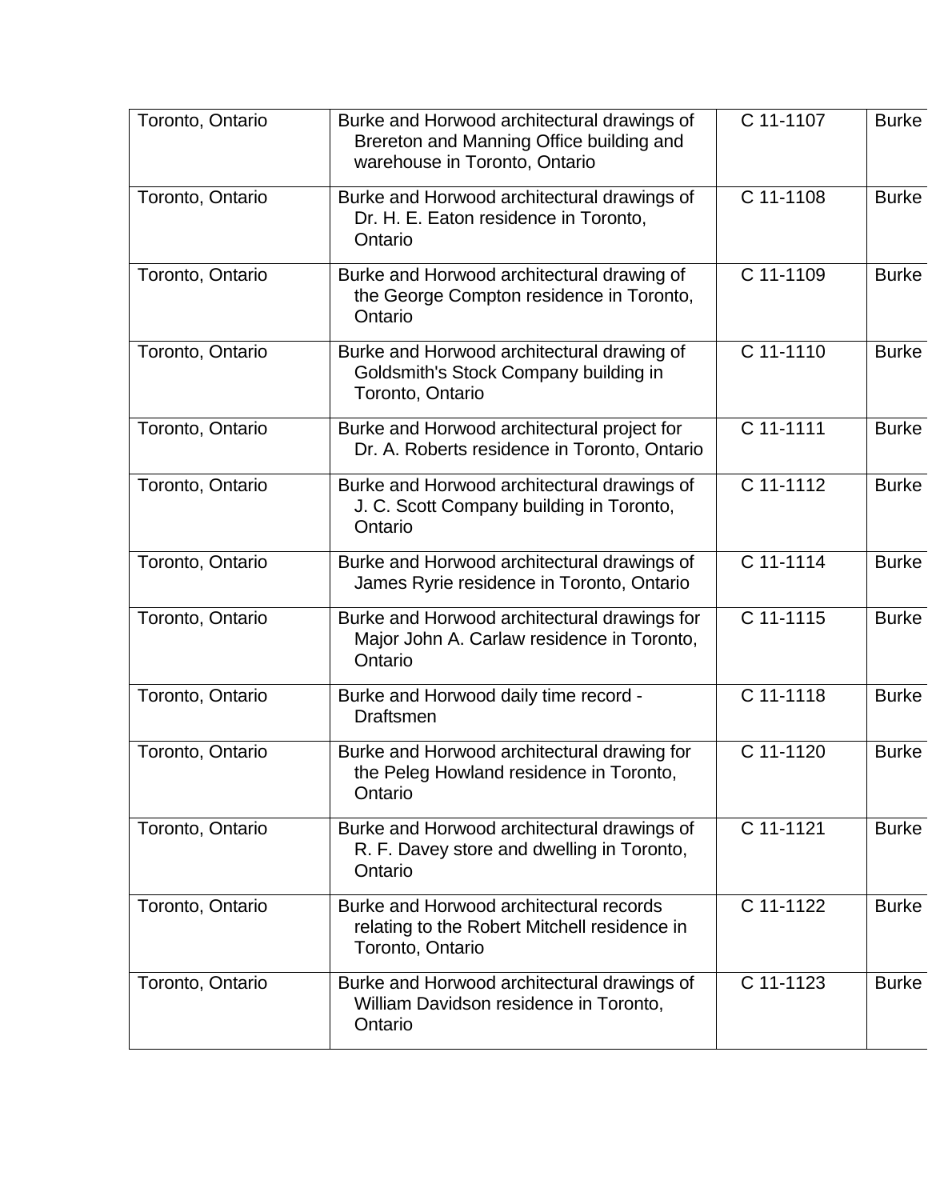| Toronto, Ontario | Burke and Horwood architectural drawings of Brereton and Manning Office building and warehouse in Toronto, Ontario | C 11-1107 | Burke |
|---|---|---|---|
| Toronto, Ontario | Burke and Horwood architectural drawings of Dr. H. E. Eaton residence in Toronto, Ontario | C 11-1108 | Burke |
| Toronto, Ontario | Burke and Horwood architectural drawing of the George Compton residence in Toronto, Ontario | C 11-1109 | Burke |
| Toronto, Ontario | Burke and Horwood architectural drawing of Goldsmith's Stock Company building in Toronto, Ontario | C 11-1110 | Burke |
| Toronto, Ontario | Burke and Horwood architectural project for Dr. A. Roberts residence in Toronto, Ontario | C 11-1111 | Burke |
| Toronto, Ontario | Burke and Horwood architectural drawings of J. C. Scott Company building in Toronto, Ontario | C 11-1112 | Burke |
| Toronto, Ontario | Burke and Horwood architectural drawings of James Ryrie residence in Toronto, Ontario | C 11-1114 | Burke |
| Toronto, Ontario | Burke and Horwood architectural drawings for Major John A. Carlaw residence in Toronto, Ontario | C 11-1115 | Burke |
| Toronto, Ontario | Burke and Horwood daily time record - Draftsmen | C 11-1118 | Burke |
| Toronto, Ontario | Burke and Horwood architectural drawing for the Peleg Howland residence in Toronto, Ontario | C 11-1120 | Burke |
| Toronto, Ontario | Burke and Horwood architectural drawings of R. F. Davey store and dwelling in Toronto, Ontario | C 11-1121 | Burke |
| Toronto, Ontario | Burke and Horwood architectural records relating to the Robert Mitchell residence in Toronto, Ontario | C 11-1122 | Burke |
| Toronto, Ontario | Burke and Horwood architectural drawings of William Davidson residence in Toronto, Ontario | C 11-1123 | Burke |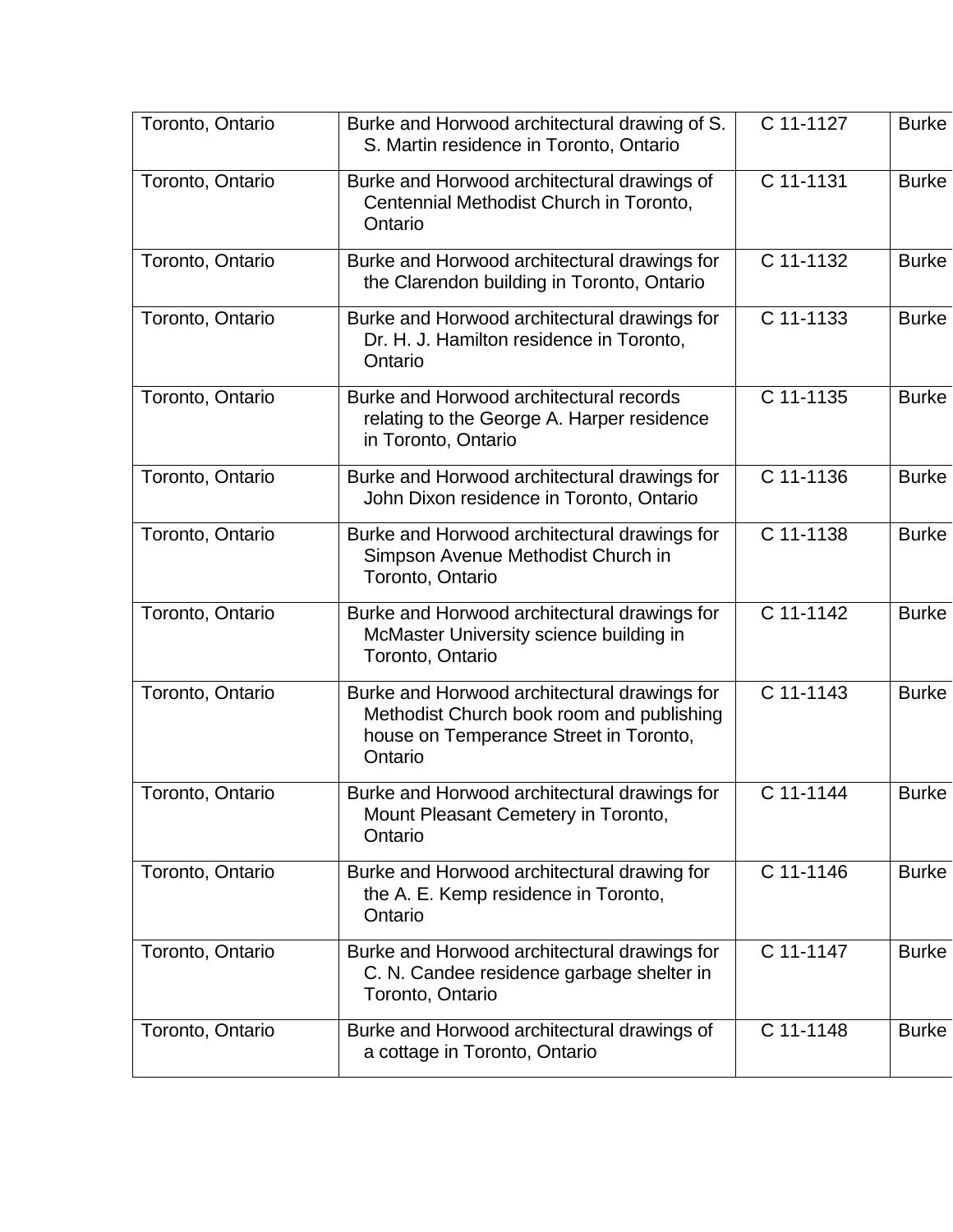| | | | |
|---|---|---|---|
| Toronto, Ontario | Burke and Horwood architectural drawing of S. S. Martin residence in Toronto, Ontario | C 11-1127 | Burke |
| Toronto, Ontario | Burke and Horwood architectural drawings of Centennial Methodist Church in Toronto, Ontario | C 11-1131 | Burke |
| Toronto, Ontario | Burke and Horwood architectural drawings for the Clarendon building in Toronto, Ontario | C 11-1132 | Burke |
| Toronto, Ontario | Burke and Horwood architectural drawings for Dr. H. J. Hamilton residence in Toronto, Ontario | C 11-1133 | Burke |
| Toronto, Ontario | Burke and Horwood architectural records relating to the George A. Harper residence in Toronto, Ontario | C 11-1135 | Burke |
| Toronto, Ontario | Burke and Horwood architectural drawings for John Dixon residence in Toronto, Ontario | C 11-1136 | Burke |
| Toronto, Ontario | Burke and Horwood architectural drawings for Simpson Avenue Methodist Church in Toronto, Ontario | C 11-1138 | Burke |
| Toronto, Ontario | Burke and Horwood architectural drawings for McMaster University science building in Toronto, Ontario | C 11-1142 | Burke |
| Toronto, Ontario | Burke and Horwood architectural drawings for Methodist Church book room and publishing house on Temperance Street in Toronto, Ontario | C 11-1143 | Burke |
| Toronto, Ontario | Burke and Horwood architectural drawings for Mount Pleasant Cemetery in Toronto, Ontario | C 11-1144 | Burke |
| Toronto, Ontario | Burke and Horwood architectural drawing for the A. E. Kemp residence in Toronto, Ontario | C 11-1146 | Burke |
| Toronto, Ontario | Burke and Horwood architectural drawings for C. N. Candee residence garbage shelter in Toronto, Ontario | C 11-1147 | Burke |
| Toronto, Ontario | Burke and Horwood architectural drawings of a cottage in Toronto, Ontario | C 11-1148 | Burke |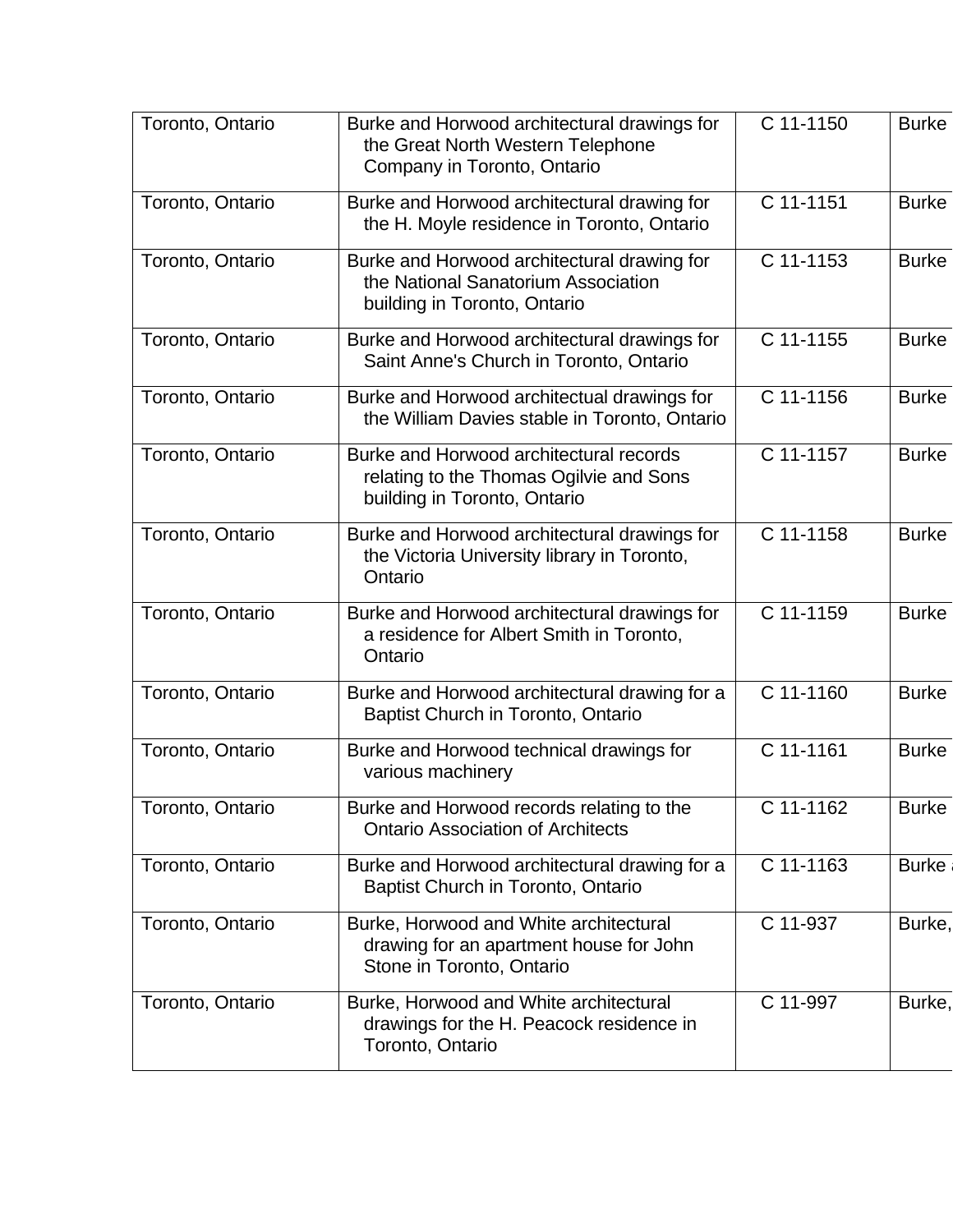| Toronto, Ontario | Burke and Horwood architectural drawings for the Great North Western Telephone Company in Toronto, Ontario | C 11-1150 | Burke |
|---|---|---|---|
| Toronto, Ontario | Burke and Horwood architectural drawing for the H. Moyle residence in Toronto, Ontario | C 11-1151 | Burke |
| Toronto, Ontario | Burke and Horwood architectural drawing for the National Sanatorium Association building in Toronto, Ontario | C 11-1153 | Burke |
| Toronto, Ontario | Burke and Horwood architectural drawings for Saint Anne's Church in Toronto, Ontario | C 11-1155 | Burke |
| Toronto, Ontario | Burke and Horwood architectual drawings for the William Davies stable in Toronto, Ontario | C 11-1156 | Burke |
| Toronto, Ontario | Burke and Horwood architectural records relating to the Thomas Ogilvie and Sons building in Toronto, Ontario | C 11-1157 | Burke |
| Toronto, Ontario | Burke and Horwood architectural drawings for the Victoria University library in Toronto, Ontario | C 11-1158 | Burke |
| Toronto, Ontario | Burke and Horwood architectural drawings for a residence for Albert Smith in Toronto, Ontario | C 11-1159 | Burke |
| Toronto, Ontario | Burke and Horwood architectural drawing for a Baptist Church in Toronto, Ontario | C 11-1160 | Burke |
| Toronto, Ontario | Burke and Horwood technical drawings for various machinery | C 11-1161 | Burke |
| Toronto, Ontario | Burke and Horwood records relating to the Ontario Association of Architects | C 11-1162 | Burke |
| Toronto, Ontario | Burke and Horwood architectural drawing for a Baptist Church in Toronto, Ontario | C 11-1163 | Burke a |
| Toronto, Ontario | Burke, Horwood and White architectural drawing for an apartment house for John Stone in Toronto, Ontario | C 11-937 | Burke, |
| Toronto, Ontario | Burke, Horwood and White architectural drawings for the H. Peacock residence in Toronto, Ontario | C 11-997 | Burke, |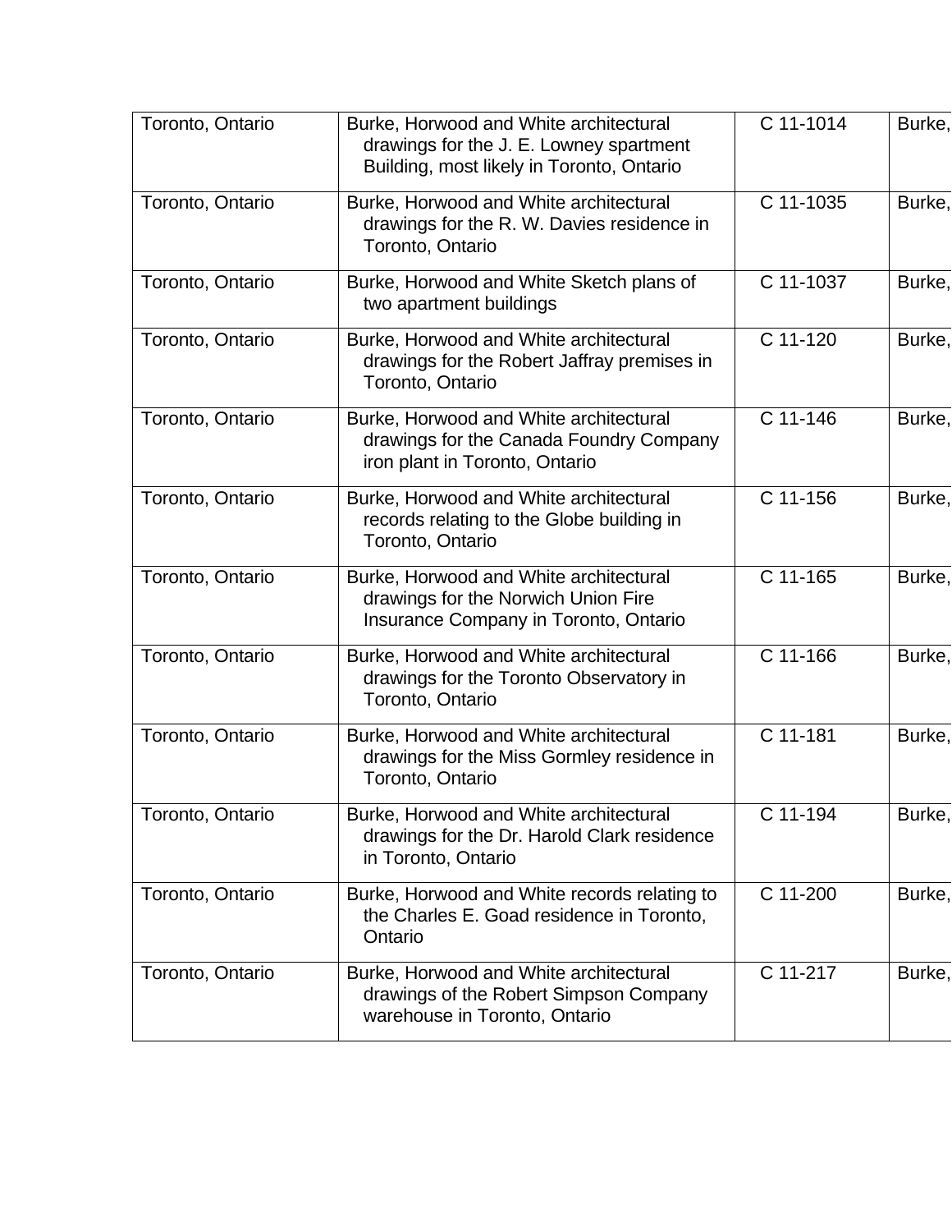| | | | |
|---|---|---|---|
| Toronto, Ontario | Burke, Horwood and White architectural drawings for the J. E. Lowney spartment Building, most likely in Toronto, Ontario | C 11-1014 | Burke, |
| Toronto, Ontario | Burke, Horwood and White architectural drawings for the R. W. Davies residence in Toronto, Ontario | C 11-1035 | Burke, |
| Toronto, Ontario | Burke, Horwood and White Sketch plans of two apartment buildings | C 11-1037 | Burke, |
| Toronto, Ontario | Burke, Horwood and White architectural drawings for the Robert Jaffray premises in Toronto, Ontario | C 11-120 | Burke, |
| Toronto, Ontario | Burke, Horwood and White architectural drawings for the Canada Foundry Company iron plant in Toronto, Ontario | C 11-146 | Burke, |
| Toronto, Ontario | Burke, Horwood and White architectural records relating to the Globe building in Toronto, Ontario | C 11-156 | Burke, |
| Toronto, Ontario | Burke, Horwood and White architectural drawings for the Norwich Union Fire Insurance Company in Toronto, Ontario | C 11-165 | Burke, |
| Toronto, Ontario | Burke, Horwood and White architectural drawings for the Toronto Observatory in Toronto, Ontario | C 11-166 | Burke, |
| Toronto, Ontario | Burke, Horwood and White architectural drawings for the Miss Gormley residence in Toronto, Ontario | C 11-181 | Burke, |
| Toronto, Ontario | Burke, Horwood and White architectural drawings for the Dr. Harold Clark residence in Toronto, Ontario | C 11-194 | Burke, |
| Toronto, Ontario | Burke, Horwood and White records relating to the Charles E. Goad residence in Toronto, Ontario | C 11-200 | Burke, |
| Toronto, Ontario | Burke, Horwood and White architectural drawings of the Robert Simpson Company warehouse in Toronto, Ontario | C 11-217 | Burke, |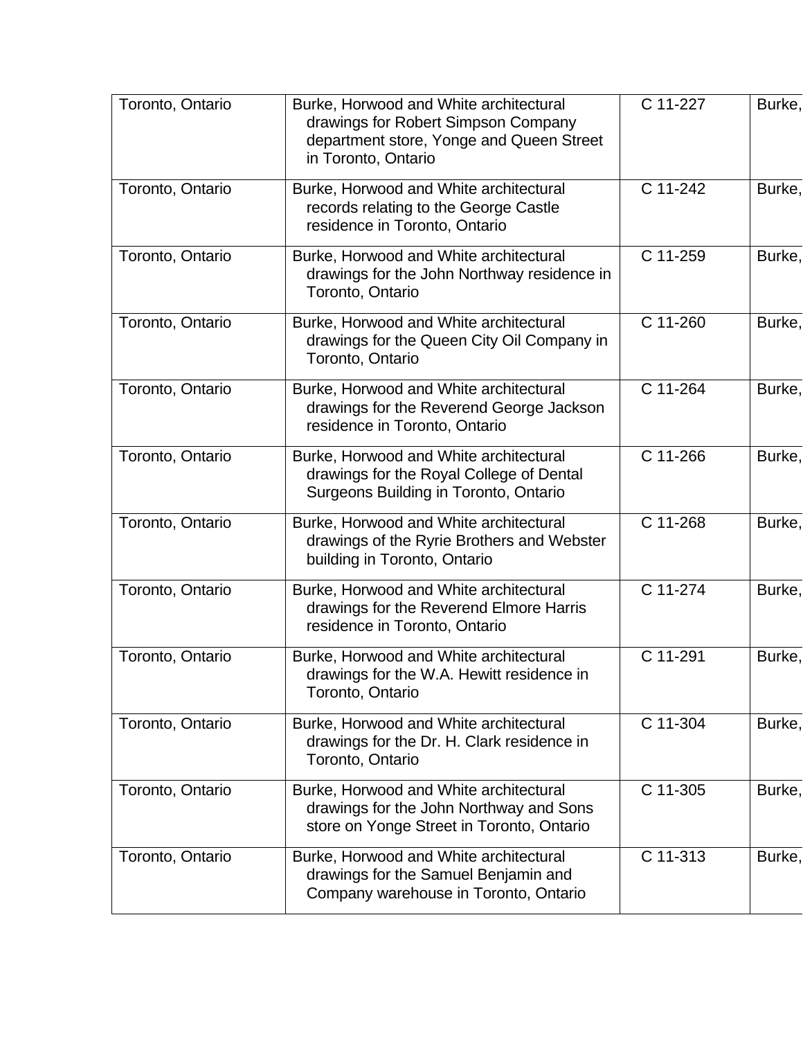| | | | |
|---|---|---|---|
| Toronto, Ontario | Burke, Horwood and White architectural drawings for Robert Simpson Company department store, Yonge and Queen Street in Toronto, Ontario | C 11-227 | Burke, |
| Toronto, Ontario | Burke, Horwood and White architectural records relating to the George Castle residence in Toronto, Ontario | C 11-242 | Burke, |
| Toronto, Ontario | Burke, Horwood and White architectural drawings for the John Northway residence in Toronto, Ontario | C 11-259 | Burke, |
| Toronto, Ontario | Burke, Horwood and White architectural drawings for the Queen City Oil Company in Toronto, Ontario | C 11-260 | Burke, |
| Toronto, Ontario | Burke, Horwood and White architectural drawings for the Reverend George Jackson residence in Toronto, Ontario | C 11-264 | Burke, |
| Toronto, Ontario | Burke, Horwood and White architectural drawings for the Royal College of Dental Surgeons Building in Toronto, Ontario | C 11-266 | Burke, |
| Toronto, Ontario | Burke, Horwood and White architectural drawings of the Ryrie Brothers and Webster building in Toronto, Ontario | C 11-268 | Burke, |
| Toronto, Ontario | Burke, Horwood and White architectural drawings for the Reverend Elmore Harris residence in Toronto, Ontario | C 11-274 | Burke, |
| Toronto, Ontario | Burke, Horwood and White architectural drawings for the W.A. Hewitt residence in Toronto, Ontario | C 11-291 | Burke, |
| Toronto, Ontario | Burke, Horwood and White architectural drawings for the Dr. H. Clark residence in Toronto, Ontario | C 11-304 | Burke, |
| Toronto, Ontario | Burke, Horwood and White architectural drawings for the John Northway and Sons store on Yonge Street in Toronto, Ontario | C 11-305 | Burke, |
| Toronto, Ontario | Burke, Horwood and White architectural drawings for the Samuel Benjamin and Company warehouse in Toronto, Ontario | C 11-313 | Burke, |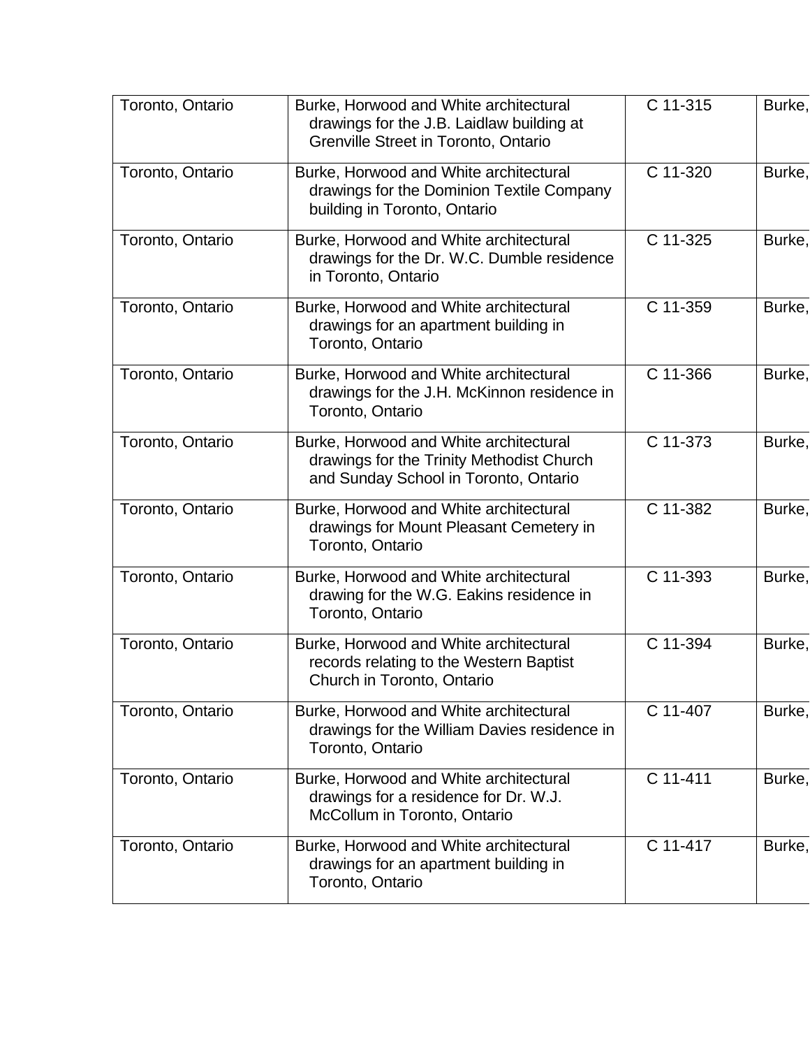| Toronto, Ontario | Burke, Horwood and White architectural drawings for the J.B. Laidlaw building at Grenville Street in Toronto, Ontario | C 11-315 | Burke, |
|---|---|---|---|
| Toronto, Ontario | Burke, Horwood and White architectural drawings for the Dominion Textile Company building in Toronto, Ontario | C 11-320 | Burke, |
| Toronto, Ontario | Burke, Horwood and White architectural drawings for the Dr. W.C. Dumble residence in Toronto, Ontario | C 11-325 | Burke, |
| Toronto, Ontario | Burke, Horwood and White architectural drawings for an apartment building in Toronto, Ontario | C 11-359 | Burke, |
| Toronto, Ontario | Burke, Horwood and White architectural drawings for the J.H. McKinnon residence in Toronto, Ontario | C 11-366 | Burke, |
| Toronto, Ontario | Burke, Horwood and White architectural drawings for the Trinity Methodist Church and Sunday School in Toronto, Ontario | C 11-373 | Burke, |
| Toronto, Ontario | Burke, Horwood and White architectural drawings for Mount Pleasant Cemetery in Toronto, Ontario | C 11-382 | Burke, |
| Toronto, Ontario | Burke, Horwood and White architectural drawing for the W.G. Eakins residence in Toronto, Ontario | C 11-393 | Burke, |
| Toronto, Ontario | Burke, Horwood and White architectural records relating to the Western Baptist Church in Toronto, Ontario | C 11-394 | Burke, |
| Toronto, Ontario | Burke, Horwood and White architectural drawings for the William Davies residence in Toronto, Ontario | C 11-407 | Burke, |
| Toronto, Ontario | Burke, Horwood and White architectural drawings for a residence for Dr. W.J. McCollum in Toronto, Ontario | C 11-411 | Burke, |
| Toronto, Ontario | Burke, Horwood and White architectural drawings for an apartment building in Toronto, Ontario | C 11-417 | Burke, |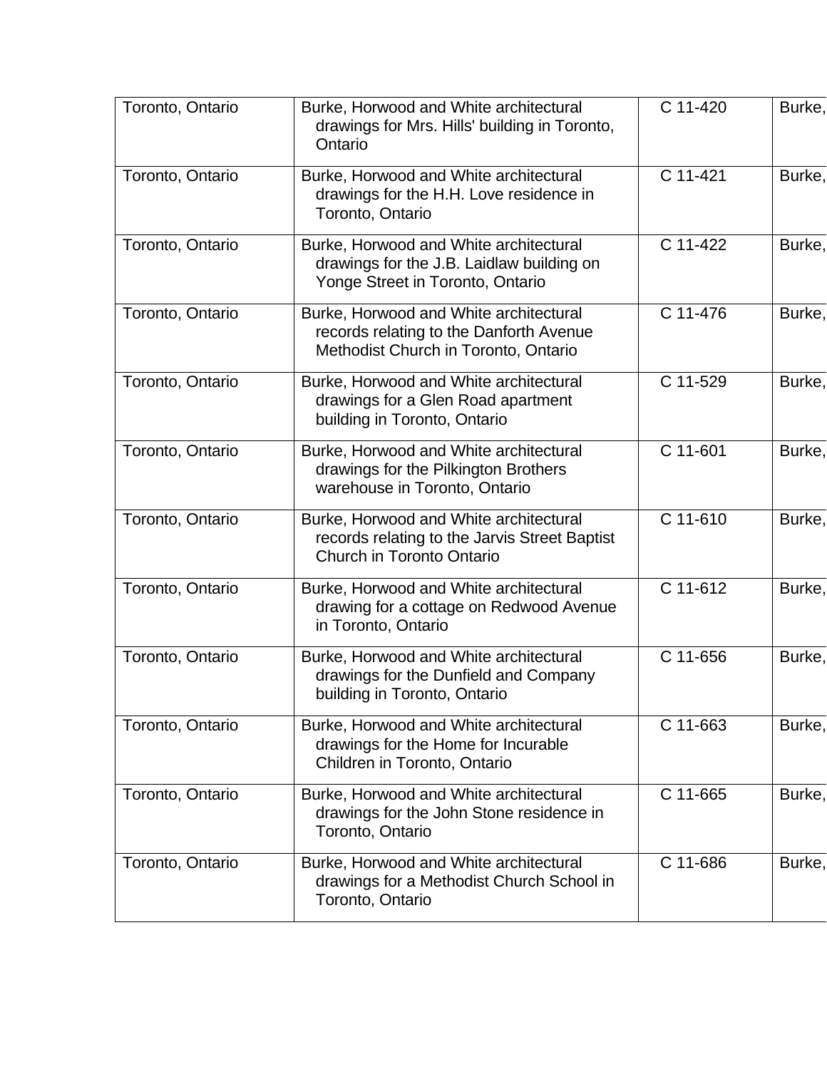| Toronto, Ontario | Burke, Horwood and White architectural drawings for Mrs. Hills' building in Toronto, Ontario | C 11-420 | Burke, |
|---|---|---|---|
| Toronto, Ontario | Burke, Horwood and White architectural drawings for the H.H. Love residence in Toronto, Ontario | C 11-421 | Burke, |
| Toronto, Ontario | Burke, Horwood and White architectural drawings for the J.B. Laidlaw building on Yonge Street in Toronto, Ontario | C 11-422 | Burke, |
| Toronto, Ontario | Burke, Horwood and White architectural records relating to the Danforth Avenue Methodist Church in Toronto, Ontario | C 11-476 | Burke, |
| Toronto, Ontario | Burke, Horwood and White architectural drawings for a Glen Road apartment building in Toronto, Ontario | C 11-529 | Burke, |
| Toronto, Ontario | Burke, Horwood and White architectural drawings for the Pilkington Brothers warehouse in Toronto, Ontario | C 11-601 | Burke, |
| Toronto, Ontario | Burke, Horwood and White architectural records relating to the Jarvis Street Baptist Church in Toronto Ontario | C 11-610 | Burke, |
| Toronto, Ontario | Burke, Horwood and White architectural drawing for a cottage on Redwood Avenue in Toronto, Ontario | C 11-612 | Burke, |
| Toronto, Ontario | Burke, Horwood and White architectural drawings for the Dunfield and Company building in Toronto, Ontario | C 11-656 | Burke, |
| Toronto, Ontario | Burke, Horwood and White architectural drawings for the Home for Incurable Children in Toronto, Ontario | C 11-663 | Burke, |
| Toronto, Ontario | Burke, Horwood and White architectural drawings for the John Stone residence in Toronto, Ontario | C 11-665 | Burke, |
| Toronto, Ontario | Burke, Horwood and White architectural drawings for a Methodist Church School in Toronto, Ontario | C 11-686 | Burke, |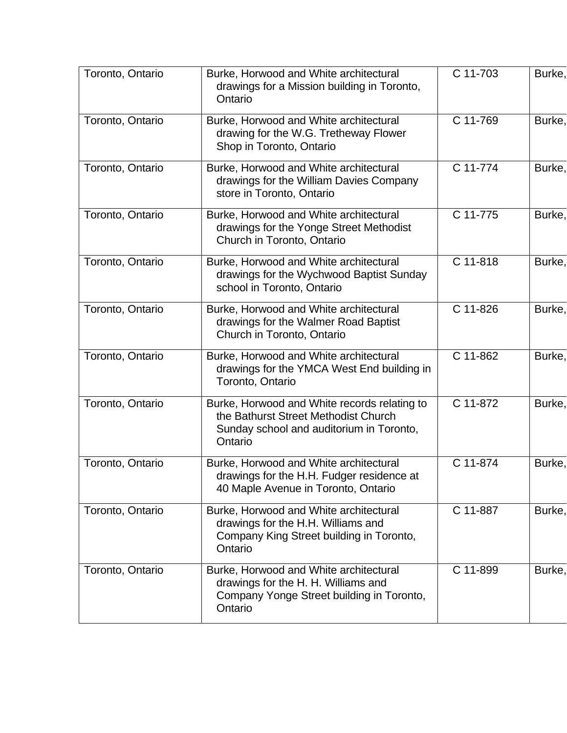| Toronto, Ontario | Burke, Horwood and White architectural drawings for a Mission building in Toronto, Ontario | C 11-703 | Burke, |
|---|---|---|---|
| Toronto, Ontario | Burke, Horwood and White architectural drawing for the W.G. Tretheway Flower Shop in Toronto, Ontario | C 11-769 | Burke, |
| Toronto, Ontario | Burke, Horwood and White architectural drawings for the William Davies Company store in Toronto, Ontario | C 11-774 | Burke, |
| Toronto, Ontario | Burke, Horwood and White architectural drawings for the Yonge Street Methodist Church in Toronto, Ontario | C 11-775 | Burke, |
| Toronto, Ontario | Burke, Horwood and White architectural drawings for the Wychwood Baptist Sunday school in Toronto, Ontario | C 11-818 | Burke, |
| Toronto, Ontario | Burke, Horwood and White architectural drawings for the Walmer Road Baptist Church in Toronto, Ontario | C 11-826 | Burke, |
| Toronto, Ontario | Burke, Horwood and White architectural drawings for the YMCA West End building in Toronto, Ontario | C 11-862 | Burke, |
| Toronto, Ontario | Burke, Horwood and White records relating to the Bathurst Street Methodist Church Sunday school and auditorium in Toronto, Ontario | C 11-872 | Burke, |
| Toronto, Ontario | Burke, Horwood and White architectural drawings for the H.H. Fudger residence at 40 Maple Avenue in Toronto, Ontario | C 11-874 | Burke, |
| Toronto, Ontario | Burke, Horwood and White architectural drawings for the H.H. Williams and Company King Street building in Toronto, Ontario | C 11-887 | Burke, |
| Toronto, Ontario | Burke, Horwood and White architectural drawings for the H. H. Williams and Company Yonge Street building in Toronto, Ontario | C 11-899 | Burke, |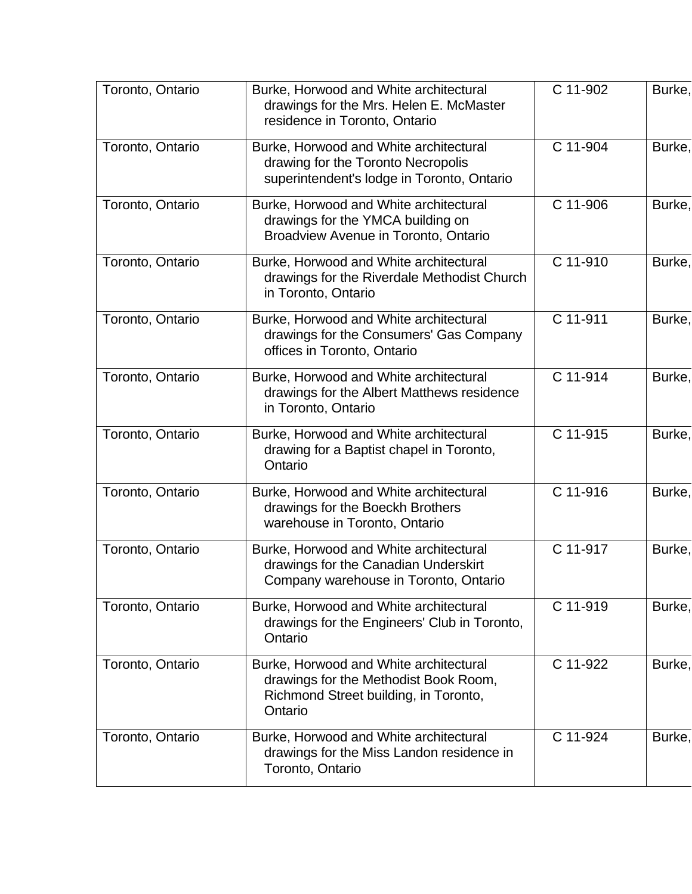| | | | |
|---|---|---|---|
| Toronto, Ontario | Burke, Horwood and White architectural drawings for the Mrs. Helen E. McMaster residence in Toronto, Ontario | C 11-902 | Burke, |
| Toronto, Ontario | Burke, Horwood and White architectural drawing for the Toronto Necropolis superintendent's lodge in Toronto, Ontario | C 11-904 | Burke, |
| Toronto, Ontario | Burke, Horwood and White architectural drawings for the YMCA building on Broadview Avenue in Toronto, Ontario | C 11-906 | Burke, |
| Toronto, Ontario | Burke, Horwood and White architectural drawings for the Riverdale Methodist Church in Toronto, Ontario | C 11-910 | Burke, |
| Toronto, Ontario | Burke, Horwood and White architectural drawings for the Consumers' Gas Company offices in Toronto, Ontario | C 11-911 | Burke, |
| Toronto, Ontario | Burke, Horwood and White architectural drawings for the Albert Matthews residence in Toronto, Ontario | C 11-914 | Burke, |
| Toronto, Ontario | Burke, Horwood and White architectural drawing for a Baptist chapel in Toronto, Ontario | C 11-915 | Burke, |
| Toronto, Ontario | Burke, Horwood and White architectural drawings for the Boeckh Brothers warehouse in Toronto, Ontario | C 11-916 | Burke, |
| Toronto, Ontario | Burke, Horwood and White architectural drawings for the Canadian Underskirt Company warehouse in Toronto, Ontario | C 11-917 | Burke, |
| Toronto, Ontario | Burke, Horwood and White architectural drawings for the Engineers' Club in Toronto, Ontario | C 11-919 | Burke, |
| Toronto, Ontario | Burke, Horwood and White architectural drawings for the Methodist Book Room, Richmond Street building, in Toronto, Ontario | C 11-922 | Burke, |
| Toronto, Ontario | Burke, Horwood and White architectural drawings for the Miss Landon residence in Toronto, Ontario | C 11-924 | Burke, |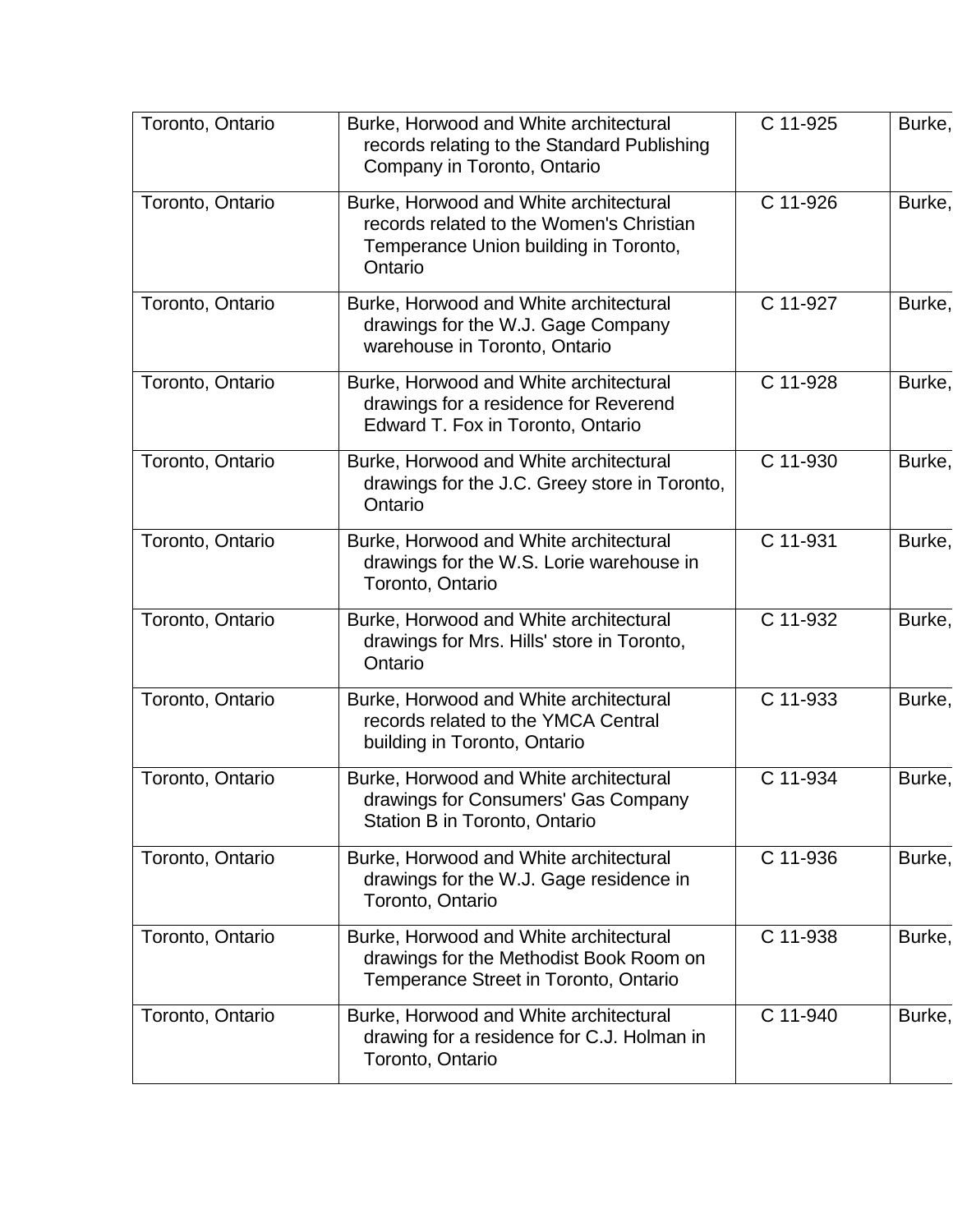| | | | |
|---|---|---|---|
| Toronto, Ontario | Burke, Horwood and White architectural records relating to the Standard Publishing Company in Toronto, Ontario | C 11-925 | Burke, |
| Toronto, Ontario | Burke, Horwood and White architectural records related to the Women's Christian Temperance Union building in Toronto, Ontario | C 11-926 | Burke, |
| Toronto, Ontario | Burke, Horwood and White architectural drawings for the W.J. Gage Company warehouse in Toronto, Ontario | C 11-927 | Burke, |
| Toronto, Ontario | Burke, Horwood and White architectural drawings for a residence for Reverend Edward T. Fox in Toronto, Ontario | C 11-928 | Burke, |
| Toronto, Ontario | Burke, Horwood and White architectural drawings for the J.C. Greey store in Toronto, Ontario | C 11-930 | Burke, |
| Toronto, Ontario | Burke, Horwood and White architectural drawings for the W.S. Lorie warehouse in Toronto, Ontario | C 11-931 | Burke, |
| Toronto, Ontario | Burke, Horwood and White architectural drawings for Mrs. Hills' store in Toronto, Ontario | C 11-932 | Burke, |
| Toronto, Ontario | Burke, Horwood and White architectural records related to the YMCA Central building in Toronto, Ontario | C 11-933 | Burke, |
| Toronto, Ontario | Burke, Horwood and White architectural drawings for Consumers' Gas Company Station B in Toronto, Ontario | C 11-934 | Burke, |
| Toronto, Ontario | Burke, Horwood and White architectural drawings for the W.J. Gage residence in Toronto, Ontario | C 11-936 | Burke, |
| Toronto, Ontario | Burke, Horwood and White architectural drawings for the Methodist Book Room on Temperance Street in Toronto, Ontario | C 11-938 | Burke, |
| Toronto, Ontario | Burke, Horwood and White architectural drawing for a residence for C.J. Holman in Toronto, Ontario | C 11-940 | Burke, |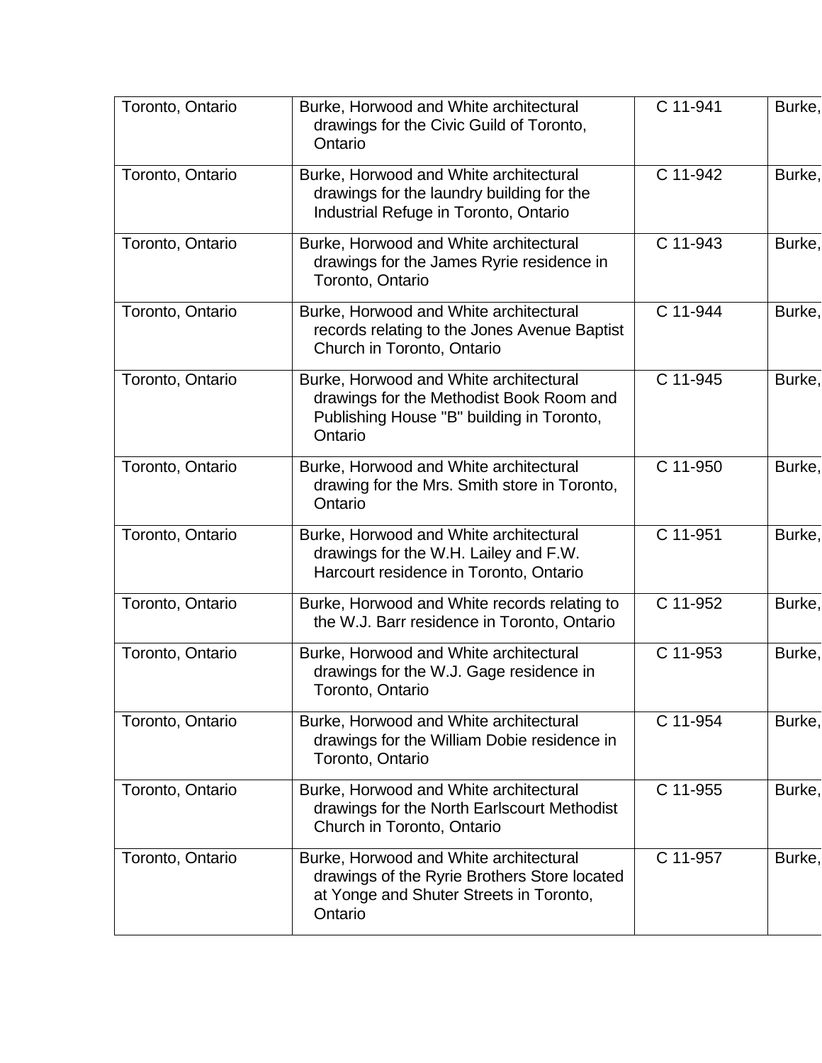| Toronto, Ontario | Burke, Horwood and White architectural drawings for the Civic Guild of Toronto, Ontario | C 11-941 | Burke, |
|---|---|---|---|
| Toronto, Ontario | Burke, Horwood and White architectural drawings for the laundry building for the Industrial Refuge in Toronto, Ontario | C 11-942 | Burke, |
| Toronto, Ontario | Burke, Horwood and White architectural drawings for the James Ryrie residence in Toronto, Ontario | C 11-943 | Burke, |
| Toronto, Ontario | Burke, Horwood and White architectural records relating to the Jones Avenue Baptist Church in Toronto, Ontario | C 11-944 | Burke, |
| Toronto, Ontario | Burke, Horwood and White architectural drawings for the Methodist Book Room and Publishing House "B" building in Toronto, Ontario | C 11-945 | Burke, |
| Toronto, Ontario | Burke, Horwood and White architectural drawing for the Mrs. Smith store in Toronto, Ontario | C 11-950 | Burke, |
| Toronto, Ontario | Burke, Horwood and White architectural drawings for the W.H. Lailey and F.W. Harcourt residence in Toronto, Ontario | C 11-951 | Burke, |
| Toronto, Ontario | Burke, Horwood and White records relating to the W.J. Barr residence in Toronto, Ontario | C 11-952 | Burke, |
| Toronto, Ontario | Burke, Horwood and White architectural drawings for the W.J. Gage residence in Toronto, Ontario | C 11-953 | Burke, |
| Toronto, Ontario | Burke, Horwood and White architectural drawings for the William Dobie residence in Toronto, Ontario | C 11-954 | Burke, |
| Toronto, Ontario | Burke, Horwood and White architectural drawings for the North Earlscourt Methodist Church in Toronto, Ontario | C 11-955 | Burke, |
| Toronto, Ontario | Burke, Horwood and White architectural drawings of the Ryrie Brothers Store located at Yonge and Shuter Streets in Toronto, Ontario | C 11-957 | Burke, |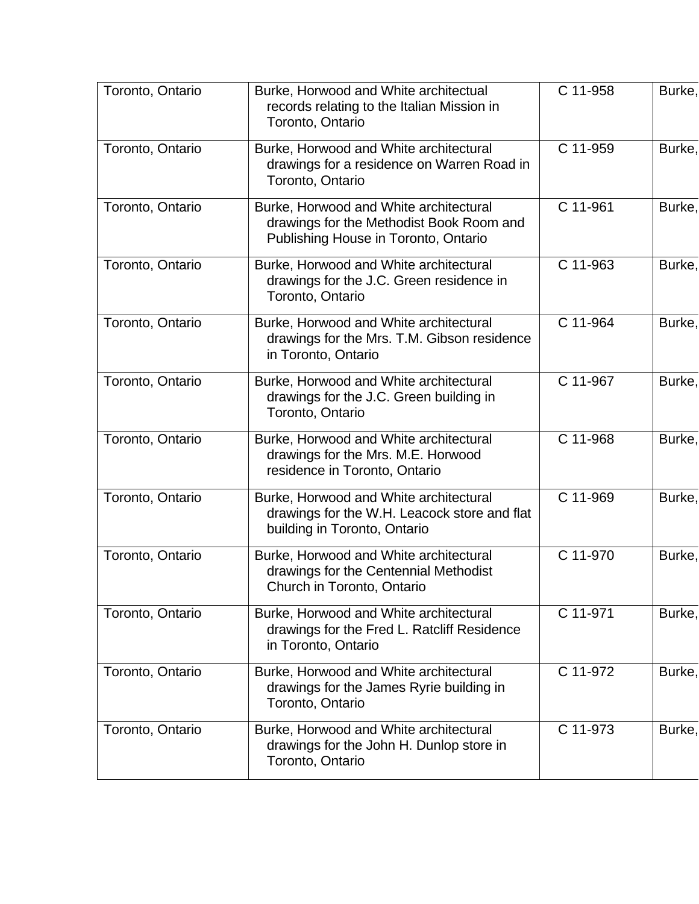| Toronto, Ontario | Burke, Horwood and White architectual records relating to the Italian Mission in Toronto, Ontario | C 11-958 | Burke, |
|---|---|---|---|
| Toronto, Ontario | Burke, Horwood and White architectural drawings for a residence on Warren Road in Toronto, Ontario | C 11-959 | Burke, |
| Toronto, Ontario | Burke, Horwood and White architectural drawings for the Methodist Book Room and Publishing House in Toronto, Ontario | C 11-961 | Burke, |
| Toronto, Ontario | Burke, Horwood and White architectural drawings for the J.C. Green residence in Toronto, Ontario | C 11-963 | Burke, |
| Toronto, Ontario | Burke, Horwood and White architectural drawings for the Mrs. T.M. Gibson residence in Toronto, Ontario | C 11-964 | Burke, |
| Toronto, Ontario | Burke, Horwood and White architectural drawings for the J.C. Green building in Toronto, Ontario | C 11-967 | Burke, |
| Toronto, Ontario | Burke, Horwood and White architectural drawings for the Mrs. M.E. Horwood residence in Toronto, Ontario | C 11-968 | Burke, |
| Toronto, Ontario | Burke, Horwood and White architectural drawings for the W.H. Leacock store and flat building in Toronto, Ontario | C 11-969 | Burke, |
| Toronto, Ontario | Burke, Horwood and White architectural drawings for the Centennial Methodist Church in Toronto, Ontario | C 11-970 | Burke, |
| Toronto, Ontario | Burke, Horwood and White architectural drawings for the Fred L. Ratcliff Residence in Toronto, Ontario | C 11-971 | Burke, |
| Toronto, Ontario | Burke, Horwood and White architectural drawings for the James Ryrie building in Toronto, Ontario | C 11-972 | Burke, |
| Toronto, Ontario | Burke, Horwood and White architectural drawings for the John H. Dunlop store in Toronto, Ontario | C 11-973 | Burke, |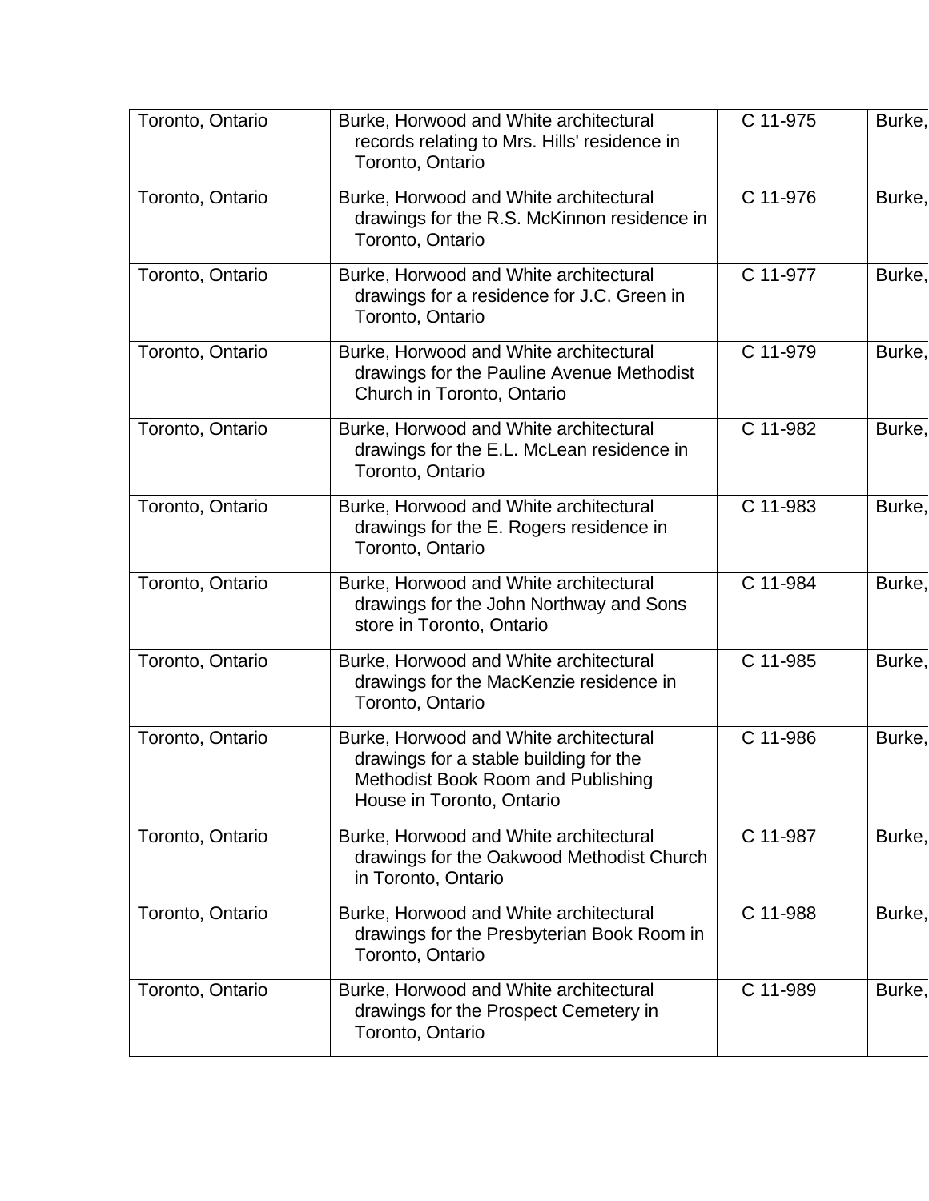| | | | |
|---|---|---|---|
| Toronto, Ontario | Burke, Horwood and White architectural records relating to Mrs. Hills' residence in Toronto, Ontario | C 11-975 | Burke, |
| Toronto, Ontario | Burke, Horwood and White architectural drawings for the R.S. McKinnon residence in Toronto, Ontario | C 11-976 | Burke, |
| Toronto, Ontario | Burke, Horwood and White architectural drawings for a residence for J.C. Green in Toronto, Ontario | C 11-977 | Burke, |
| Toronto, Ontario | Burke, Horwood and White architectural drawings for the Pauline Avenue Methodist Church in Toronto, Ontario | C 11-979 | Burke, |
| Toronto, Ontario | Burke, Horwood and White architectural drawings for the E.L. McLean residence in Toronto, Ontario | C 11-982 | Burke, |
| Toronto, Ontario | Burke, Horwood and White architectural drawings for the E. Rogers residence in Toronto, Ontario | C 11-983 | Burke, |
| Toronto, Ontario | Burke, Horwood and White architectural drawings for the John Northway and Sons store in Toronto, Ontario | C 11-984 | Burke, |
| Toronto, Ontario | Burke, Horwood and White architectural drawings for the MacKenzie residence in Toronto, Ontario | C 11-985 | Burke, |
| Toronto, Ontario | Burke, Horwood and White architectural drawings for a stable building for the Methodist Book Room and Publishing House in Toronto, Ontario | C 11-986 | Burke, |
| Toronto, Ontario | Burke, Horwood and White architectural drawings for the Oakwood Methodist Church in Toronto, Ontario | C 11-987 | Burke, |
| Toronto, Ontario | Burke, Horwood and White architectural drawings for the Presbyterian Book Room in Toronto, Ontario | C 11-988 | Burke, |
| Toronto, Ontario | Burke, Horwood and White architectural drawings for the Prospect Cemetery in Toronto, Ontario | C 11-989 | Burke, |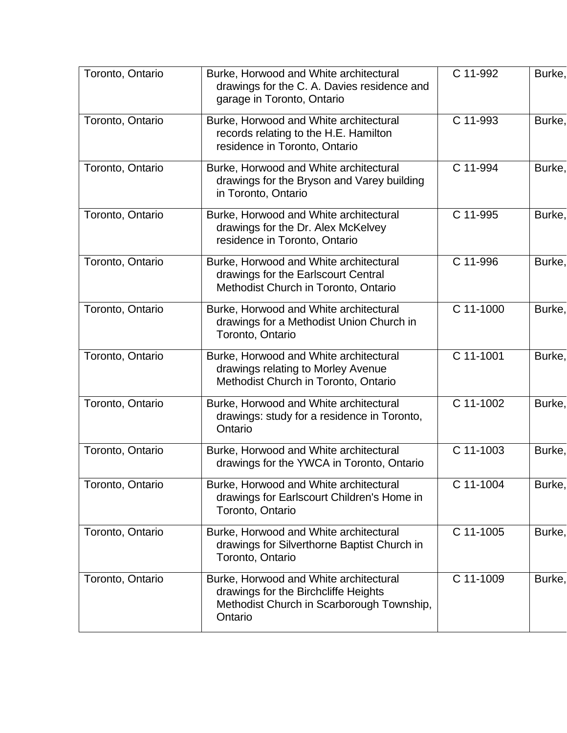| | | | |
|---|---|---|---|
| Toronto, Ontario | Burke, Horwood and White architectural drawings for the C. A. Davies residence and garage in Toronto, Ontario | C 11-992 | Burke, |
| Toronto, Ontario | Burke, Horwood and White architectural records relating to the H.E. Hamilton residence in Toronto, Ontario | C 11-993 | Burke, |
| Toronto, Ontario | Burke, Horwood and White architectural drawings for the Bryson and Varey building in Toronto, Ontario | C 11-994 | Burke, |
| Toronto, Ontario | Burke, Horwood and White architectural drawings for the Dr. Alex McKelvey residence in Toronto, Ontario | C 11-995 | Burke, |
| Toronto, Ontario | Burke, Horwood and White architectural drawings for the Earlscourt Central Methodist Church in Toronto, Ontario | C 11-996 | Burke, |
| Toronto, Ontario | Burke, Horwood and White architectural drawings for a Methodist Union Church in Toronto, Ontario | C 11-1000 | Burke, |
| Toronto, Ontario | Burke, Horwood and White architectural drawings relating to Morley Avenue Methodist Church in Toronto, Ontario | C 11-1001 | Burke, |
| Toronto, Ontario | Burke, Horwood and White architectural drawings: study for a residence in Toronto, Ontario | C 11-1002 | Burke, |
| Toronto, Ontario | Burke, Horwood and White architectural drawings for the YWCA in Toronto, Ontario | C 11-1003 | Burke, |
| Toronto, Ontario | Burke, Horwood and White architectural drawings for Earlscourt Children's Home in Toronto, Ontario | C 11-1004 | Burke, |
| Toronto, Ontario | Burke, Horwood and White architectural drawings for Silverthorne Baptist Church in Toronto, Ontario | C 11-1005 | Burke, |
| Toronto, Ontario | Burke, Horwood and White architectural drawings for the Birchcliffe Heights Methodist Church in Scarborough Township, Ontario | C 11-1009 | Burke, |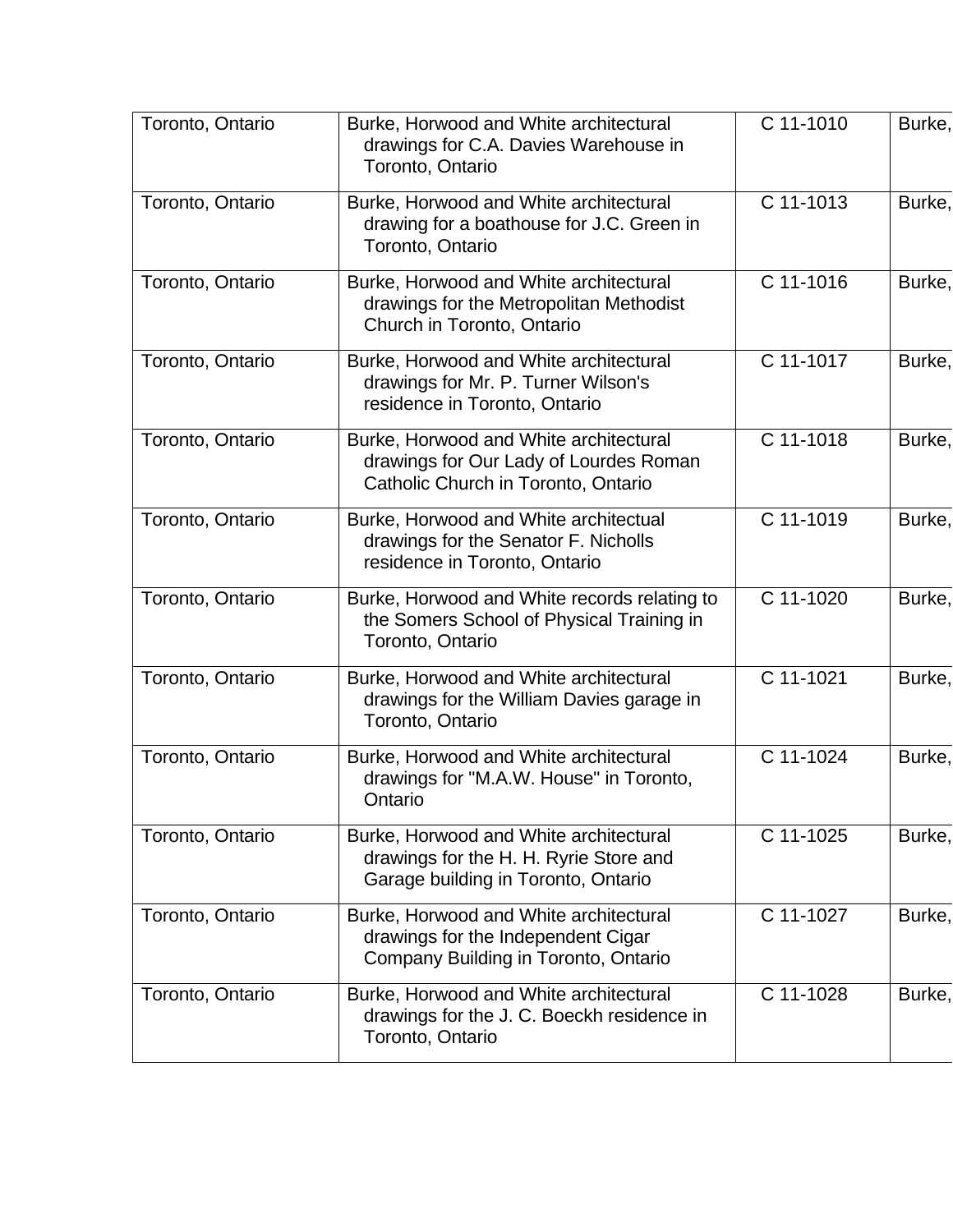| | | | |
|---|---|---|---|
| Toronto, Ontario | Burke, Horwood and White architectural drawings for C.A. Davies Warehouse in Toronto, Ontario | C 11-1010 | Burke, |
| Toronto, Ontario | Burke, Horwood and White architectural drawing for a boathouse for J.C. Green in Toronto, Ontario | C 11-1013 | Burke, |
| Toronto, Ontario | Burke, Horwood and White architectural drawings for the Metropolitan Methodist Church in Toronto, Ontario | C 11-1016 | Burke, |
| Toronto, Ontario | Burke, Horwood and White architectural drawings for Mr. P. Turner Wilson's residence in Toronto, Ontario | C 11-1017 | Burke, |
| Toronto, Ontario | Burke, Horwood and White architectural drawings for Our Lady of Lourdes Roman Catholic Church in Toronto, Ontario | C 11-1018 | Burke, |
| Toronto, Ontario | Burke, Horwood and White architectual drawings for the Senator F. Nicholls residence in Toronto, Ontario | C 11-1019 | Burke, |
| Toronto, Ontario | Burke, Horwood and White records relating to the Somers School of Physical Training in Toronto, Ontario | C 11-1020 | Burke, |
| Toronto, Ontario | Burke, Horwood and White architectural drawings for the William Davies garage in Toronto, Ontario | C 11-1021 | Burke, |
| Toronto, Ontario | Burke, Horwood and White architectural drawings for "M.A.W. House" in Toronto, Ontario | C 11-1024 | Burke, |
| Toronto, Ontario | Burke, Horwood and White architectural drawings for the H. H. Ryrie Store and Garage building in Toronto, Ontario | C 11-1025 | Burke, |
| Toronto, Ontario | Burke, Horwood and White architectural drawings for the Independent Cigar Company Building in Toronto, Ontario | C 11-1027 | Burke, |
| Toronto, Ontario | Burke, Horwood and White architectural drawings for the J. C. Boeckh residence in Toronto, Ontario | C 11-1028 | Burke, |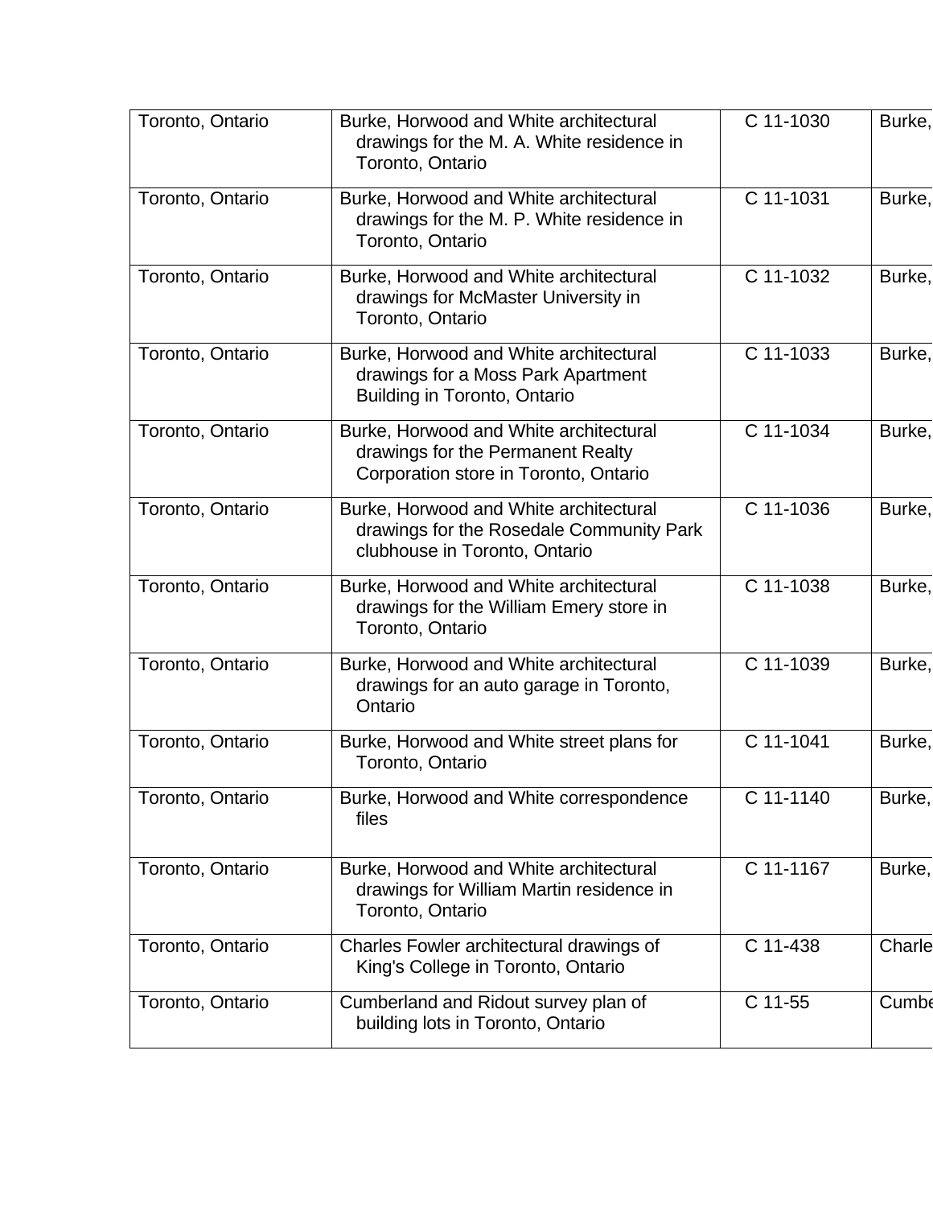| | | | |
|---|---|---|---|
| Toronto, Ontario | Burke, Horwood and White architectural drawings for the M. A. White residence in Toronto, Ontario | C 11-1030 | Burke, |
| Toronto, Ontario | Burke, Horwood and White architectural drawings for the M. P. White residence in Toronto, Ontario | C 11-1031 | Burke, |
| Toronto, Ontario | Burke, Horwood and White architectural drawings for McMaster University in Toronto, Ontario | C 11-1032 | Burke, |
| Toronto, Ontario | Burke, Horwood and White architectural drawings for a Moss Park Apartment Building in Toronto, Ontario | C 11-1033 | Burke, |
| Toronto, Ontario | Burke, Horwood and White architectural drawings for the Permanent Realty Corporation store in Toronto, Ontario | C 11-1034 | Burke, |
| Toronto, Ontario | Burke, Horwood and White architectural drawings for the Rosedale Community Park clubhouse in Toronto, Ontario | C 11-1036 | Burke, |
| Toronto, Ontario | Burke, Horwood and White architectural drawings for the William Emery store in Toronto, Ontario | C 11-1038 | Burke, |
| Toronto, Ontario | Burke, Horwood and White architectural drawings for an auto garage in Toronto, Ontario | C 11-1039 | Burke, |
| Toronto, Ontario | Burke, Horwood and White street plans for Toronto, Ontario | C 11-1041 | Burke, |
| Toronto, Ontario | Burke, Horwood and White correspondence files | C 11-1140 | Burke, |
| Toronto, Ontario | Burke, Horwood and White architectural drawings for William Martin residence in Toronto, Ontario | C 11-1167 | Burke, |
| Toronto, Ontario | Charles Fowler architectural drawings of King's College in Toronto, Ontario | C 11-438 | Charle |
| Toronto, Ontario | Cumberland and Ridout survey plan of building lots in Toronto, Ontario | C 11-55 | Cumbe |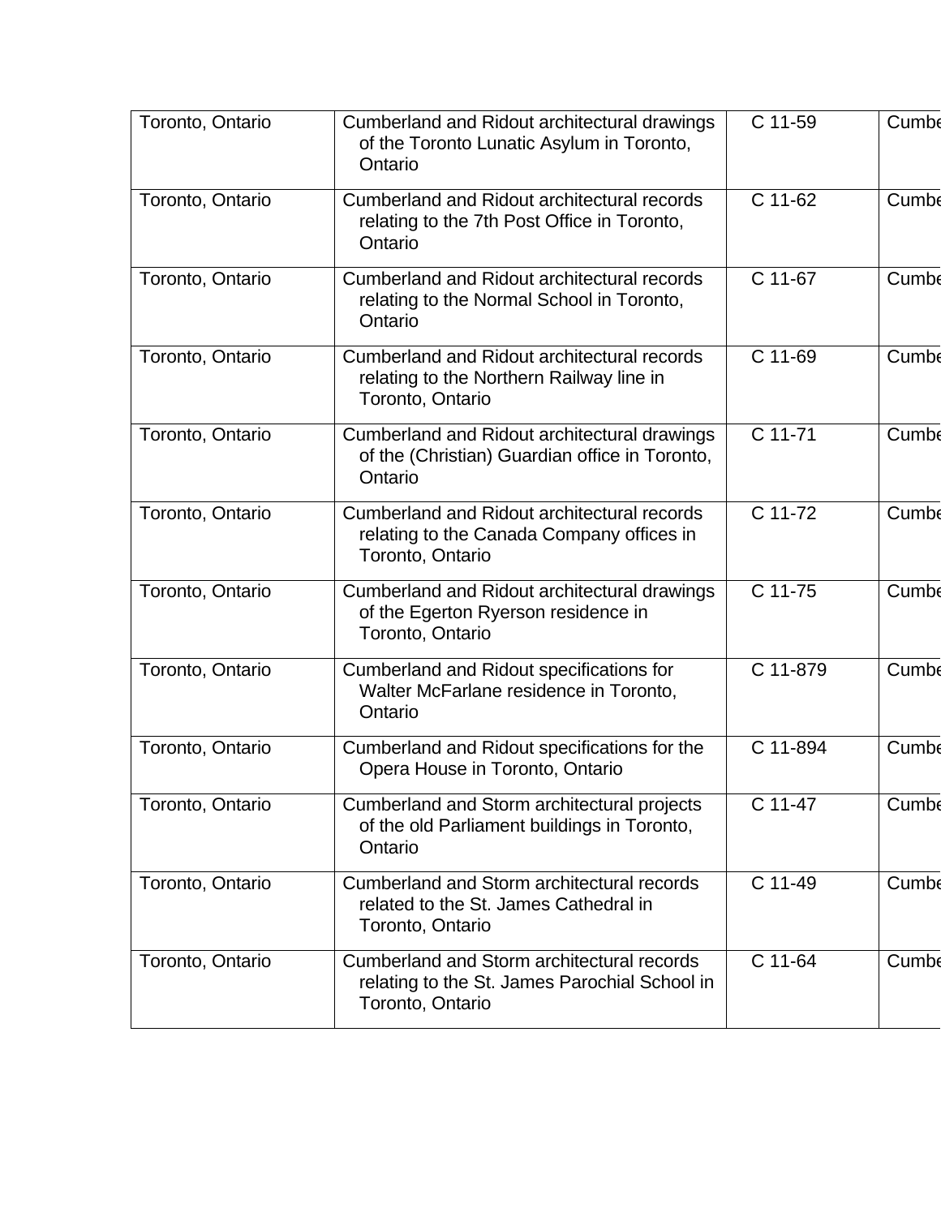| | | | |
|---|---|---|---|
| Toronto, Ontario | Cumberland and Ridout architectural drawings of the Toronto Lunatic Asylum in Toronto, Ontario | C 11-59 | Cumbe |
| Toronto, Ontario | Cumberland and Ridout architectural records relating to the 7th Post Office in Toronto, Ontario | C 11-62 | Cumbe |
| Toronto, Ontario | Cumberland and Ridout architectural records relating to the Normal School in Toronto, Ontario | C 11-67 | Cumbe |
| Toronto, Ontario | Cumberland and Ridout architectural records relating to the Northern Railway line in Toronto, Ontario | C 11-69 | Cumbe |
| Toronto, Ontario | Cumberland and Ridout architectural drawings of the (Christian) Guardian office in Toronto, Ontario | C 11-71 | Cumbe |
| Toronto, Ontario | Cumberland and Ridout architectural records relating to the Canada Company offices in Toronto, Ontario | C 11-72 | Cumbe |
| Toronto, Ontario | Cumberland and Ridout architectural drawings of the Egerton Ryerson residence in Toronto, Ontario | C 11-75 | Cumbe |
| Toronto, Ontario | Cumberland and Ridout specifications for Walter McFarlane residence in Toronto, Ontario | C 11-879 | Cumbe |
| Toronto, Ontario | Cumberland and Ridout specifications for the Opera House in Toronto, Ontario | C 11-894 | Cumbe |
| Toronto, Ontario | Cumberland and Storm architectural projects of the old Parliament buildings in Toronto, Ontario | C 11-47 | Cumbe |
| Toronto, Ontario | Cumberland and Storm architectural records related to the St. James Cathedral in Toronto, Ontario | C 11-49 | Cumbe |
| Toronto, Ontario | Cumberland and Storm architectural records relating to the St. James Parochial School in Toronto, Ontario | C 11-64 | Cumbe |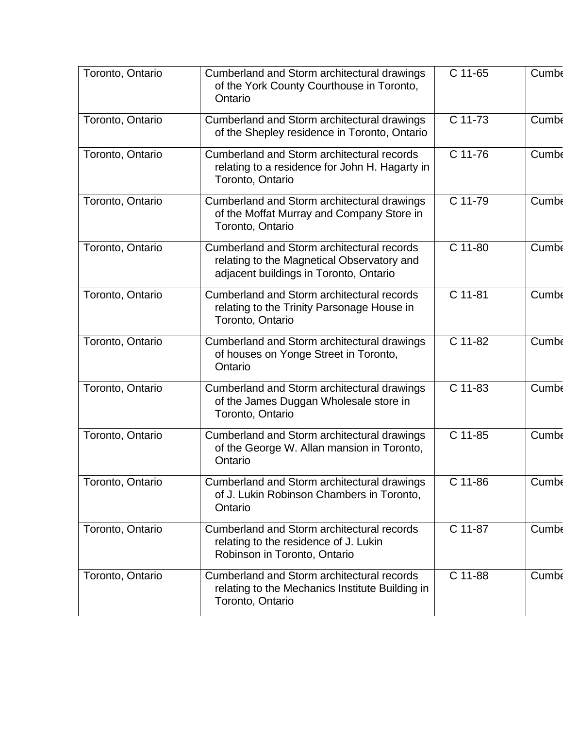| Toronto, Ontario | Cumberland and Storm architectural drawings of the York County Courthouse in Toronto, Ontario | C 11-65 | Cumbe |
|---|---|---|---|
| Toronto, Ontario | Cumberland and Storm architectural drawings of the Shepley residence in Toronto, Ontario | C 11-73 | Cumbe |
| Toronto, Ontario | Cumberland and Storm architectural records relating to a residence for John H. Hagarty in Toronto, Ontario | C 11-76 | Cumbe |
| Toronto, Ontario | Cumberland and Storm architectural drawings of the Moffat Murray and Company Store in Toronto, Ontario | C 11-79 | Cumbe |
| Toronto, Ontario | Cumberland and Storm architectural records relating to the Magnetical Observatory and adjacent buildings in Toronto, Ontario | C 11-80 | Cumbe |
| Toronto, Ontario | Cumberland and Storm architectural records relating to the Trinity Parsonage House in Toronto, Ontario | C 11-81 | Cumbe |
| Toronto, Ontario | Cumberland and Storm architectural drawings of houses on Yonge Street in Toronto, Ontario | C 11-82 | Cumbe |
| Toronto, Ontario | Cumberland and Storm architectural drawings of the James Duggan Wholesale store in Toronto, Ontario | C 11-83 | Cumbe |
| Toronto, Ontario | Cumberland and Storm architectural drawings of the George W. Allan mansion in Toronto, Ontario | C 11-85 | Cumbe |
| Toronto, Ontario | Cumberland and Storm architectural drawings of J. Lukin Robinson Chambers in Toronto, Ontario | C 11-86 | Cumbe |
| Toronto, Ontario | Cumberland and Storm architectural records relating to the residence of J. Lukin Robinson in Toronto, Ontario | C 11-87 | Cumbe |
| Toronto, Ontario | Cumberland and Storm architectural records relating to the Mechanics Institute Building in Toronto, Ontario | C 11-88 | Cumbe |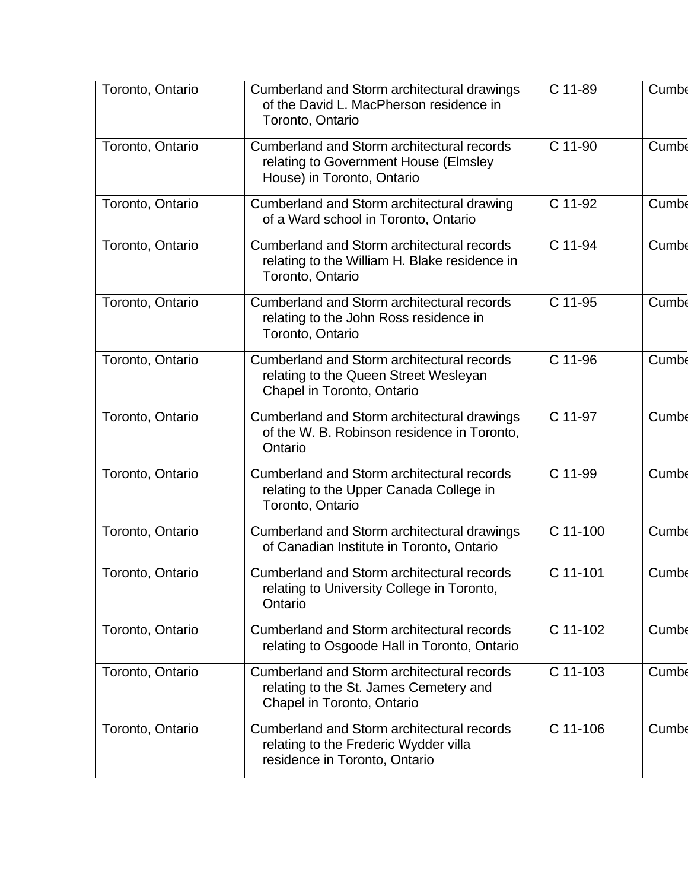| | | | |
|---|---|---|---|
| Toronto, Ontario | Cumberland and Storm architectural drawings of the David L. MacPherson residence in Toronto, Ontario | C 11-89 | Cumbe |
| Toronto, Ontario | Cumberland and Storm architectural records relating to Government House (Elmsley House) in Toronto, Ontario | C 11-90 | Cumbe |
| Toronto, Ontario | Cumberland and Storm architectural drawing of a Ward school in Toronto, Ontario | C 11-92 | Cumbe |
| Toronto, Ontario | Cumberland and Storm architectural records relating to the William H. Blake residence in Toronto, Ontario | C 11-94 | Cumbe |
| Toronto, Ontario | Cumberland and Storm architectural records relating to the John Ross residence in Toronto, Ontario | C 11-95 | Cumbe |
| Toronto, Ontario | Cumberland and Storm architectural records relating to the Queen Street Wesleyan Chapel in Toronto, Ontario | C 11-96 | Cumbe |
| Toronto, Ontario | Cumberland and Storm architectural drawings of the W. B. Robinson residence in Toronto, Ontario | C 11-97 | Cumbe |
| Toronto, Ontario | Cumberland and Storm architectural records relating to the Upper Canada College in Toronto, Ontario | C 11-99 | Cumbe |
| Toronto, Ontario | Cumberland and Storm architectural drawings of Canadian Institute in Toronto, Ontario | C 11-100 | Cumbe |
| Toronto, Ontario | Cumberland and Storm architectural records relating to University College in Toronto, Ontario | C 11-101 | Cumbe |
| Toronto, Ontario | Cumberland and Storm architectural records relating to Osgoode Hall in Toronto, Ontario | C 11-102 | Cumbe |
| Toronto, Ontario | Cumberland and Storm architectural records relating to the St. James Cemetery and Chapel in Toronto, Ontario | C 11-103 | Cumbe |
| Toronto, Ontario | Cumberland and Storm architectural records relating to the Frederic Wydder villa residence in Toronto, Ontario | C 11-106 | Cumbe |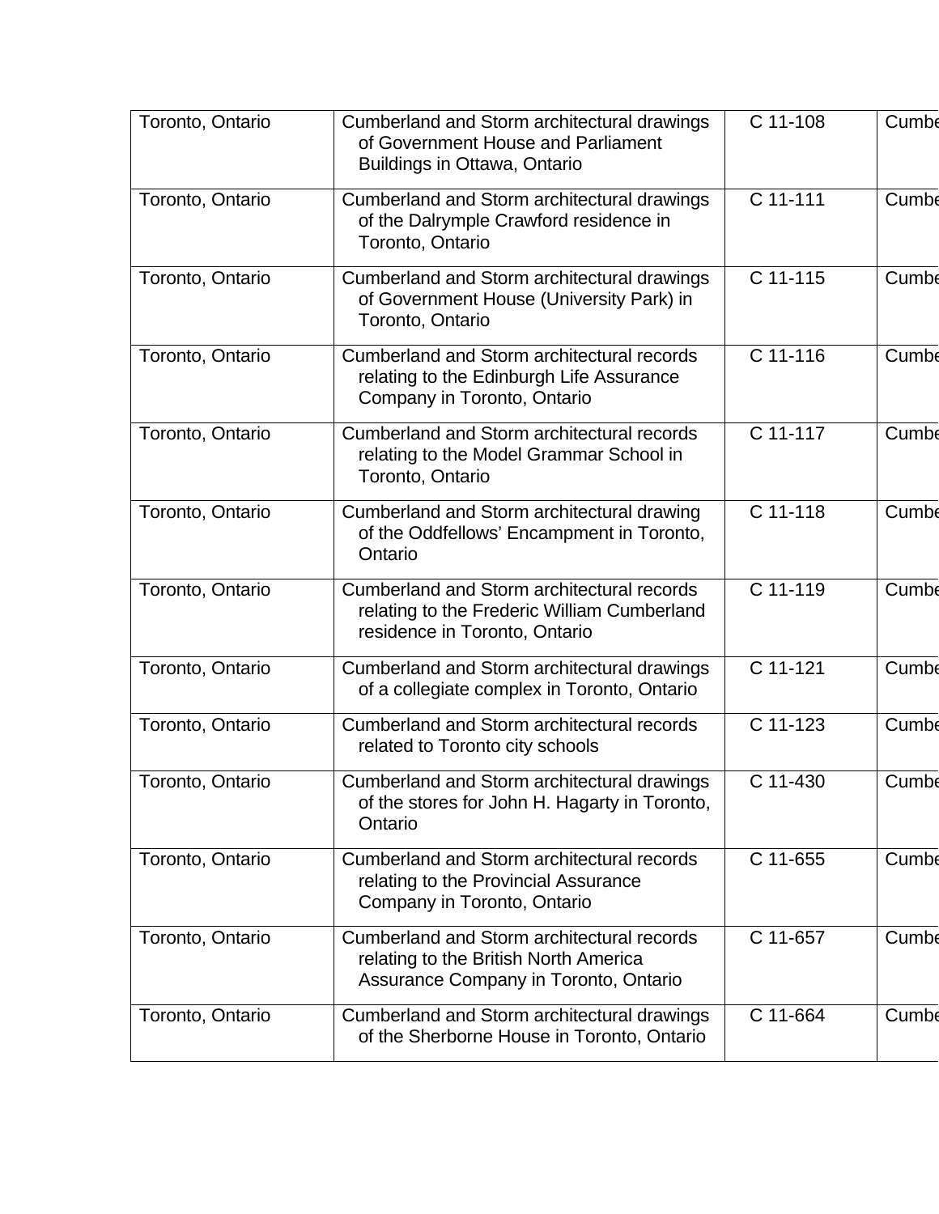| | | | |
|---|---|---|---|
| Toronto, Ontario | Cumberland and Storm architectural drawings of Government House and Parliament Buildings in Ottawa, Ontario | C 11-108 | Cumbe |
| Toronto, Ontario | Cumberland and Storm architectural drawings of the Dalrymple Crawford residence in Toronto, Ontario | C 11-111 | Cumbe |
| Toronto, Ontario | Cumberland and Storm architectural drawings of Government House (University Park) in Toronto, Ontario | C 11-115 | Cumbe |
| Toronto, Ontario | Cumberland and Storm architectural records relating to the Edinburgh Life Assurance Company in Toronto, Ontario | C 11-116 | Cumbe |
| Toronto, Ontario | Cumberland and Storm architectural records relating to the Model Grammar School in Toronto, Ontario | C 11-117 | Cumbe |
| Toronto, Ontario | Cumberland and Storm architectural drawing of the Oddfellows' Encampment in Toronto, Ontario | C 11-118 | Cumbe |
| Toronto, Ontario | Cumberland and Storm architectural records relating to the Frederic William Cumberland residence in Toronto, Ontario | C 11-119 | Cumbe |
| Toronto, Ontario | Cumberland and Storm architectural drawings of a collegiate complex in Toronto, Ontario | C 11-121 | Cumbe |
| Toronto, Ontario | Cumberland and Storm architectural records related to Toronto city schools | C 11-123 | Cumbe |
| Toronto, Ontario | Cumberland and Storm architectural drawings of the stores for John H. Hagarty in Toronto, Ontario | C 11-430 | Cumbe |
| Toronto, Ontario | Cumberland and Storm architectural records relating to the Provincial Assurance Company in Toronto, Ontario | C 11-655 | Cumbe |
| Toronto, Ontario | Cumberland and Storm architectural records relating to the British North America Assurance Company in Toronto, Ontario | C 11-657 | Cumbe |
| Toronto, Ontario | Cumberland and Storm architectural drawings of the Sherborne House in Toronto, Ontario | C 11-664 | Cumbe |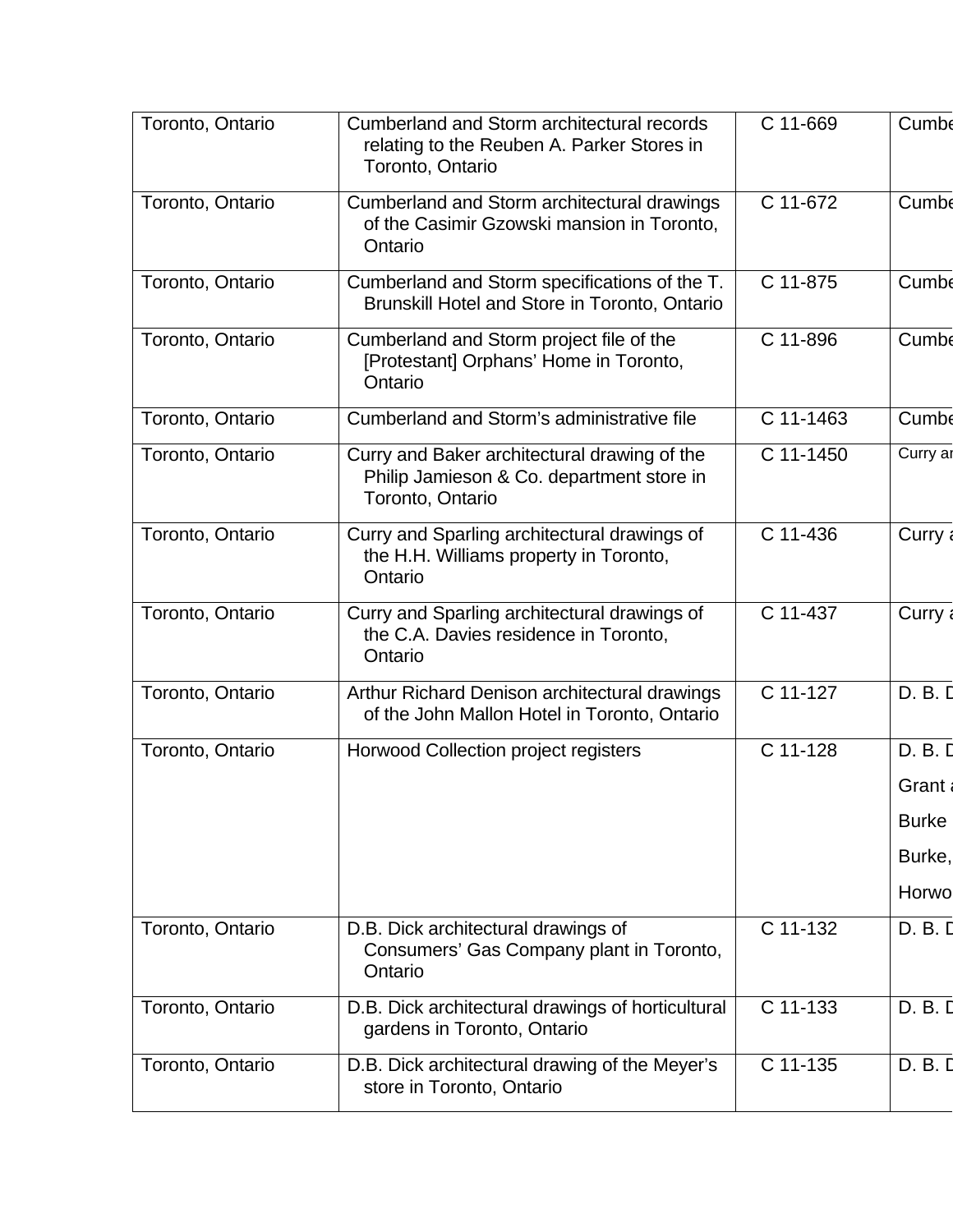| Toronto, Ontario | Cumberland and Storm architectural records relating to the Reuben A. Parker Stores in Toronto, Ontario | C 11-669 | Cumbe |
|---|---|---|---|
| Toronto, Ontario | Cumberland and Storm architectural drawings of the Casimir Gzowski mansion in Toronto, Ontario | C 11-672 | Cumbe |
| Toronto, Ontario | Cumberland and Storm specifications of the T. Brunskill Hotel and Store in Toronto, Ontario | C 11-875 | Cumbe |
| Toronto, Ontario | Cumberland and Storm project file of the [Protestant] Orphans' Home in Toronto, Ontario | C 11-896 | Cumbe |
| Toronto, Ontario | Cumberland and Storm's administrative file | C 11-1463 | Cumbe |
| Toronto, Ontario | Curry and Baker architectural drawing of the Philip Jamieson & Co. department store in Toronto, Ontario | C 11-1450 | Curry ar |
| Toronto, Ontario | Curry and Sparling architectural drawings of the H.H. Williams property in Toronto, Ontario | C 11-436 | Curry a |
| Toronto, Ontario | Curry and Sparling architectural drawings of the C.A. Davies residence in Toronto, Ontario | C 11-437 | Curry a |
| Toronto, Ontario | Arthur Richard Denison architectural drawings of the John Mallon Hotel in Toronto, Ontario | C 11-127 | D. B. D |
| Toronto, Ontario | Horwood Collection project registers | C 11-128 | D. B. D<br>Grant a<br>Burke<br>Burke,<br>Horwo |
| Toronto, Ontario | D.B. Dick architectural drawings of Consumers' Gas Company plant in Toronto, Ontario | C 11-132 | D. B. D |
| Toronto, Ontario | D.B. Dick architectural drawings of horticultural gardens in Toronto, Ontario | C 11-133 | D. B. D |
| Toronto, Ontario | D.B. Dick architectural drawing of the Meyer's store in Toronto, Ontario | C 11-135 | D. B. D |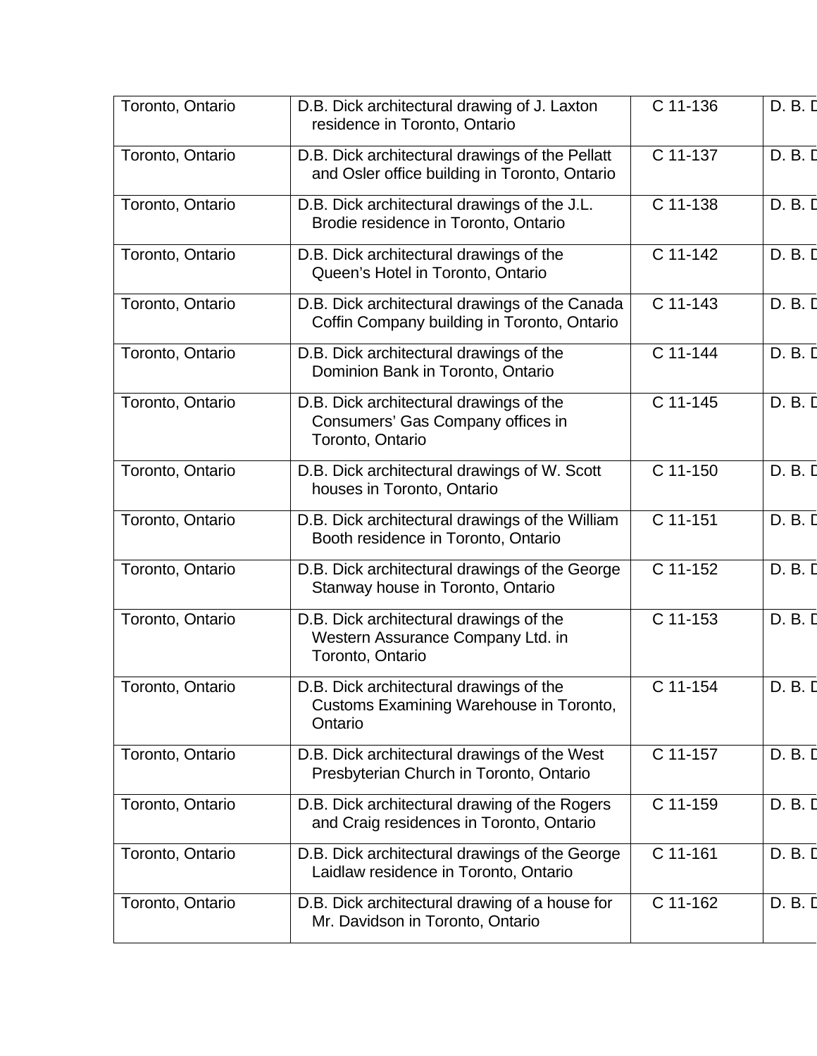| Toronto, Ontario | D.B. Dick architectural drawing of J. Laxton residence in Toronto, Ontario | C 11-136 | D. B. D |
|---|---|---|---|
| Toronto, Ontario | D.B. Dick architectural drawings of the Pellatt and Osler office building in Toronto, Ontario | C 11-137 | D. B. D |
| Toronto, Ontario | D.B. Dick architectural drawings of the J.L. Brodie residence in Toronto, Ontario | C 11-138 | D. B. D |
| Toronto, Ontario | D.B. Dick architectural drawings of the Queen's Hotel in Toronto, Ontario | C 11-142 | D. B. D |
| Toronto, Ontario | D.B. Dick architectural drawings of the Canada Coffin Company building in Toronto, Ontario | C 11-143 | D. B. D |
| Toronto, Ontario | D.B. Dick architectural drawings of the Dominion Bank in Toronto, Ontario | C 11-144 | D. B. D |
| Toronto, Ontario | D.B. Dick architectural drawings of the Consumers' Gas Company offices in Toronto, Ontario | C 11-145 | D. B. D |
| Toronto, Ontario | D.B. Dick architectural drawings of W. Scott houses in Toronto, Ontario | C 11-150 | D. B. D |
| Toronto, Ontario | D.B. Dick architectural drawings of the William Booth residence in Toronto, Ontario | C 11-151 | D. B. D |
| Toronto, Ontario | D.B. Dick architectural drawings of the George Stanway house in Toronto, Ontario | C 11-152 | D. B. D |
| Toronto, Ontario | D.B. Dick architectural drawings of the Western Assurance Company Ltd. in Toronto, Ontario | C 11-153 | D. B. D |
| Toronto, Ontario | D.B. Dick architectural drawings of the Customs Examining Warehouse in Toronto, Ontario | C 11-154 | D. B. D |
| Toronto, Ontario | D.B. Dick architectural drawings of the West Presbyterian Church in Toronto, Ontario | C 11-157 | D. B. D |
| Toronto, Ontario | D.B. Dick architectural drawing of the Rogers and Craig residences in Toronto, Ontario | C 11-159 | D. B. D |
| Toronto, Ontario | D.B. Dick architectural drawings of the George Laidlaw residence in Toronto, Ontario | C 11-161 | D. B. D |
| Toronto, Ontario | D.B. Dick architectural drawing of a house for Mr. Davidson in Toronto, Ontario | C 11-162 | D. B. D |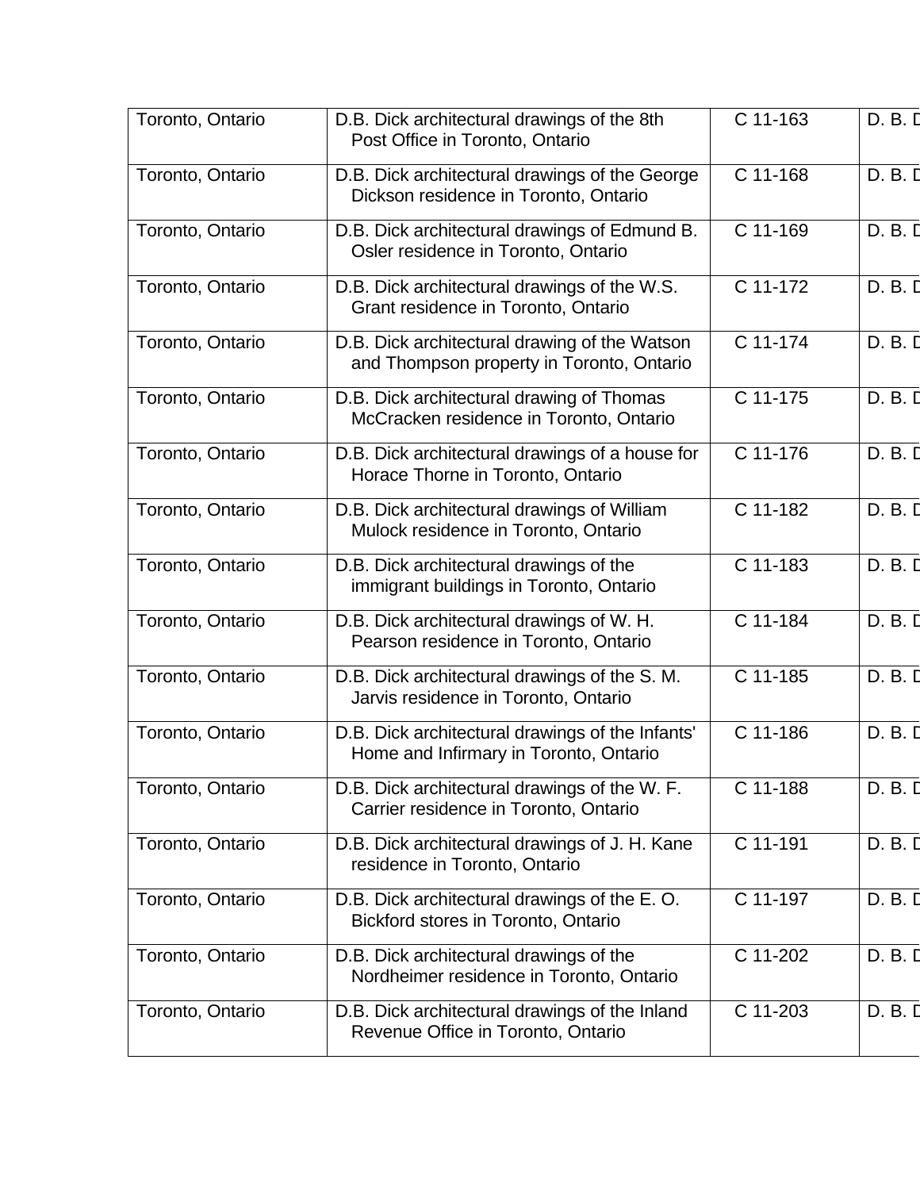| | | | |
|---|---|---|---|
| Toronto, Ontario | D.B. Dick architectural drawings of the 8th Post Office in Toronto, Ontario | C 11-163 | D. B. D |
| Toronto, Ontario | D.B. Dick architectural drawings of the George Dickson residence in Toronto, Ontario | C 11-168 | D. B. D |
| Toronto, Ontario | D.B. Dick architectural drawings of Edmund B. Osler residence in Toronto, Ontario | C 11-169 | D. B. D |
| Toronto, Ontario | D.B. Dick architectural drawings of the W.S. Grant residence in Toronto, Ontario | C 11-172 | D. B. D |
| Toronto, Ontario | D.B. Dick architectural drawing of the Watson and Thompson property in Toronto, Ontario | C 11-174 | D. B. D |
| Toronto, Ontario | D.B. Dick architectural drawing of Thomas McCracken residence in Toronto, Ontario | C 11-175 | D. B. D |
| Toronto, Ontario | D.B. Dick architectural drawings of a house for Horace Thorne in Toronto, Ontario | C 11-176 | D. B. D |
| Toronto, Ontario | D.B. Dick architectural drawings of William Mulock residence in Toronto, Ontario | C 11-182 | D. B. D |
| Toronto, Ontario | D.B. Dick architectural drawings of the immigrant buildings in Toronto, Ontario | C 11-183 | D. B. D |
| Toronto, Ontario | D.B. Dick architectural drawings of W. H. Pearson residence in Toronto, Ontario | C 11-184 | D. B. D |
| Toronto, Ontario | D.B. Dick architectural drawings of the S. M. Jarvis residence in Toronto, Ontario | C 11-185 | D. B. D |
| Toronto, Ontario | D.B. Dick architectural drawings of the Infants' Home and Infirmary in Toronto, Ontario | C 11-186 | D. B. D |
| Toronto, Ontario | D.B. Dick architectural drawings of the W. F. Carrier residence in Toronto, Ontario | C 11-188 | D. B. D |
| Toronto, Ontario | D.B. Dick architectural drawings of J. H. Kane residence in Toronto, Ontario | C 11-191 | D. B. D |
| Toronto, Ontario | D.B. Dick architectural drawings of the E. O. Bickford stores in Toronto, Ontario | C 11-197 | D. B. D |
| Toronto, Ontario | D.B. Dick architectural drawings of the Nordheimer residence in Toronto, Ontario | C 11-202 | D. B. D |
| Toronto, Ontario | D.B. Dick architectural drawings of the Inland Revenue Office in Toronto, Ontario | C 11-203 | D. B. D |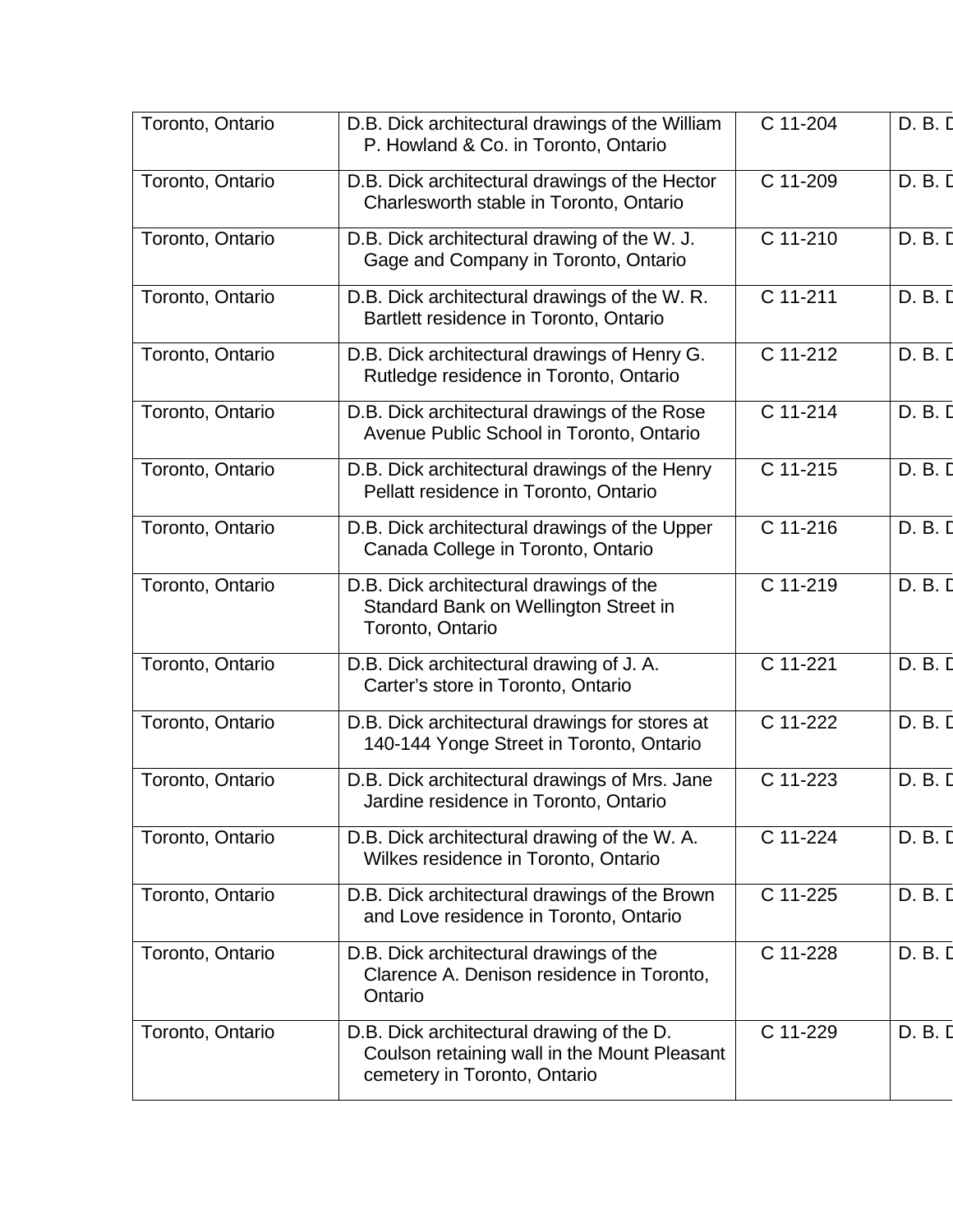| Toronto, Ontario | D.B. Dick architectural drawings of the William P. Howland & Co. in Toronto, Ontario | C 11-204 | D. B. D |
|---|---|---|---|
| Toronto, Ontario | D.B. Dick architectural drawings of the Hector Charlesworth stable in Toronto, Ontario | C 11-209 | D. B. D |
| Toronto, Ontario | D.B. Dick architectural drawing of the W. J. Gage and Company in Toronto, Ontario | C 11-210 | D. B. D |
| Toronto, Ontario | D.B. Dick architectural drawings of the W. R. Bartlett residence in Toronto, Ontario | C 11-211 | D. B. D |
| Toronto, Ontario | D.B. Dick architectural drawings of Henry G. Rutledge residence in Toronto, Ontario | C 11-212 | D. B. D |
| Toronto, Ontario | D.B. Dick architectural drawings of the Rose Avenue Public School in Toronto, Ontario | C 11-214 | D. B. D |
| Toronto, Ontario | D.B. Dick architectural drawings of the Henry Pellatt residence in Toronto, Ontario | C 11-215 | D. B. D |
| Toronto, Ontario | D.B. Dick architectural drawings of the Upper Canada College in Toronto, Ontario | C 11-216 | D. B. D |
| Toronto, Ontario | D.B. Dick architectural drawings of the Standard Bank on Wellington Street in Toronto, Ontario | C 11-219 | D. B. D |
| Toronto, Ontario | D.B. Dick architectural drawing of J. A. Carter's store in Toronto, Ontario | C 11-221 | D. B. D |
| Toronto, Ontario | D.B. Dick architectural drawings for stores at 140-144 Yonge Street in Toronto, Ontario | C 11-222 | D. B. D |
| Toronto, Ontario | D.B. Dick architectural drawings of Mrs. Jane Jardine residence in Toronto, Ontario | C 11-223 | D. B. D |
| Toronto, Ontario | D.B. Dick architectural drawing of the W. A. Wilkes residence in Toronto, Ontario | C 11-224 | D. B. D |
| Toronto, Ontario | D.B. Dick architectural drawings of the Brown and Love residence in Toronto, Ontario | C 11-225 | D. B. D |
| Toronto, Ontario | D.B. Dick architectural drawings of the Clarence A. Denison residence in Toronto, Ontario | C 11-228 | D. B. D |
| Toronto, Ontario | D.B. Dick architectural drawing of the D. Coulson retaining wall in the Mount Pleasant cemetery in Toronto, Ontario | C 11-229 | D. B. D |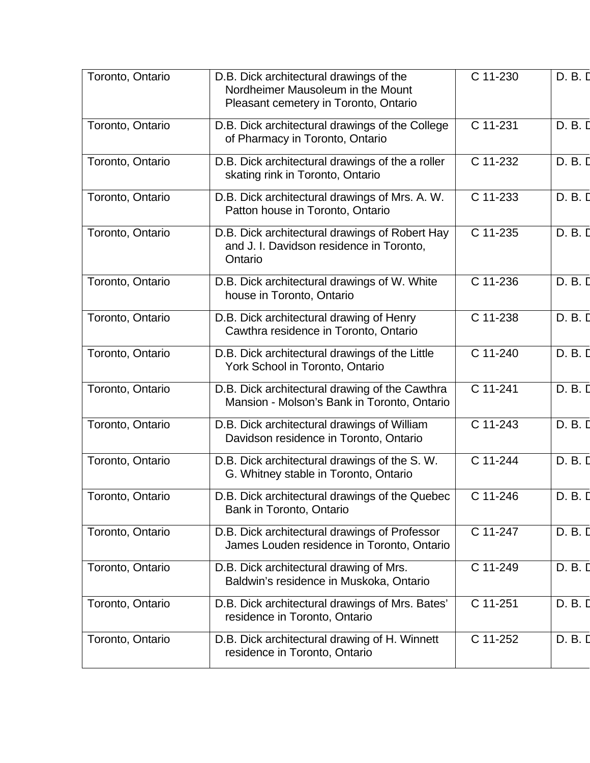| Toronto, Ontario | D.B. Dick architectural drawings of the Nordheimer Mausoleum in the Mount Pleasant cemetery in Toronto, Ontario | C 11-230 | D. B. D |
|---|---|---|---|
| Toronto, Ontario | D.B. Dick architectural drawings of the College of Pharmacy in Toronto, Ontario | C 11-231 | D. B. D |
| Toronto, Ontario | D.B. Dick architectural drawings of the a roller skating rink in Toronto, Ontario | C 11-232 | D. B. D |
| Toronto, Ontario | D.B. Dick architectural drawings of Mrs. A. W. Patton house in Toronto, Ontario | C 11-233 | D. B. D |
| Toronto, Ontario | D.B. Dick architectural drawings of Robert Hay and J. I. Davidson residence in Toronto, Ontario | C 11-235 | D. B. D |
| Toronto, Ontario | D.B. Dick architectural drawings of W. White house in Toronto, Ontario | C 11-236 | D. B. D |
| Toronto, Ontario | D.B. Dick architectural drawing of Henry Cawthra residence in Toronto, Ontario | C 11-238 | D. B. D |
| Toronto, Ontario | D.B. Dick architectural drawings of the Little York School in Toronto, Ontario | C 11-240 | D. B. D |
| Toronto, Ontario | D.B. Dick architectural drawing of the Cawthra Mansion - Molson's Bank in Toronto, Ontario | C 11-241 | D. B. D |
| Toronto, Ontario | D.B. Dick architectural drawings of William Davidson residence in Toronto, Ontario | C 11-243 | D. B. D |
| Toronto, Ontario | D.B. Dick architectural drawings of the S. W. G. Whitney stable in Toronto, Ontario | C 11-244 | D. B. D |
| Toronto, Ontario | D.B. Dick architectural drawings of the Quebec Bank in Toronto, Ontario | C 11-246 | D. B. D |
| Toronto, Ontario | D.B. Dick architectural drawings of Professor James Louden residence in Toronto, Ontario | C 11-247 | D. B. D |
| Toronto, Ontario | D.B. Dick architectural drawing of Mrs. Baldwin's residence in Muskoka, Ontario | C 11-249 | D. B. D |
| Toronto, Ontario | D.B. Dick architectural drawings of Mrs. Bates' residence in Toronto, Ontario | C 11-251 | D. B. D |
| Toronto, Ontario | D.B. Dick architectural drawing of H. Winnett residence in Toronto, Ontario | C 11-252 | D. B. D |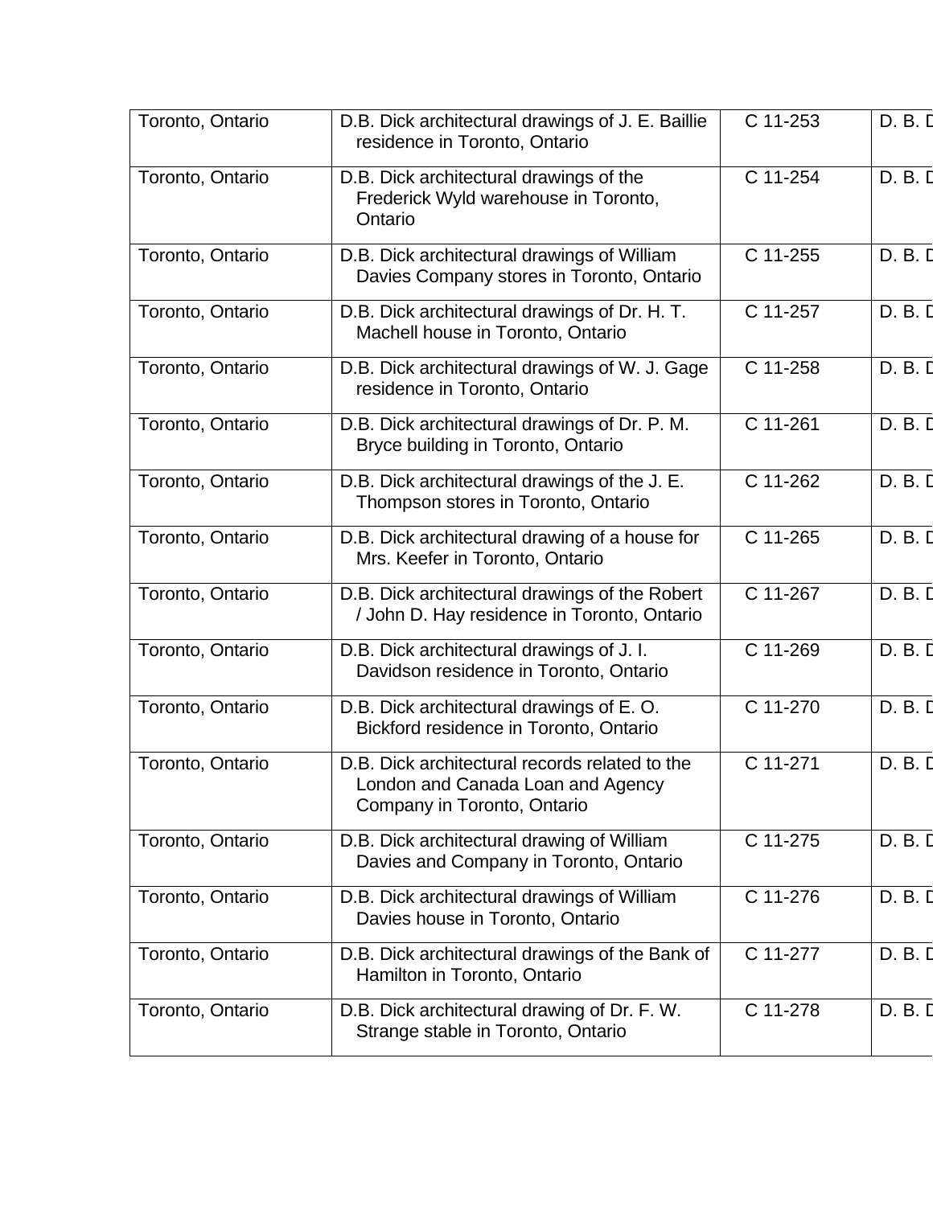| Toronto, Ontario | D.B. Dick architectural drawings of J. E. Baillie residence in Toronto, Ontario | C 11-253 | D. B. D |
|---|---|---|---|
| Toronto, Ontario | D.B. Dick architectural drawings of the Frederick Wyld warehouse in Toronto, Ontario | C 11-254 | D. B. D |
| Toronto, Ontario | D.B. Dick architectural drawings of William Davies Company stores in Toronto, Ontario | C 11-255 | D. B. D |
| Toronto, Ontario | D.B. Dick architectural drawings of Dr. H. T. Machell house in Toronto, Ontario | C 11-257 | D. B. D |
| Toronto, Ontario | D.B. Dick architectural drawings of W. J. Gage residence in Toronto, Ontario | C 11-258 | D. B. D |
| Toronto, Ontario | D.B. Dick architectural drawings of Dr. P. M. Bryce building in Toronto, Ontario | C 11-261 | D. B. D |
| Toronto, Ontario | D.B. Dick architectural drawings of the J. E. Thompson stores in Toronto, Ontario | C 11-262 | D. B. D |
| Toronto, Ontario | D.B. Dick architectural drawing of a house for Mrs. Keefer in Toronto, Ontario | C 11-265 | D. B. D |
| Toronto, Ontario | D.B. Dick architectural drawings of the Robert / John D. Hay residence in Toronto, Ontario | C 11-267 | D. B. D |
| Toronto, Ontario | D.B. Dick architectural drawings of J. I. Davidson residence in Toronto, Ontario | C 11-269 | D. B. D |
| Toronto, Ontario | D.B. Dick architectural drawings of E. O. Bickford residence in Toronto, Ontario | C 11-270 | D. B. D |
| Toronto, Ontario | D.B. Dick architectural records related to the London and Canada Loan and Agency Company in Toronto, Ontario | C 11-271 | D. B. D |
| Toronto, Ontario | D.B. Dick architectural drawing of William Davies and Company in Toronto, Ontario | C 11-275 | D. B. D |
| Toronto, Ontario | D.B. Dick architectural drawings of William Davies house in Toronto, Ontario | C 11-276 | D. B. D |
| Toronto, Ontario | D.B. Dick architectural drawings of the Bank of Hamilton in Toronto, Ontario | C 11-277 | D. B. D |
| Toronto, Ontario | D.B. Dick architectural drawing of Dr. F. W. Strange stable in Toronto, Ontario | C 11-278 | D. B. D |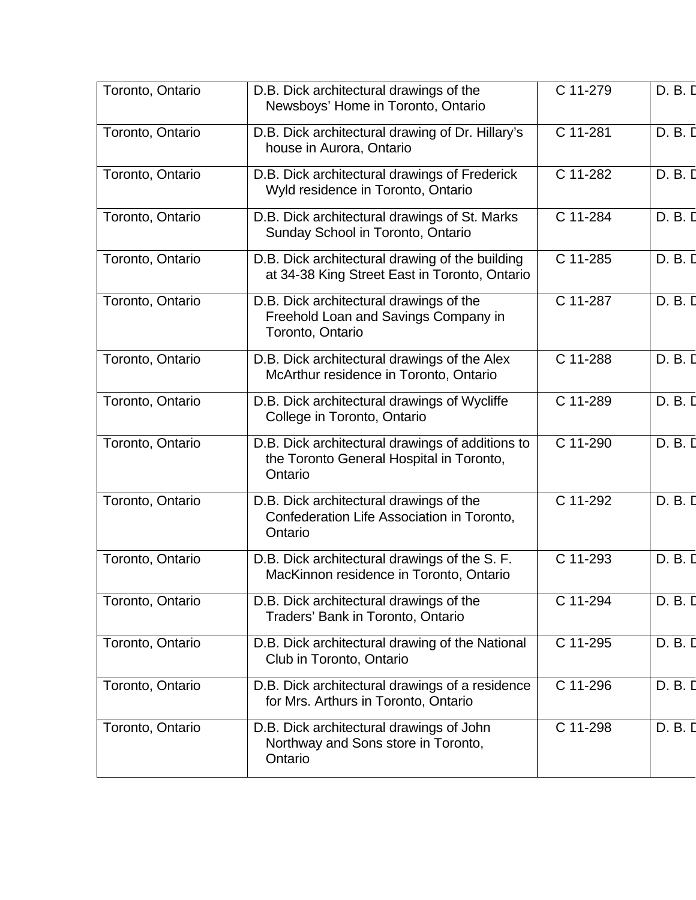| | | | |
|---|---|---|---|
| Toronto, Ontario | D.B. Dick architectural drawings of the Newsboys' Home in Toronto, Ontario | C 11-279 | D. B. D |
| Toronto, Ontario | D.B. Dick architectural drawing of Dr. Hillary's house in Aurora, Ontario | C 11-281 | D. B. D |
| Toronto, Ontario | D.B. Dick architectural drawings of Frederick Wyld residence in Toronto, Ontario | C 11-282 | D. B. D |
| Toronto, Ontario | D.B. Dick architectural drawings of St. Marks Sunday School in Toronto, Ontario | C 11-284 | D. B. D |
| Toronto, Ontario | D.B. Dick architectural drawing of the building at 34-38 King Street East in Toronto, Ontario | C 11-285 | D. B. D |
| Toronto, Ontario | D.B. Dick architectural drawings of the Freehold Loan and Savings Company in Toronto, Ontario | C 11-287 | D. B. D |
| Toronto, Ontario | D.B. Dick architectural drawings of the Alex McArthur residence in Toronto, Ontario | C 11-288 | D. B. D |
| Toronto, Ontario | D.B. Dick architectural drawings of Wycliffe College in Toronto, Ontario | C 11-289 | D. B. D |
| Toronto, Ontario | D.B. Dick architectural drawings of additions to the Toronto General Hospital in Toronto, Ontario | C 11-290 | D. B. D |
| Toronto, Ontario | D.B. Dick architectural drawings of the Confederation Life Association in Toronto, Ontario | C 11-292 | D. B. D |
| Toronto, Ontario | D.B. Dick architectural drawings of the S. F. MacKinnon residence in Toronto, Ontario | C 11-293 | D. B. D |
| Toronto, Ontario | D.B. Dick architectural drawings of the Traders' Bank in Toronto, Ontario | C 11-294 | D. B. D |
| Toronto, Ontario | D.B. Dick architectural drawing of the National Club in Toronto, Ontario | C 11-295 | D. B. D |
| Toronto, Ontario | D.B. Dick architectural drawings of a residence for Mrs. Arthurs in Toronto, Ontario | C 11-296 | D. B. D |
| Toronto, Ontario | D.B. Dick architectural drawings of John Northway and Sons store in Toronto, Ontario | C 11-298 | D. B. D |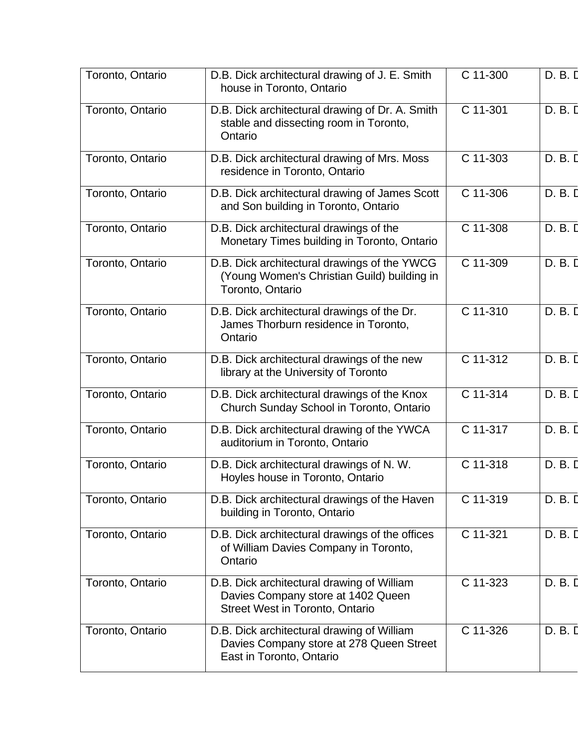| Toronto, Ontario | D.B. Dick architectural drawing of J. E. Smith house in Toronto, Ontario | C 11-300 | D. B. D |
|---|---|---|---|
| Toronto, Ontario | D.B. Dick architectural drawing of Dr. A. Smith stable and dissecting room in Toronto, Ontario | C 11-301 | D. B. D |
| Toronto, Ontario | D.B. Dick architectural drawing of Mrs. Moss residence in Toronto, Ontario | C 11-303 | D. B. D |
| Toronto, Ontario | D.B. Dick architectural drawing of James Scott and Son building in Toronto, Ontario | C 11-306 | D. B. D |
| Toronto, Ontario | D.B. Dick architectural drawings of the Monetary Times building in Toronto, Ontario | C 11-308 | D. B. D |
| Toronto, Ontario | D.B. Dick architectural drawings of the YWCG (Young Women's Christian Guild) building in Toronto, Ontario | C 11-309 | D. B. D |
| Toronto, Ontario | D.B. Dick architectural drawings of the Dr. James Thorburn residence in Toronto, Ontario | C 11-310 | D. B. D |
| Toronto, Ontario | D.B. Dick architectural drawings of the new library at the University of Toronto | C 11-312 | D. B. D |
| Toronto, Ontario | D.B. Dick architectural drawings of the Knox Church Sunday School in Toronto, Ontario | C 11-314 | D. B. D |
| Toronto, Ontario | D.B. Dick architectural drawing of the YWCA auditorium in Toronto, Ontario | C 11-317 | D. B. D |
| Toronto, Ontario | D.B. Dick architectural drawings of N. W. Hoyles house in Toronto, Ontario | C 11-318 | D. B. D |
| Toronto, Ontario | D.B. Dick architectural drawings of the Haven building in Toronto, Ontario | C 11-319 | D. B. D |
| Toronto, Ontario | D.B. Dick architectural drawings of the offices of William Davies Company in Toronto, Ontario | C 11-321 | D. B. D |
| Toronto, Ontario | D.B. Dick architectural drawing of William Davies Company store at 1402 Queen Street West in Toronto, Ontario | C 11-323 | D. B. D |
| Toronto, Ontario | D.B. Dick architectural drawing of William Davies Company store at 278 Queen Street East in Toronto, Ontario | C 11-326 | D. B. D |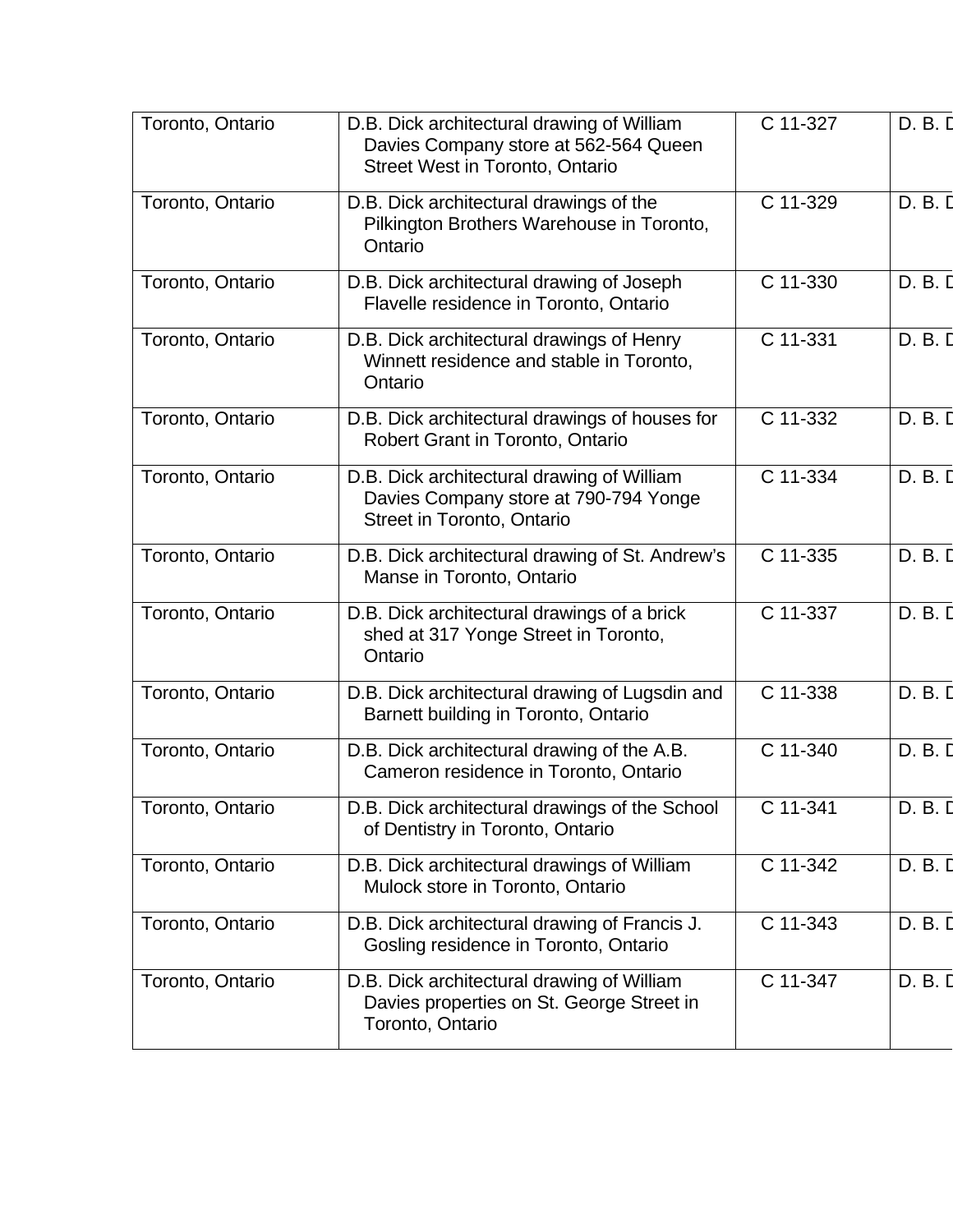| Toronto, Ontario | D.B. Dick architectural drawing of William Davies Company store at 562-564 Queen Street West in Toronto, Ontario | C 11-327 | D. B. D |
|---|---|---|---|
| Toronto, Ontario | D.B. Dick architectural drawings of the Pilkington Brothers Warehouse in Toronto, Ontario | C 11-329 | D. B. D |
| Toronto, Ontario | D.B. Dick architectural drawing of Joseph Flavelle residence in Toronto, Ontario | C 11-330 | D. B. D |
| Toronto, Ontario | D.B. Dick architectural drawings of Henry Winnett residence and stable in Toronto, Ontario | C 11-331 | D. B. D |
| Toronto, Ontario | D.B. Dick architectural drawings of houses for Robert Grant in Toronto, Ontario | C 11-332 | D. B. D |
| Toronto, Ontario | D.B. Dick architectural drawing of William Davies Company store at 790-794 Yonge Street in Toronto, Ontario | C 11-334 | D. B. D |
| Toronto, Ontario | D.B. Dick architectural drawing of St. Andrew's Manse in Toronto, Ontario | C 11-335 | D. B. D |
| Toronto, Ontario | D.B. Dick architectural drawings of a brick shed at 317 Yonge Street in Toronto, Ontario | C 11-337 | D. B. D |
| Toronto, Ontario | D.B. Dick architectural drawing of Lugsdin and Barnett building in Toronto, Ontario | C 11-338 | D. B. D |
| Toronto, Ontario | D.B. Dick architectural drawing of the A.B. Cameron residence in Toronto, Ontario | C 11-340 | D. B. D |
| Toronto, Ontario | D.B. Dick architectural drawings of the School of Dentistry in Toronto, Ontario | C 11-341 | D. B. D |
| Toronto, Ontario | D.B. Dick architectural drawings of William Mulock store in Toronto, Ontario | C 11-342 | D. B. D |
| Toronto, Ontario | D.B. Dick architectural drawing of Francis J. Gosling residence in Toronto, Ontario | C 11-343 | D. B. D |
| Toronto, Ontario | D.B. Dick architectural drawing of William Davies properties on St. George Street in Toronto, Ontario | C 11-347 | D. B. D |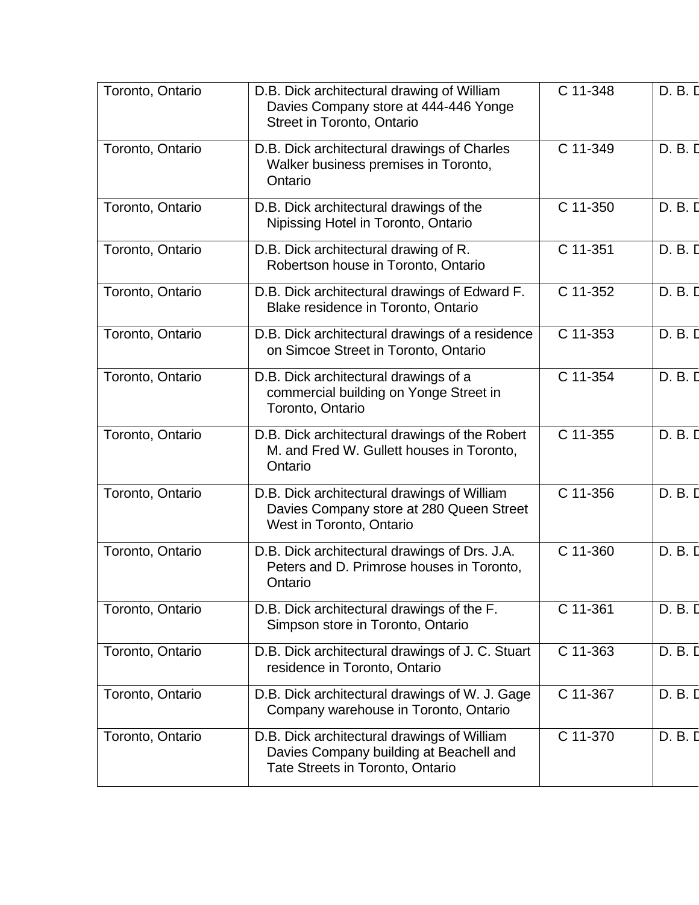| | | | |
|---|---|---|---|
| Toronto, Ontario | D.B. Dick architectural drawing of William Davies Company store at 444-446 Yonge Street in Toronto, Ontario | C 11-348 | D. B. D |
| Toronto, Ontario | D.B. Dick architectural drawings of Charles Walker business premises in Toronto, Ontario | C 11-349 | D. B. D |
| Toronto, Ontario | D.B. Dick architectural drawings of the Nipissing Hotel in Toronto, Ontario | C 11-350 | D. B. D |
| Toronto, Ontario | D.B. Dick architectural drawing of R. Robertson house in Toronto, Ontario | C 11-351 | D. B. D |
| Toronto, Ontario | D.B. Dick architectural drawings of Edward F. Blake residence in Toronto, Ontario | C 11-352 | D. B. D |
| Toronto, Ontario | D.B. Dick architectural drawings of a residence on Simcoe Street in Toronto, Ontario | C 11-353 | D. B. D |
| Toronto, Ontario | D.B. Dick architectural drawings of a commercial building on Yonge Street in Toronto, Ontario | C 11-354 | D. B. D |
| Toronto, Ontario | D.B. Dick architectural drawings of the Robert M. and Fred W. Gullett houses in Toronto, Ontario | C 11-355 | D. B. D |
| Toronto, Ontario | D.B. Dick architectural drawings of William Davies Company store at 280 Queen Street West in Toronto, Ontario | C 11-356 | D. B. D |
| Toronto, Ontario | D.B. Dick architectural drawings of Drs. J.A. Peters and D. Primrose houses in Toronto, Ontario | C 11-360 | D. B. D |
| Toronto, Ontario | D.B. Dick architectural drawings of the F. Simpson store in Toronto, Ontario | C 11-361 | D. B. D |
| Toronto, Ontario | D.B. Dick architectural drawings of J. C. Stuart residence in Toronto, Ontario | C 11-363 | D. B. D |
| Toronto, Ontario | D.B. Dick architectural drawings of W. J. Gage Company warehouse in Toronto, Ontario | C 11-367 | D. B. D |
| Toronto, Ontario | D.B. Dick architectural drawings of William Davies Company building at Beachell and Tate Streets in Toronto, Ontario | C 11-370 | D. B. D |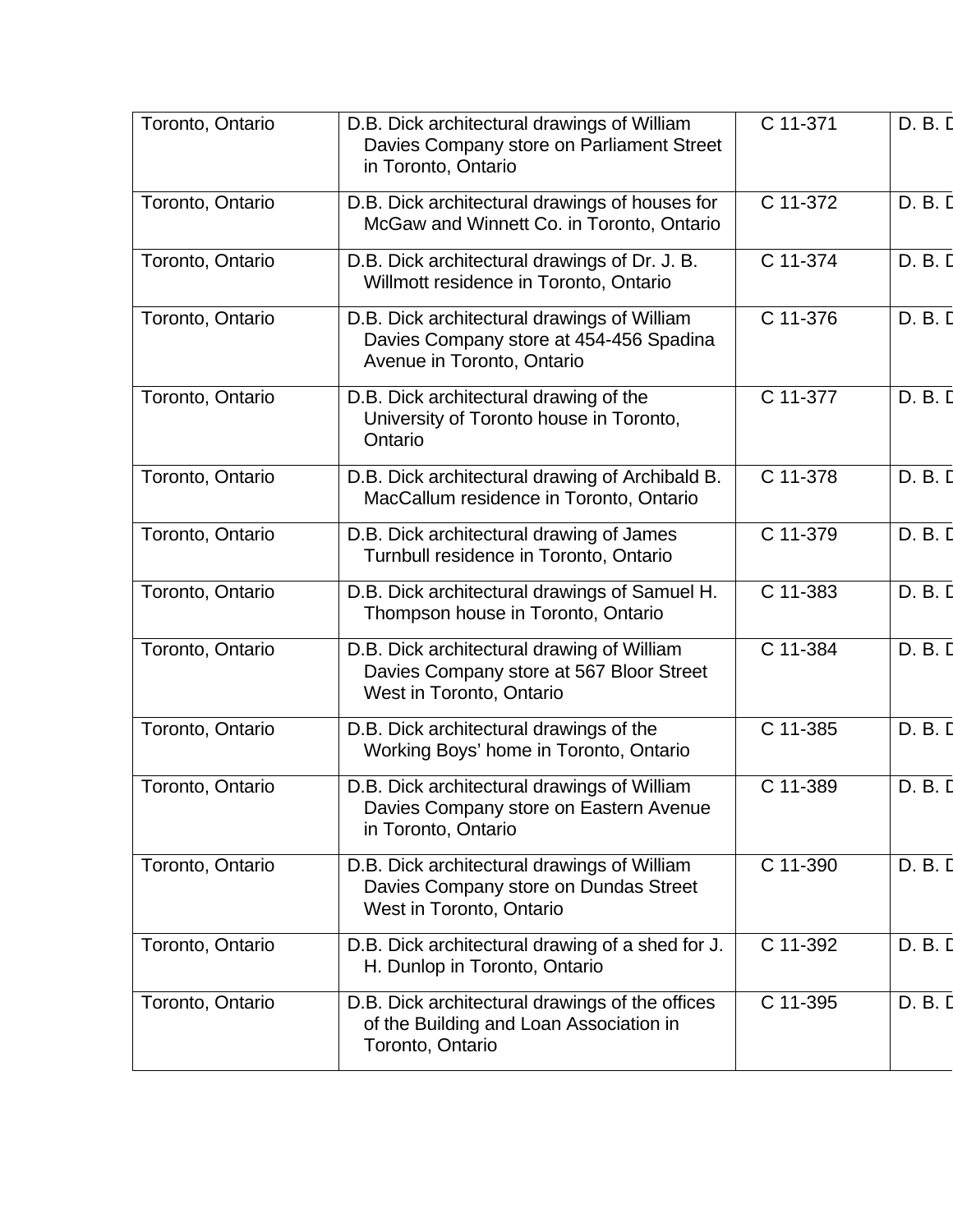| | | | |
|---|---|---|---|
| Toronto, Ontario | D.B. Dick architectural drawings of William Davies Company store on Parliament Street in Toronto, Ontario | C 11-371 | D. B. D |
| Toronto, Ontario | D.B. Dick architectural drawings of houses for McGaw and Winnett Co. in Toronto, Ontario | C 11-372 | D. B. D |
| Toronto, Ontario | D.B. Dick architectural drawings of Dr. J. B. Willmott residence in Toronto, Ontario | C 11-374 | D. B. D |
| Toronto, Ontario | D.B. Dick architectural drawings of William Davies Company store at 454-456 Spadina Avenue in Toronto, Ontario | C 11-376 | D. B. D |
| Toronto, Ontario | D.B. Dick architectural drawing of the University of Toronto house in Toronto, Ontario | C 11-377 | D. B. D |
| Toronto, Ontario | D.B. Dick architectural drawing of Archibald B. MacCallum residence in Toronto, Ontario | C 11-378 | D. B. D |
| Toronto, Ontario | D.B. Dick architectural drawing of James Turnbull residence in Toronto, Ontario | C 11-379 | D. B. D |
| Toronto, Ontario | D.B. Dick architectural drawings of Samuel H. Thompson house in Toronto, Ontario | C 11-383 | D. B. D |
| Toronto, Ontario | D.B. Dick architectural drawing of William Davies Company store at 567 Bloor Street West in Toronto, Ontario | C 11-384 | D. B. D |
| Toronto, Ontario | D.B. Dick architectural drawings of the Working Boys' home in Toronto, Ontario | C 11-385 | D. B. D |
| Toronto, Ontario | D.B. Dick architectural drawings of William Davies Company store on Eastern Avenue in Toronto, Ontario | C 11-389 | D. B. D |
| Toronto, Ontario | D.B. Dick architectural drawings of William Davies Company store on Dundas Street West in Toronto, Ontario | C 11-390 | D. B. D |
| Toronto, Ontario | D.B. Dick architectural drawing of a shed for J. H. Dunlop in Toronto, Ontario | C 11-392 | D. B. D |
| Toronto, Ontario | D.B. Dick architectural drawings of the offices of the Building and Loan Association in Toronto, Ontario | C 11-395 | D. B. D |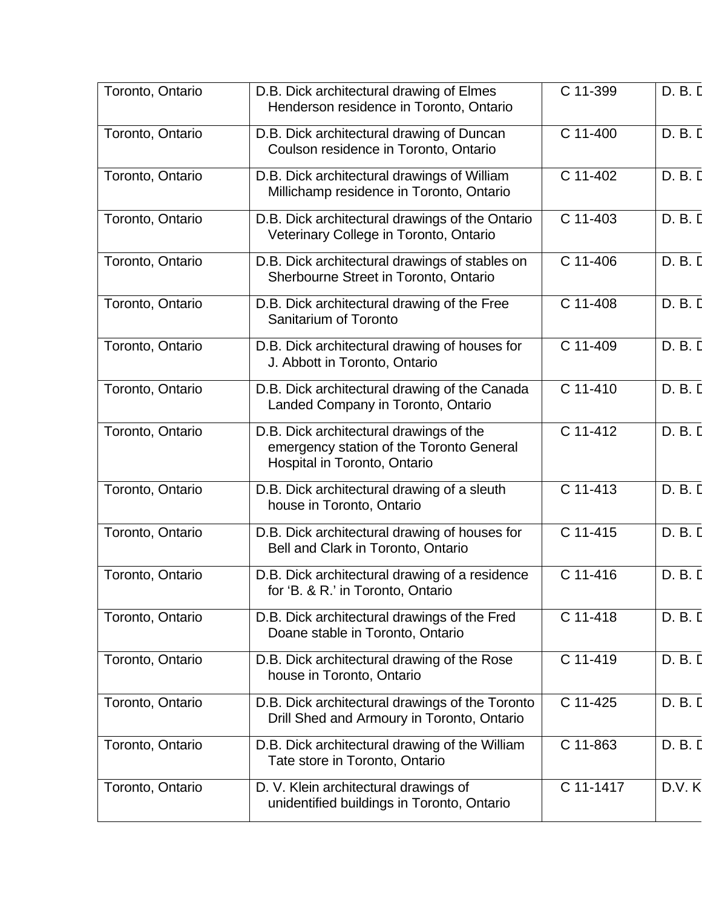| Toronto, Ontario | D.B. Dick architectural drawing of Elmes Henderson residence in Toronto, Ontario | C 11-399 | D. B. D |
|---|---|---|---|
| Toronto, Ontario | D.B. Dick architectural drawing of Duncan Coulson residence in Toronto, Ontario | C 11-400 | D. B. D |
| Toronto, Ontario | D.B. Dick architectural drawings of William Millichamp residence in Toronto, Ontario | C 11-402 | D. B. D |
| Toronto, Ontario | D.B. Dick architectural drawings of the Ontario Veterinary College in Toronto, Ontario | C 11-403 | D. B. D |
| Toronto, Ontario | D.B. Dick architectural drawings of stables on Sherbourne Street in Toronto, Ontario | C 11-406 | D. B. D |
| Toronto, Ontario | D.B. Dick architectural drawing of the Free Sanitarium of Toronto | C 11-408 | D. B. D |
| Toronto, Ontario | D.B. Dick architectural drawing of houses for J. Abbott in Toronto, Ontario | C 11-409 | D. B. D |
| Toronto, Ontario | D.B. Dick architectural drawing of the Canada Landed Company in Toronto, Ontario | C 11-410 | D. B. D |
| Toronto, Ontario | D.B. Dick architectural drawings of the emergency station of the Toronto General Hospital in Toronto, Ontario | C 11-412 | D. B. D |
| Toronto, Ontario | D.B. Dick architectural drawing of a sleuth house in Toronto, Ontario | C 11-413 | D. B. D |
| Toronto, Ontario | D.B. Dick architectural drawing of houses for Bell and Clark in Toronto, Ontario | C 11-415 | D. B. D |
| Toronto, Ontario | D.B. Dick architectural drawing of a residence for 'B. & R.' in Toronto, Ontario | C 11-416 | D. B. D |
| Toronto, Ontario | D.B. Dick architectural drawings of the Fred Doane stable in Toronto, Ontario | C 11-418 | D. B. D |
| Toronto, Ontario | D.B. Dick architectural drawing of the Rose house in Toronto, Ontario | C 11-419 | D. B. D |
| Toronto, Ontario | D.B. Dick architectural drawings of the Toronto Drill Shed and Armoury in Toronto, Ontario | C 11-425 | D. B. D |
| Toronto, Ontario | D.B. Dick architectural drawing of the William Tate store in Toronto, Ontario | C 11-863 | D. B. D |
| Toronto, Ontario | D. V. Klein architectural drawings of unidentified buildings in Toronto, Ontario | C 11-1417 | D.V. K |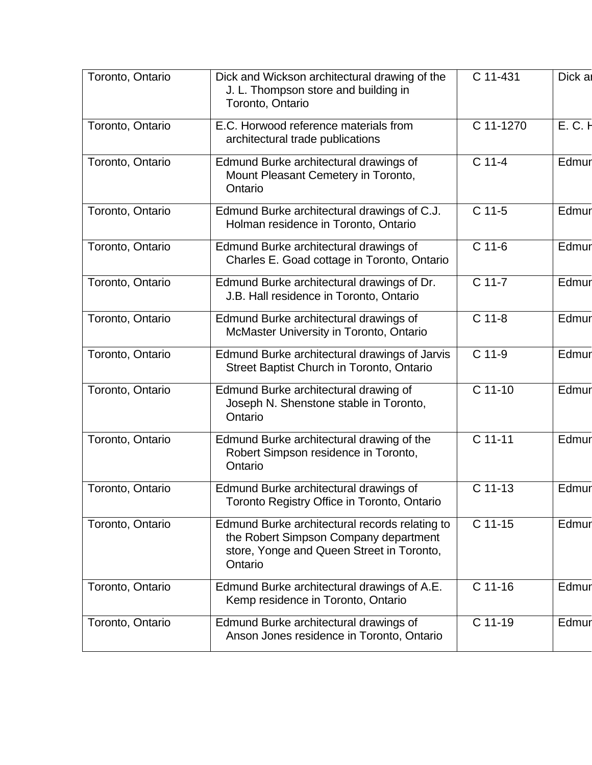| Toronto, Ontario | Dick and Wickson architectural drawing of the J. L. Thompson store and building in Toronto, Ontario | C 11-431 | Dick a |
|---|---|---|---|
| Toronto, Ontario | E.C. Horwood reference materials from architectural trade publications | C 11-1270 | E. C. H |
| Toronto, Ontario | Edmund Burke architectural drawings of Mount Pleasant Cemetery in Toronto, Ontario | C 11-4 | Edmur |
| Toronto, Ontario | Edmund Burke architectural drawings of C.J. Holman residence in Toronto, Ontario | C 11-5 | Edmur |
| Toronto, Ontario | Edmund Burke architectural drawings of Charles E. Goad cottage in Toronto, Ontario | C 11-6 | Edmur |
| Toronto, Ontario | Edmund Burke architectural drawings of Dr. J.B. Hall residence in Toronto, Ontario | C 11-7 | Edmur |
| Toronto, Ontario | Edmund Burke architectural drawings of McMaster University in Toronto, Ontario | C 11-8 | Edmur |
| Toronto, Ontario | Edmund Burke architectural drawings of Jarvis Street Baptist Church in Toronto, Ontario | C 11-9 | Edmur |
| Toronto, Ontario | Edmund Burke architectural drawing of Joseph N. Shenstone stable in Toronto, Ontario | C 11-10 | Edmur |
| Toronto, Ontario | Edmund Burke architectural drawing of the Robert Simpson residence in Toronto, Ontario | C 11-11 | Edmur |
| Toronto, Ontario | Edmund Burke architectural drawings of Toronto Registry Office in Toronto, Ontario | C 11-13 | Edmur |
| Toronto, Ontario | Edmund Burke architectural records relating to the Robert Simpson Company department store, Yonge and Queen Street in Toronto, Ontario | C 11-15 | Edmur |
| Toronto, Ontario | Edmund Burke architectural drawings of A.E. Kemp residence in Toronto, Ontario | C 11-16 | Edmur |
| Toronto, Ontario | Edmund Burke architectural drawings of Anson Jones residence in Toronto, Ontario | C 11-19 | Edmur |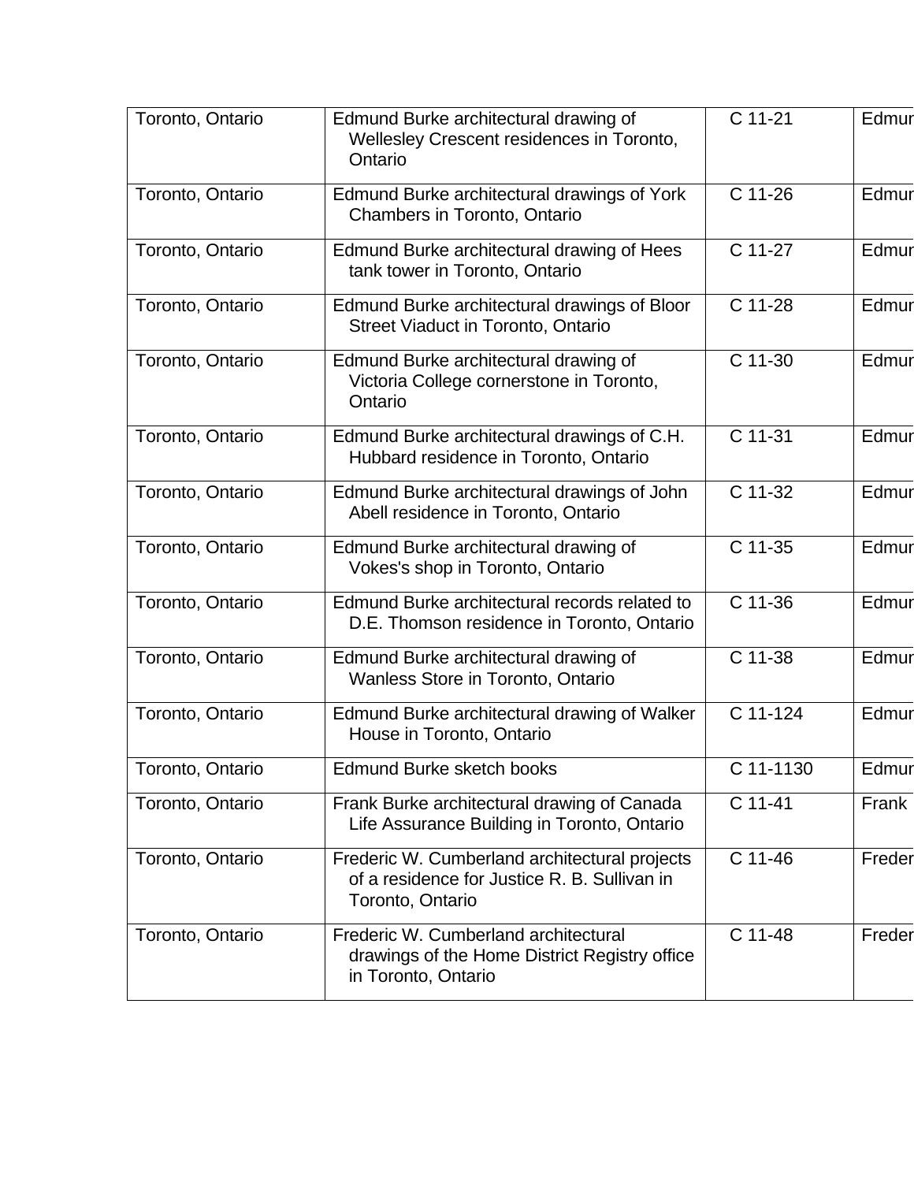| Toronto, Ontario | Edmund Burke architectural drawing of Wellesley Crescent residences in Toronto, Ontario | C 11-21 | Edmur |
|---|---|---|---|
| Toronto, Ontario | Edmund Burke architectural drawings of York Chambers in Toronto, Ontario | C 11-26 | Edmur |
| Toronto, Ontario | Edmund Burke architectural drawing of Hees tank tower in Toronto, Ontario | C 11-27 | Edmur |
| Toronto, Ontario | Edmund Burke architectural drawings of Bloor Street Viaduct in Toronto, Ontario | C 11-28 | Edmur |
| Toronto, Ontario | Edmund Burke architectural drawing of Victoria College cornerstone in Toronto, Ontario | C 11-30 | Edmur |
| Toronto, Ontario | Edmund Burke architectural drawings of C.H. Hubbard residence in Toronto, Ontario | C 11-31 | Edmur |
| Toronto, Ontario | Edmund Burke architectural drawings of John Abell residence in Toronto, Ontario | C 11-32 | Edmur |
| Toronto, Ontario | Edmund Burke architectural drawing of Vokes's shop in Toronto, Ontario | C 11-35 | Edmur |
| Toronto, Ontario | Edmund Burke architectural records related to D.E. Thomson residence in Toronto, Ontario | C 11-36 | Edmur |
| Toronto, Ontario | Edmund Burke architectural drawing of Wanless Store in Toronto, Ontario | C 11-38 | Edmur |
| Toronto, Ontario | Edmund Burke architectural drawing of Walker House in Toronto, Ontario | C 11-124 | Edmur |
| Toronto, Ontario | Edmund Burke sketch books | C 11-1130 | Edmur |
| Toronto, Ontario | Frank Burke architectural drawing of Canada Life Assurance Building in Toronto, Ontario | C 11-41 | Frank |
| Toronto, Ontario | Frederic W. Cumberland architectural projects of a residence for Justice R. B. Sullivan in Toronto, Ontario | C 11-46 | Freder |
| Toronto, Ontario | Frederic W. Cumberland architectural drawings of the Home District Registry office in Toronto, Ontario | C 11-48 | Freder |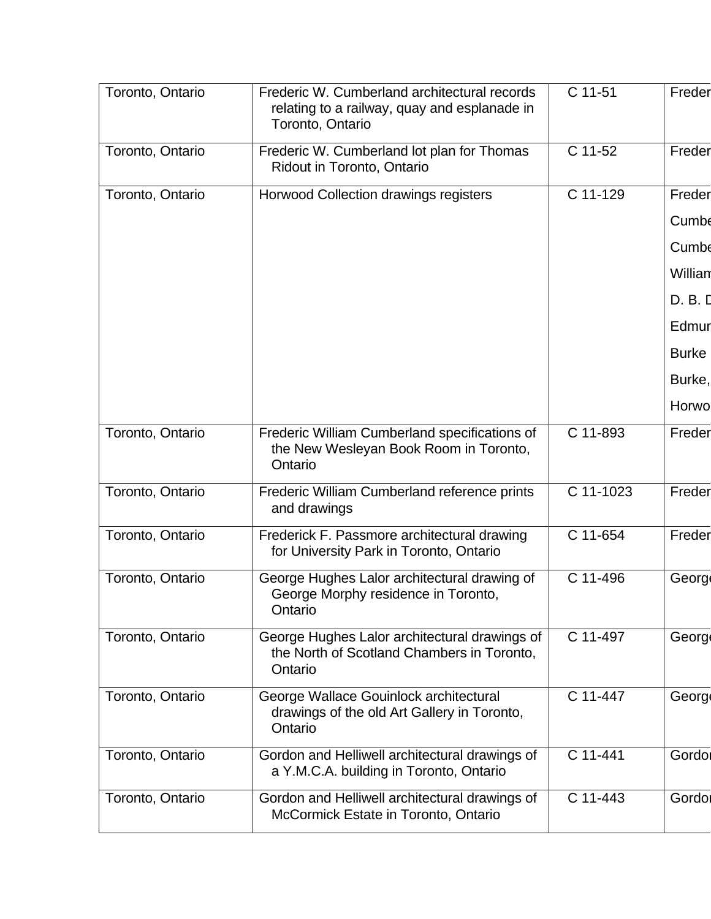| Toronto, Ontario | Frederic W. Cumberland architectural records relating to a railway, quay and esplanade in Toronto, Ontario | C 11-51 | Freder |
|---|---|---|---|
| Toronto, Ontario | Frederic W. Cumberland lot plan for Thomas Ridout in Toronto, Ontario | C 11-52 | Freder |
| Toronto, Ontario | Horwood Collection drawings registers | C 11-129 | Freder<br>Cumbe<br>Cumbe<br>William<br>D. B. D<br>Edmun<br>Burke<br>Burke,<br>Horwo |
| Toronto, Ontario | Frederic William Cumberland specifications of the New Wesleyan Book Room in Toronto, Ontario | C 11-893 | Freder |
| Toronto, Ontario | Frederic William Cumberland reference prints and drawings | C 11-1023 | Freder |
| Toronto, Ontario | Frederick F. Passmore architectural drawing for University Park in Toronto, Ontario | C 11-654 | Freder |
| Toronto, Ontario | George Hughes Lalor architectural drawing of George Morphy residence in Toronto, Ontario | C 11-496 | George |
| Toronto, Ontario | George Hughes Lalor architectural drawings of the North of Scotland Chambers in Toronto, Ontario | C 11-497 | George |
| Toronto, Ontario | George Wallace Gouinlock architectural drawings of the old Art Gallery in Toronto, Ontario | C 11-447 | George |
| Toronto, Ontario | Gordon and Helliwell architectural drawings of a Y.M.C.A. building in Toronto, Ontario | C 11-441 | Gordon |
| Toronto, Ontario | Gordon and Helliwell architectural drawings of McCormick Estate in Toronto, Ontario | C 11-443 | Gordon |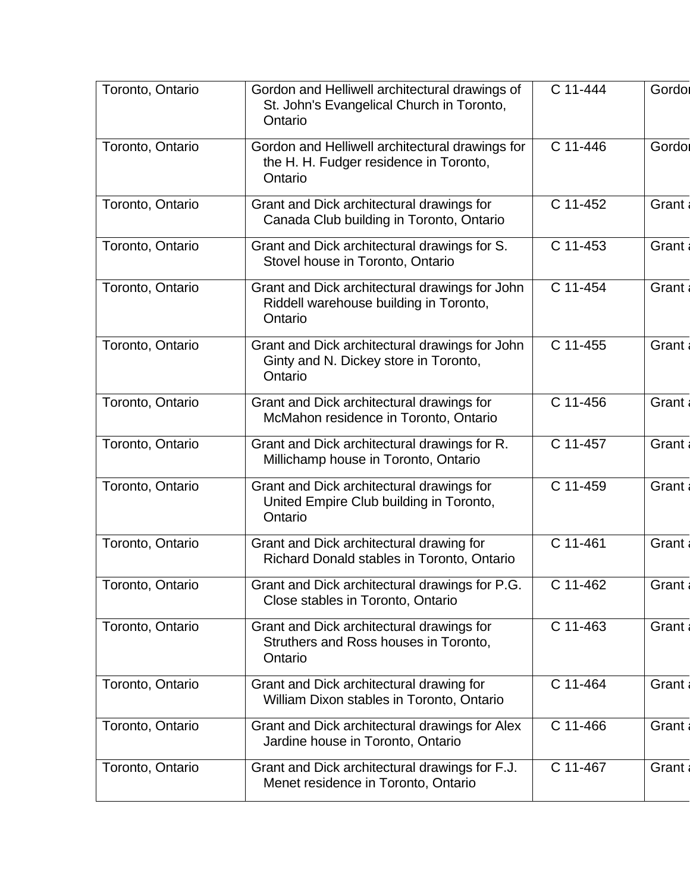| Toronto, Ontario | Gordon and Helliwell architectural drawings of St. John's Evangelical Church in Toronto, Ontario | C 11-444 | Gordor |
|---|---|---|---|
| Toronto, Ontario | Gordon and Helliwell architectural drawings for the H. H. Fudger residence in Toronto, Ontario | C 11-446 | Gordor |
| Toronto, Ontario | Grant and Dick architectural drawings for Canada Club building in Toronto, Ontario | C 11-452 | Grant a |
| Toronto, Ontario | Grant and Dick architectural drawings for S. Stovel house in Toronto, Ontario | C 11-453 | Grant a |
| Toronto, Ontario | Grant and Dick architectural drawings for John Riddell warehouse building in Toronto, Ontario | C 11-454 | Grant a |
| Toronto, Ontario | Grant and Dick architectural drawings for John Ginty and N. Dickey store in Toronto, Ontario | C 11-455 | Grant a |
| Toronto, Ontario | Grant and Dick architectural drawings for McMahon residence in Toronto, Ontario | C 11-456 | Grant a |
| Toronto, Ontario | Grant and Dick architectural drawings for R. Millichamp house in Toronto, Ontario | C 11-457 | Grant a |
| Toronto, Ontario | Grant and Dick architectural drawings for United Empire Club building in Toronto, Ontario | C 11-459 | Grant a |
| Toronto, Ontario | Grant and Dick architectural drawing for Richard Donald stables in Toronto, Ontario | C 11-461 | Grant a |
| Toronto, Ontario | Grant and Dick architectural drawings for P.G. Close stables in Toronto, Ontario | C 11-462 | Grant a |
| Toronto, Ontario | Grant and Dick architectural drawings for Struthers and Ross houses in Toronto, Ontario | C 11-463 | Grant a |
| Toronto, Ontario | Grant and Dick architectural drawing for William Dixon stables in Toronto, Ontario | C 11-464 | Grant a |
| Toronto, Ontario | Grant and Dick architectural drawings for Alex Jardine house in Toronto, Ontario | C 11-466 | Grant a |
| Toronto, Ontario | Grant and Dick architectural drawings for F.J. Menet residence in Toronto, Ontario | C 11-467 | Grant a |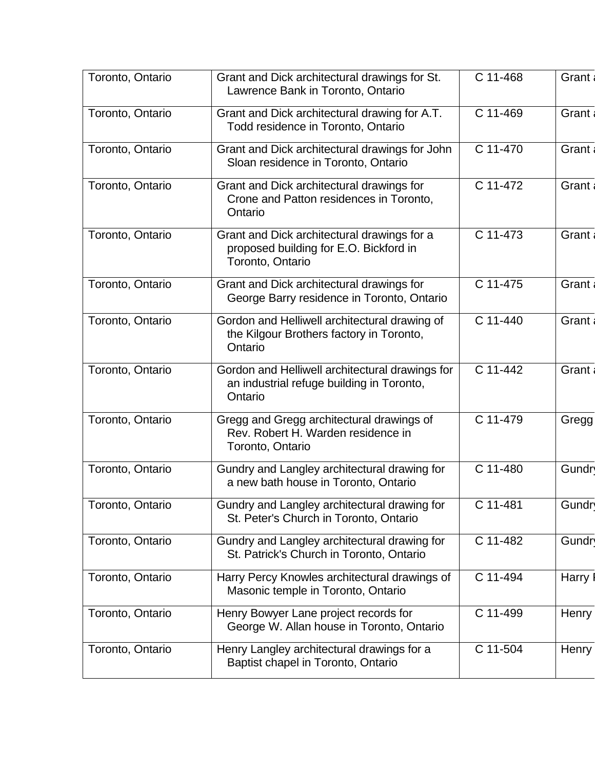| | | | |
|---|---|---|---|
| Toronto, Ontario | Grant and Dick architectural drawings for St. Lawrence Bank in Toronto, Ontario | C 11-468 | Grant a |
| Toronto, Ontario | Grant and Dick architectural drawing for A.T. Todd residence in Toronto, Ontario | C 11-469 | Grant a |
| Toronto, Ontario | Grant and Dick architectural drawings for John Sloan residence in Toronto, Ontario | C 11-470 | Grant a |
| Toronto, Ontario | Grant and Dick architectural drawings for Crone and Patton residences in Toronto, Ontario | C 11-472 | Grant a |
| Toronto, Ontario | Grant and Dick architectural drawings for a proposed building for E.O. Bickford in Toronto, Ontario | C 11-473 | Grant a |
| Toronto, Ontario | Grant and Dick architectural drawings for George Barry residence in Toronto, Ontario | C 11-475 | Grant a |
| Toronto, Ontario | Gordon and Helliwell architectural drawing of the Kilgour Brothers factory in Toronto, Ontario | C 11-440 | Grant a |
| Toronto, Ontario | Gordon and Helliwell architectural drawings for an industrial refuge building in Toronto, Ontario | C 11-442 | Grant a |
| Toronto, Ontario | Gregg and Gregg architectural drawings of Rev. Robert H. Warden residence in Toronto, Ontario | C 11-479 | Gregg |
| Toronto, Ontario | Gundry and Langley architectural drawing for a new bath house in Toronto, Ontario | C 11-480 | Gundry |
| Toronto, Ontario | Gundry and Langley architectural drawing for St. Peter's Church in Toronto, Ontario | C 11-481 | Gundry |
| Toronto, Ontario | Gundry and Langley architectural drawing for St. Patrick's Church in Toronto, Ontario | C 11-482 | Gundry |
| Toronto, Ontario | Harry Percy Knowles architectural drawings of Masonic temple in Toronto, Ontario | C 11-494 | Harry P |
| Toronto, Ontario | Henry Bowyer Lane project records for George W. Allan house in Toronto, Ontario | C 11-499 | Henry |
| Toronto, Ontario | Henry Langley architectural drawings for a Baptist chapel in Toronto, Ontario | C 11-504 | Henry |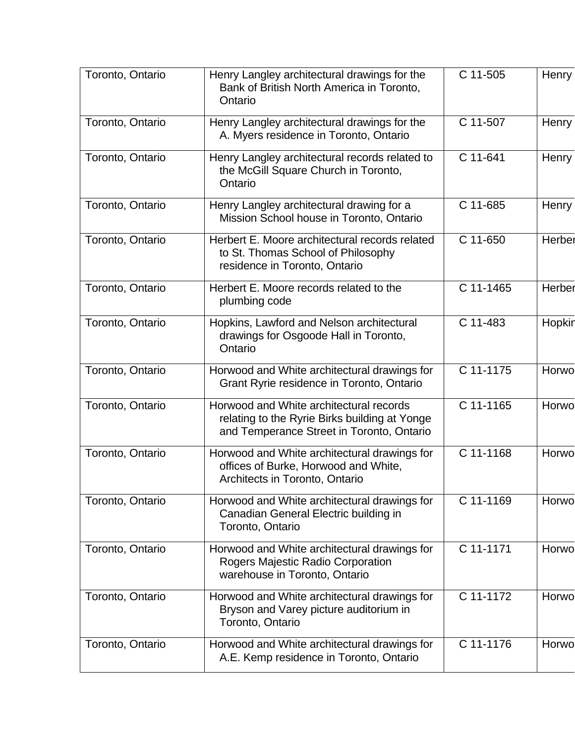| Toronto, Ontario | Henry Langley architectural drawings for the Bank of British North America in Toronto, Ontario | C 11-505 | Henry |
|---|---|---|---|
| Toronto, Ontario | Henry Langley architectural drawings for the A. Myers residence in Toronto, Ontario | C 11-507 | Henry |
| Toronto, Ontario | Henry Langley architectural records related to the McGill Square Church in Toronto, Ontario | C 11-641 | Henry |
| Toronto, Ontario | Henry Langley architectural drawing for a Mission School house in Toronto, Ontario | C 11-685 | Henry |
| Toronto, Ontario | Herbert E. Moore architectural records related to St. Thomas School of Philosophy residence in Toronto, Ontario | C 11-650 | Herber |
| Toronto, Ontario | Herbert E. Moore records related to the plumbing code | C 11-1465 | Herber |
| Toronto, Ontario | Hopkins, Lawford and Nelson architectural drawings for Osgoode Hall in Toronto, Ontario | C 11-483 | Hopkin |
| Toronto, Ontario | Horwood and White architectural drawings for Grant Ryrie residence in Toronto, Ontario | C 11-1175 | Horwo |
| Toronto, Ontario | Horwood and White architectural records relating to the Ryrie Birks building at Yonge and Temperance Street in Toronto, Ontario | C 11-1165 | Horwo |
| Toronto, Ontario | Horwood and White architectural drawings for offices of Burke, Horwood and White, Architects in Toronto, Ontario | C 11-1168 | Horwo |
| Toronto, Ontario | Horwood and White architectural drawings for Canadian General Electric building in Toronto, Ontario | C 11-1169 | Horwo |
| Toronto, Ontario | Horwood and White architectural drawings for Rogers Majestic Radio Corporation warehouse in Toronto, Ontario | C 11-1171 | Horwo |
| Toronto, Ontario | Horwood and White architectural drawings for Bryson and Varey picture auditorium in Toronto, Ontario | C 11-1172 | Horwo |
| Toronto, Ontario | Horwood and White architectural drawings for A.E. Kemp residence in Toronto, Ontario | C 11-1176 | Horwo |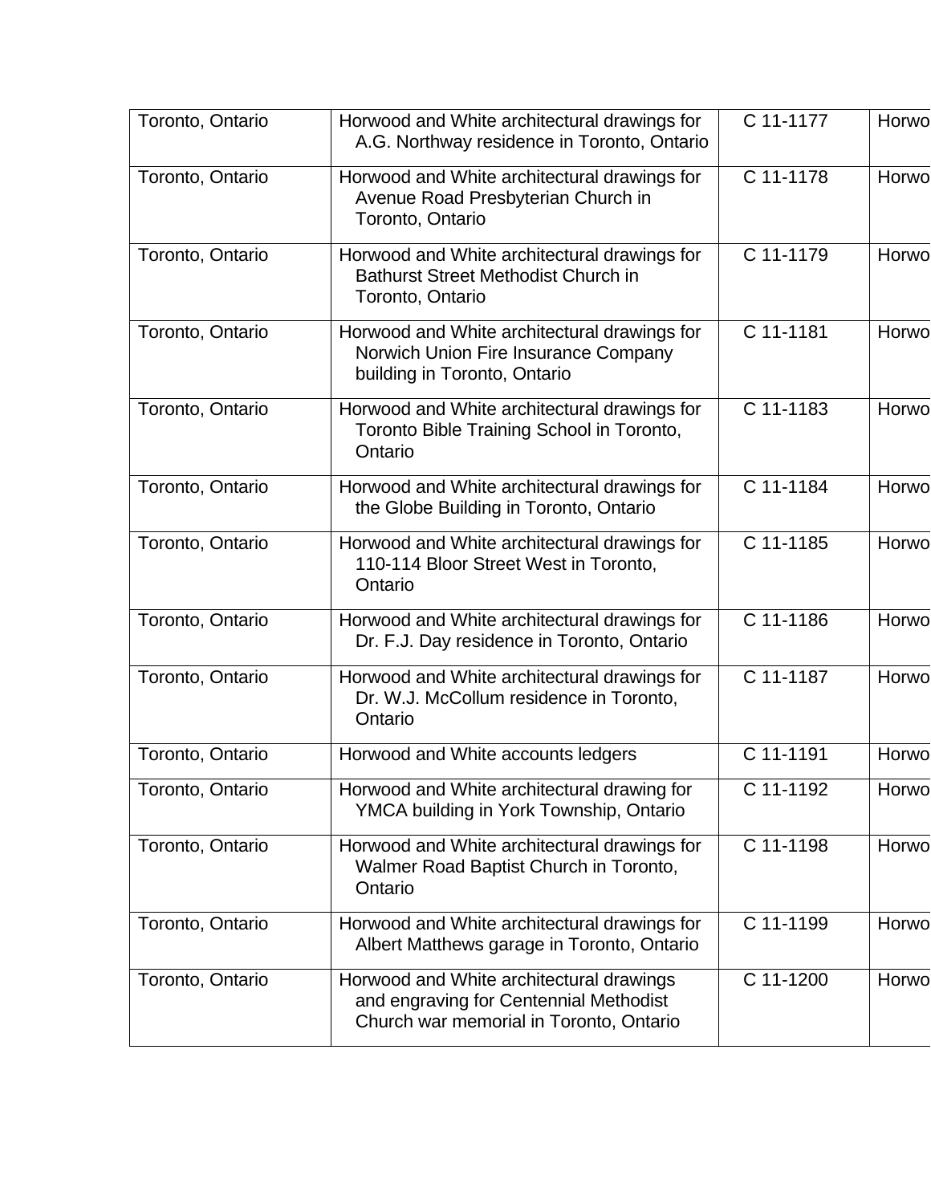| Toronto, Ontario | Horwood and White architectural drawings for A.G. Northway residence in Toronto, Ontario | C 11-1177 | Horwo |
|---|---|---|---|
| Toronto, Ontario | Horwood and White architectural drawings for Avenue Road Presbyterian Church in Toronto, Ontario | C 11-1178 | Horwo |
| Toronto, Ontario | Horwood and White architectural drawings for Bathurst Street Methodist Church in Toronto, Ontario | C 11-1179 | Horwo |
| Toronto, Ontario | Horwood and White architectural drawings for Norwich Union Fire Insurance Company building in Toronto, Ontario | C 11-1181 | Horwo |
| Toronto, Ontario | Horwood and White architectural drawings for Toronto Bible Training School in Toronto, Ontario | C 11-1183 | Horwo |
| Toronto, Ontario | Horwood and White architectural drawings for the Globe Building in Toronto, Ontario | C 11-1184 | Horwo |
| Toronto, Ontario | Horwood and White architectural drawings for 110-114 Bloor Street West in Toronto, Ontario | C 11-1185 | Horwo |
| Toronto, Ontario | Horwood and White architectural drawings for Dr. F.J. Day residence in Toronto, Ontario | C 11-1186 | Horwo |
| Toronto, Ontario | Horwood and White architectural drawings for Dr. W.J. McCollum residence in Toronto, Ontario | C 11-1187 | Horwo |
| Toronto, Ontario | Horwood and White accounts ledgers | C 11-1191 | Horwo |
| Toronto, Ontario | Horwood and White architectural drawing for YMCA building in York Township, Ontario | C 11-1192 | Horwo |
| Toronto, Ontario | Horwood and White architectural drawings for Walmer Road Baptist Church in Toronto, Ontario | C 11-1198 | Horwo |
| Toronto, Ontario | Horwood and White architectural drawings for Albert Matthews garage in Toronto, Ontario | C 11-1199 | Horwo |
| Toronto, Ontario | Horwood and White architectural drawings and engraving for Centennial Methodist Church war memorial in Toronto, Ontario | C 11-1200 | Horwo |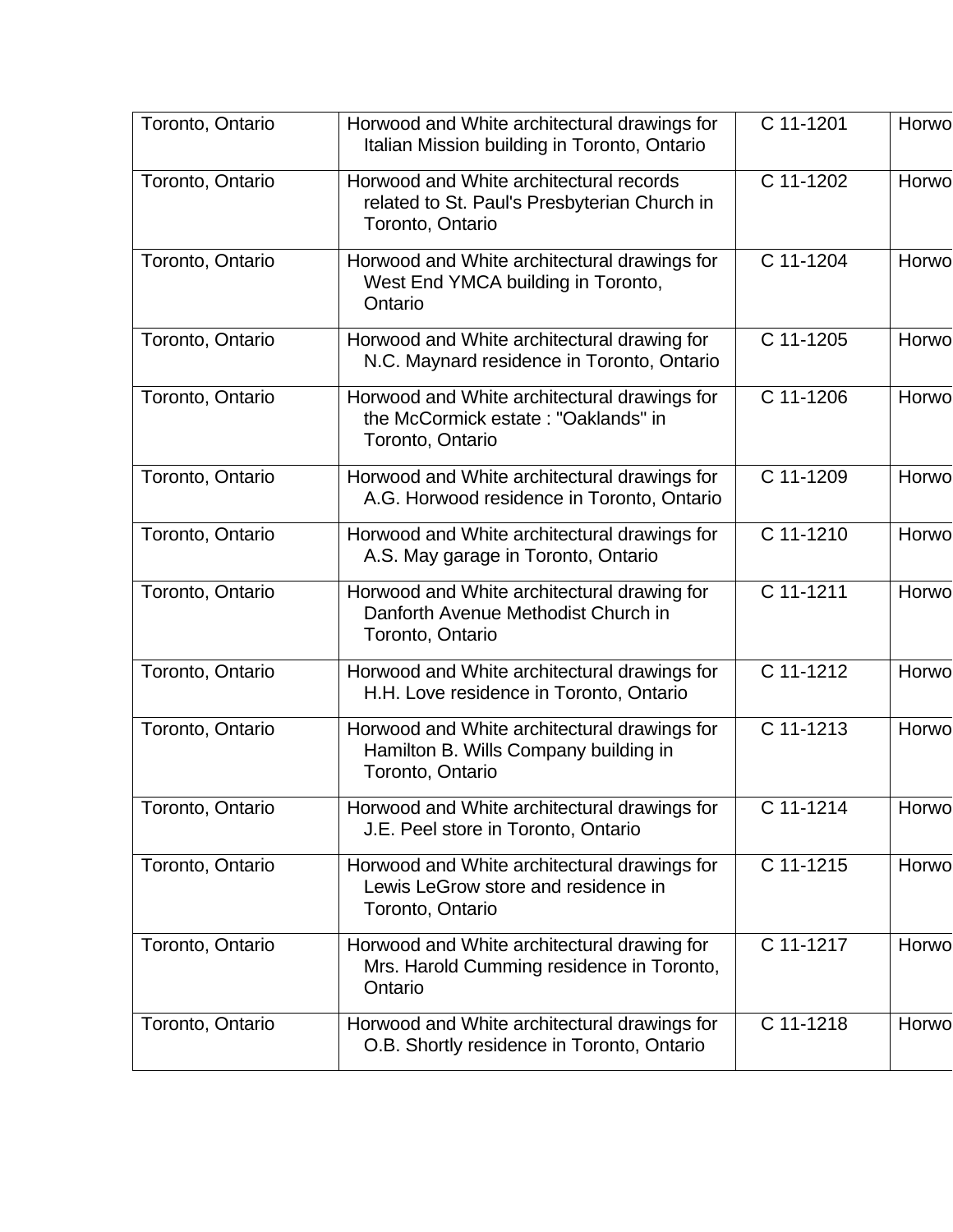| | | | |
|---|---|---|---|
| Toronto, Ontario | Horwood and White architectural drawings for Italian Mission building in Toronto, Ontario | C 11-1201 | Horwo |
| Toronto, Ontario | Horwood and White architectural records related to St. Paul's Presbyterian Church in Toronto, Ontario | C 11-1202 | Horwo |
| Toronto, Ontario | Horwood and White architectural drawings for West End YMCA building in Toronto, Ontario | C 11-1204 | Horwo |
| Toronto, Ontario | Horwood and White architectural drawing for N.C. Maynard residence in Toronto, Ontario | C 11-1205 | Horwo |
| Toronto, Ontario | Horwood and White architectural drawings for the McCormick estate : "Oaklands" in Toronto, Ontario | C 11-1206 | Horwo |
| Toronto, Ontario | Horwood and White architectural drawings for A.G. Horwood residence in Toronto, Ontario | C 11-1209 | Horwo |
| Toronto, Ontario | Horwood and White architectural drawings for A.S. May garage in Toronto, Ontario | C 11-1210 | Horwo |
| Toronto, Ontario | Horwood and White architectural drawing for Danforth Avenue Methodist Church in Toronto, Ontario | C 11-1211 | Horwo |
| Toronto, Ontario | Horwood and White architectural drawings for H.H. Love residence in Toronto, Ontario | C 11-1212 | Horwo |
| Toronto, Ontario | Horwood and White architectural drawings for Hamilton B. Wills Company building in Toronto, Ontario | C 11-1213 | Horwo |
| Toronto, Ontario | Horwood and White architectural drawings for J.E. Peel store in Toronto, Ontario | C 11-1214 | Horwo |
| Toronto, Ontario | Horwood and White architectural drawings for Lewis LeGrow store and residence in Toronto, Ontario | C 11-1215 | Horwo |
| Toronto, Ontario | Horwood and White architectural drawing for Mrs. Harold Cumming residence in Toronto, Ontario | C 11-1217 | Horwo |
| Toronto, Ontario | Horwood and White architectural drawings for O.B. Shortly residence in Toronto, Ontario | C 11-1218 | Horwo |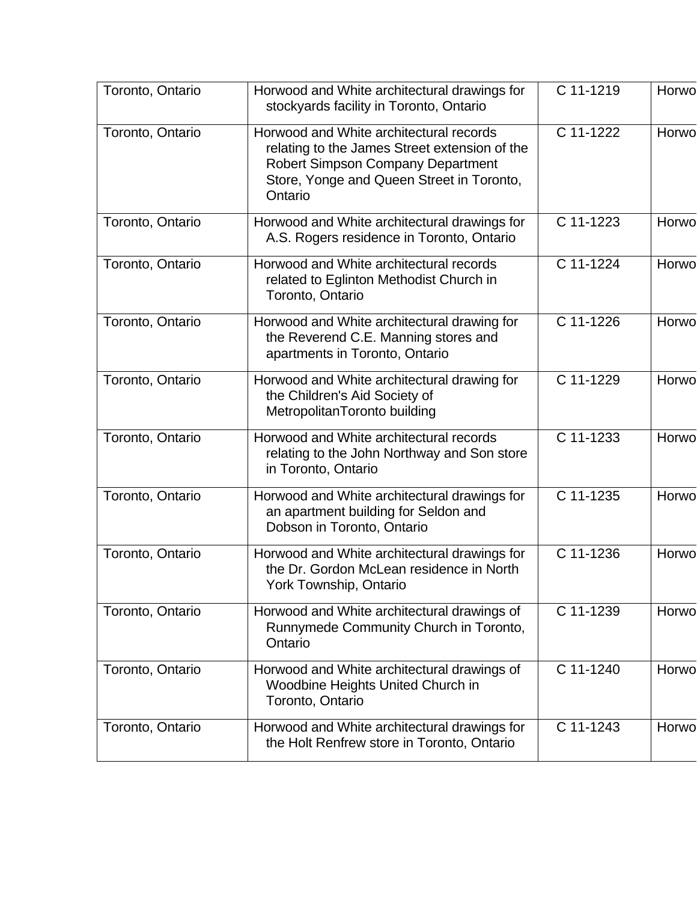| | | | |
|---|---|---|---|
| Toronto, Ontario | Horwood and White architectural drawings for stockyards facility in Toronto, Ontario | C 11-1219 | Horwo |
| Toronto, Ontario | Horwood and White architectural records relating to the James Street extension of the Robert Simpson Company Department Store, Yonge and Queen Street in Toronto, Ontario | C 11-1222 | Horwo |
| Toronto, Ontario | Horwood and White architectural drawings for A.S. Rogers residence in Toronto, Ontario | C 11-1223 | Horwo |
| Toronto, Ontario | Horwood and White architectural records related to Eglinton Methodist Church in Toronto, Ontario | C 11-1224 | Horwo |
| Toronto, Ontario | Horwood and White architectural drawing for the Reverend C.E. Manning stores and apartments in Toronto, Ontario | C 11-1226 | Horwo |
| Toronto, Ontario | Horwood and White architectural drawing for the Children's Aid Society of MetropolitanToronto building | C 11-1229 | Horwo |
| Toronto, Ontario | Horwood and White architectural records relating to the John Northway and Son store in Toronto, Ontario | C 11-1233 | Horwo |
| Toronto, Ontario | Horwood and White architectural drawings for an apartment building for Seldon and Dobson in Toronto, Ontario | C 11-1235 | Horwo |
| Toronto, Ontario | Horwood and White architectural drawings for the Dr. Gordon McLean residence in North York Township, Ontario | C 11-1236 | Horwo |
| Toronto, Ontario | Horwood and White architectural drawings of Runnymede Community Church in Toronto, Ontario | C 11-1239 | Horwo |
| Toronto, Ontario | Horwood and White architectural drawings of Woodbine Heights United Church in Toronto, Ontario | C 11-1240 | Horwo |
| Toronto, Ontario | Horwood and White architectural drawings for the Holt Renfrew store in Toronto, Ontario | C 11-1243 | Horwo |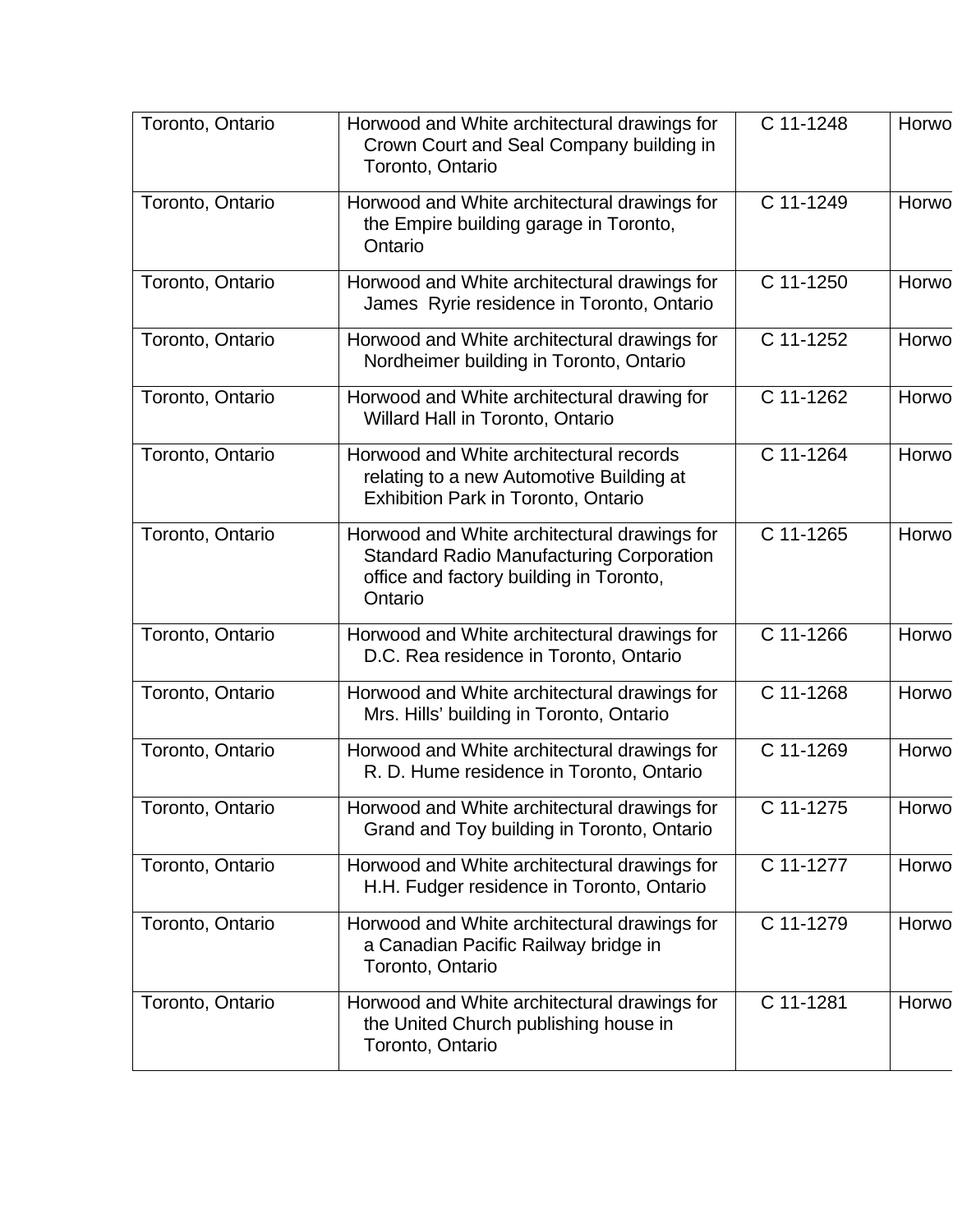| | | | |
|---|---|---|---|
| Toronto, Ontario | Horwood and White architectural drawings for Crown Court and Seal Company building in Toronto, Ontario | C 11-1248 | Horwo |
| Toronto, Ontario | Horwood and White architectural drawings for the Empire building garage in Toronto, Ontario | C 11-1249 | Horwo |
| Toronto, Ontario | Horwood and White architectural drawings for James Ryrie residence in Toronto, Ontario | C 11-1250 | Horwo |
| Toronto, Ontario | Horwood and White architectural drawings for Nordheimer building in Toronto, Ontario | C 11-1252 | Horwo |
| Toronto, Ontario | Horwood and White architectural drawing for Willard Hall in Toronto, Ontario | C 11-1262 | Horwo |
| Toronto, Ontario | Horwood and White architectural records relating to a new Automotive Building at Exhibition Park in Toronto, Ontario | C 11-1264 | Horwo |
| Toronto, Ontario | Horwood and White architectural drawings for Standard Radio Manufacturing Corporation office and factory building in Toronto, Ontario | C 11-1265 | Horwo |
| Toronto, Ontario | Horwood and White architectural drawings for D.C. Rea residence in Toronto, Ontario | C 11-1266 | Horwo |
| Toronto, Ontario | Horwood and White architectural drawings for Mrs. Hills' building in Toronto, Ontario | C 11-1268 | Horwo |
| Toronto, Ontario | Horwood and White architectural drawings for R. D. Hume residence in Toronto, Ontario | C 11-1269 | Horwo |
| Toronto, Ontario | Horwood and White architectural drawings for Grand and Toy building in Toronto, Ontario | C 11-1275 | Horwo |
| Toronto, Ontario | Horwood and White architectural drawings for H.H. Fudger residence in Toronto, Ontario | C 11-1277 | Horwo |
| Toronto, Ontario | Horwood and White architectural drawings for a Canadian Pacific Railway bridge in Toronto, Ontario | C 11-1279 | Horwo |
| Toronto, Ontario | Horwood and White architectural drawings for the United Church publishing house in Toronto, Ontario | C 11-1281 | Horwo |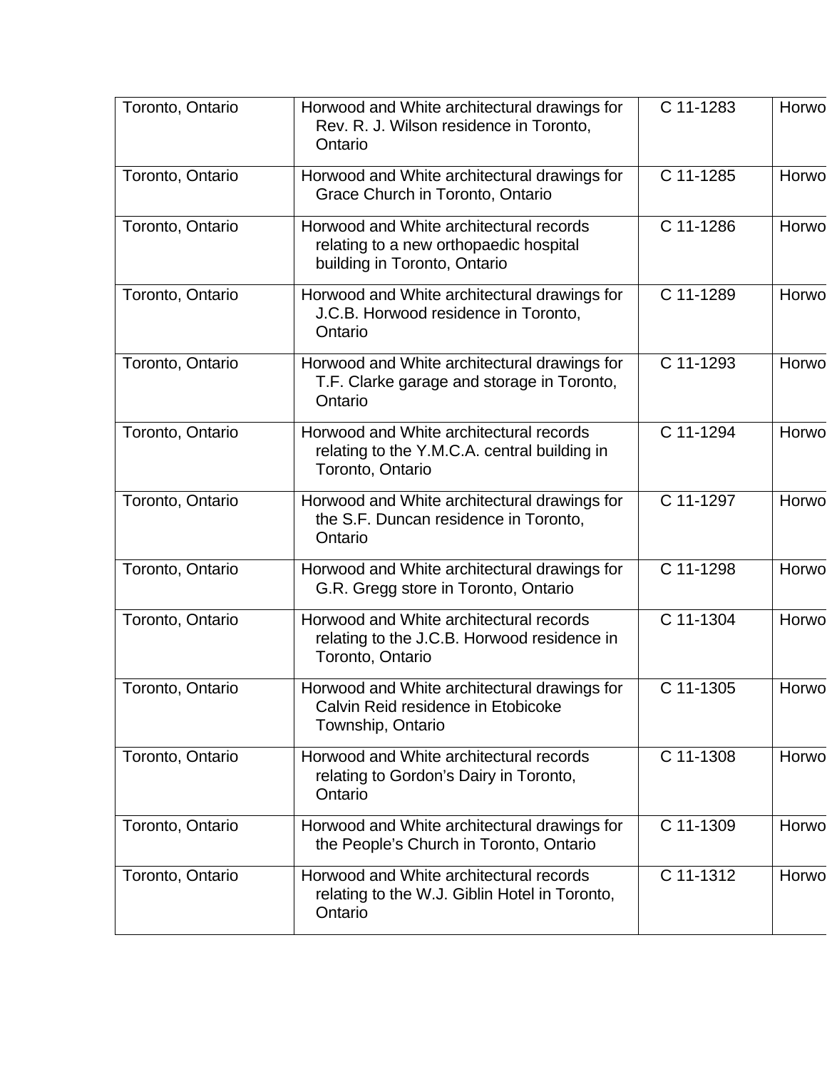| | | | |
|---|---|---|---|
| Toronto, Ontario | Horwood and White architectural drawings for Rev. R. J. Wilson residence in Toronto, Ontario | C 11-1283 | Horwo |
| Toronto, Ontario | Horwood and White architectural drawings for Grace Church in Toronto, Ontario | C 11-1285 | Horwo |
| Toronto, Ontario | Horwood and White architectural records relating to a new orthopaedic hospital building in Toronto, Ontario | C 11-1286 | Horwo |
| Toronto, Ontario | Horwood and White architectural drawings for J.C.B. Horwood residence in Toronto, Ontario | C 11-1289 | Horwo |
| Toronto, Ontario | Horwood and White architectural drawings for T.F. Clarke garage and storage in Toronto, Ontario | C 11-1293 | Horwo |
| Toronto, Ontario | Horwood and White architectural records relating to the Y.M.C.A. central building in Toronto, Ontario | C 11-1294 | Horwo |
| Toronto, Ontario | Horwood and White architectural drawings for the S.F. Duncan residence in Toronto, Ontario | C 11-1297 | Horwo |
| Toronto, Ontario | Horwood and White architectural drawings for G.R. Gregg store in Toronto, Ontario | C 11-1298 | Horwo |
| Toronto, Ontario | Horwood and White architectural records relating to the J.C.B. Horwood residence in Toronto, Ontario | C 11-1304 | Horwo |
| Toronto, Ontario | Horwood and White architectural drawings for Calvin Reid residence in Etobicoke Township, Ontario | C 11-1305 | Horwo |
| Toronto, Ontario | Horwood and White architectural records relating to Gordon's Dairy in Toronto, Ontario | C 11-1308 | Horwo |
| Toronto, Ontario | Horwood and White architectural drawings for the People's Church in Toronto, Ontario | C 11-1309 | Horwo |
| Toronto, Ontario | Horwood and White architectural records relating to the W.J. Giblin Hotel in Toronto, Ontario | C 11-1312 | Horwo |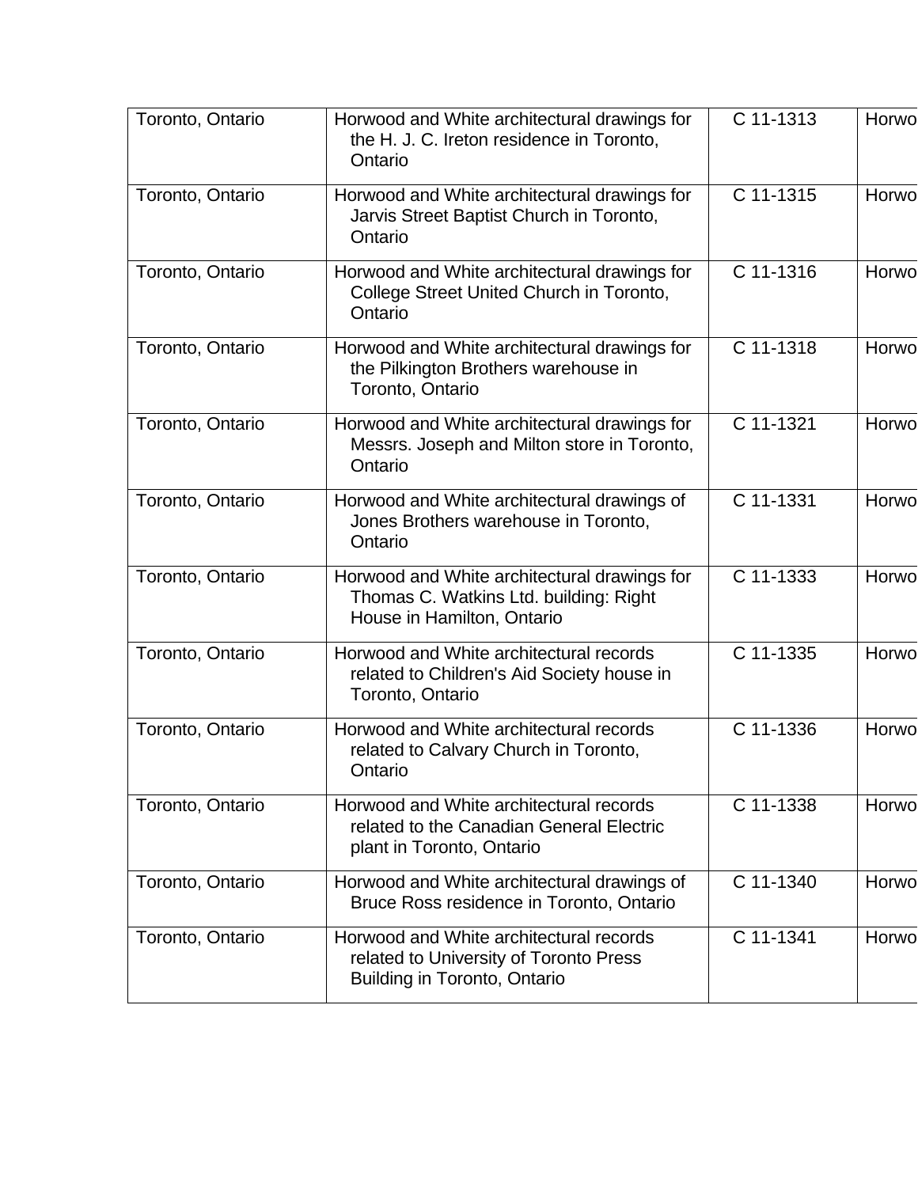| | | | |
|---|---|---|---|
| Toronto, Ontario | Horwood and White architectural drawings for the H. J. C. Ireton residence in Toronto, Ontario | C 11-1313 | Horwo |
| Toronto, Ontario | Horwood and White architectural drawings for Jarvis Street Baptist Church in Toronto, Ontario | C 11-1315 | Horwo |
| Toronto, Ontario | Horwood and White architectural drawings for College Street United Church in Toronto, Ontario | C 11-1316 | Horwo |
| Toronto, Ontario | Horwood and White architectural drawings for the Pilkington Brothers warehouse in Toronto, Ontario | C 11-1318 | Horwo |
| Toronto, Ontario | Horwood and White architectural drawings for Messrs. Joseph and Milton store in Toronto, Ontario | C 11-1321 | Horwo |
| Toronto, Ontario | Horwood and White architectural drawings of Jones Brothers warehouse in Toronto, Ontario | C 11-1331 | Horwo |
| Toronto, Ontario | Horwood and White architectural drawings for Thomas C. Watkins Ltd. building: Right House in Hamilton, Ontario | C 11-1333 | Horwo |
| Toronto, Ontario | Horwood and White architectural records related to Children's Aid Society house in Toronto, Ontario | C 11-1335 | Horwo |
| Toronto, Ontario | Horwood and White architectural records related to Calvary Church in Toronto, Ontario | C 11-1336 | Horwo |
| Toronto, Ontario | Horwood and White architectural records related to the Canadian General Electric plant in Toronto, Ontario | C 11-1338 | Horwo |
| Toronto, Ontario | Horwood and White architectural drawings of Bruce Ross residence in Toronto, Ontario | C 11-1340 | Horwo |
| Toronto, Ontario | Horwood and White architectural records related to University of Toronto Press Building in Toronto, Ontario | C 11-1341 | Horwo |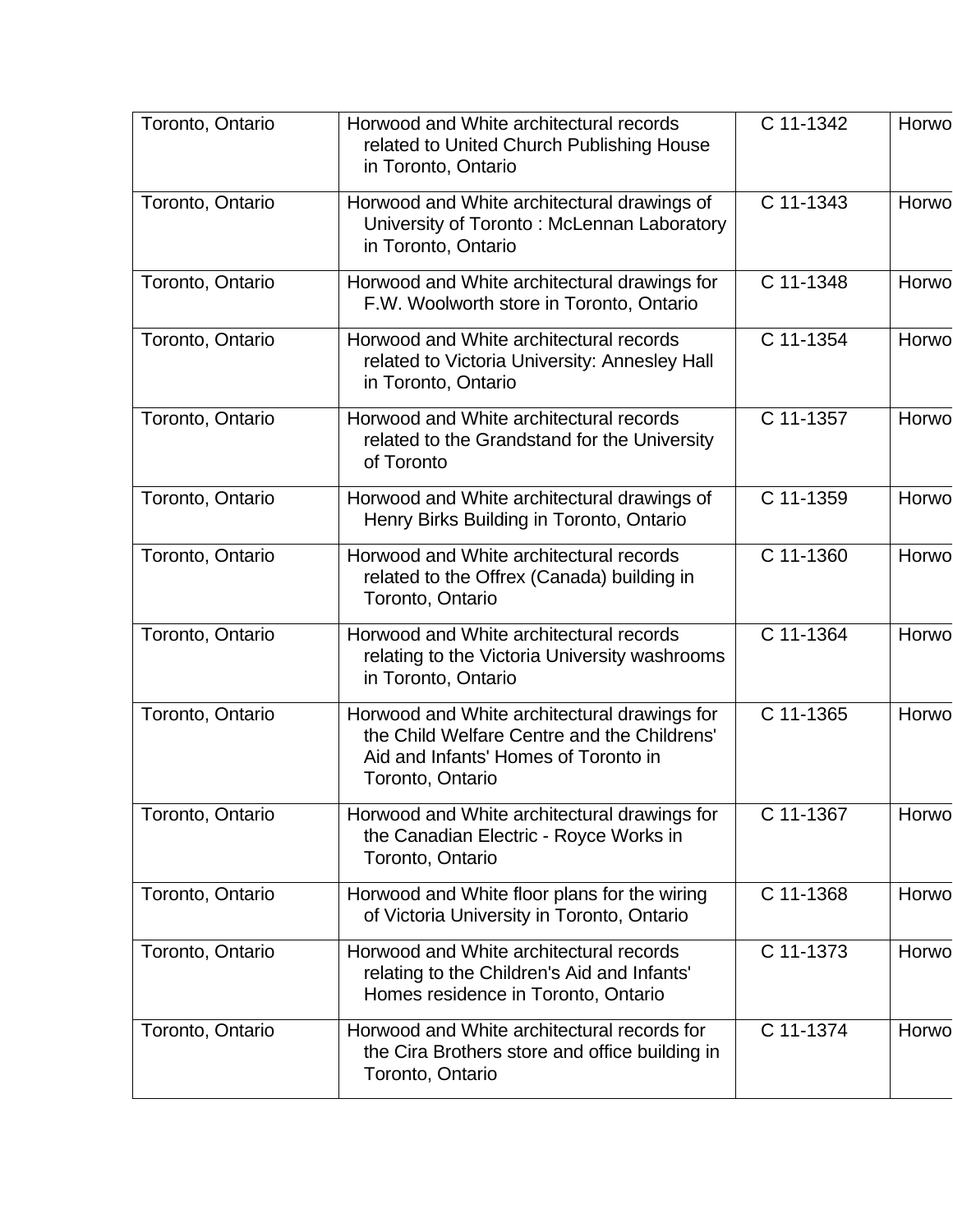| | | | |
|---|---|---|---|
| Toronto, Ontario | Horwood and White architectural records related to United Church Publishing House in Toronto, Ontario | C 11-1342 | Horwo |
| Toronto, Ontario | Horwood and White architectural drawings of University of Toronto : McLennan Laboratory in Toronto, Ontario | C 11-1343 | Horwo |
| Toronto, Ontario | Horwood and White architectural drawings for F.W. Woolworth store in Toronto, Ontario | C 11-1348 | Horwo |
| Toronto, Ontario | Horwood and White architectural records related to Victoria University: Annesley Hall in Toronto, Ontario | C 11-1354 | Horwo |
| Toronto, Ontario | Horwood and White architectural records related to the Grandstand for the University of Toronto | C 11-1357 | Horwo |
| Toronto, Ontario | Horwood and White architectural drawings of Henry Birks Building in Toronto, Ontario | C 11-1359 | Horwo |
| Toronto, Ontario | Horwood and White architectural records related to the Offrex (Canada) building in Toronto, Ontario | C 11-1360 | Horwo |
| Toronto, Ontario | Horwood and White architectural records relating to the Victoria University washrooms in Toronto, Ontario | C 11-1364 | Horwo |
| Toronto, Ontario | Horwood and White architectural drawings for the Child Welfare Centre and the Childrens' Aid and Infants' Homes of Toronto in Toronto, Ontario | C 11-1365 | Horwo |
| Toronto, Ontario | Horwood and White architectural drawings for the Canadian Electric - Royce Works in Toronto, Ontario | C 11-1367 | Horwo |
| Toronto, Ontario | Horwood and White floor plans for the wiring of Victoria University in Toronto, Ontario | C 11-1368 | Horwo |
| Toronto, Ontario | Horwood and White architectural records relating to the Children's Aid and Infants' Homes residence in Toronto, Ontario | C 11-1373 | Horwo |
| Toronto, Ontario | Horwood and White architectural records for the Cira Brothers store and office building in Toronto, Ontario | C 11-1374 | Horwo |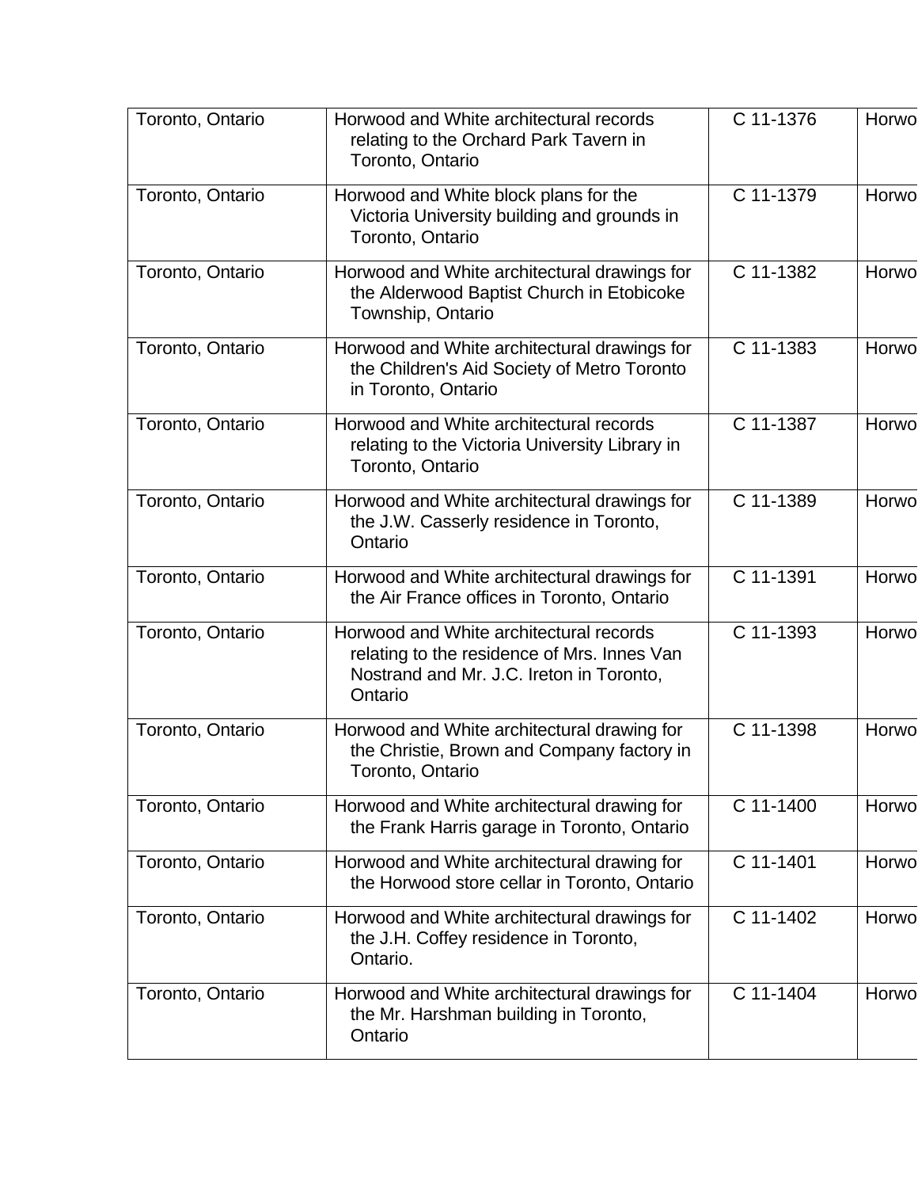| | | | |
|---|---|---|---|
| Toronto, Ontario | Horwood and White architectural records relating to the Orchard Park Tavern in Toronto, Ontario | C 11-1376 | Horwo |
| Toronto, Ontario | Horwood and White block plans for the Victoria University building and grounds in Toronto, Ontario | C 11-1379 | Horwo |
| Toronto, Ontario | Horwood and White architectural drawings for the Alderwood Baptist Church in Etobicoke Township, Ontario | C 11-1382 | Horwo |
| Toronto, Ontario | Horwood and White architectural drawings for the Children's Aid Society of Metro Toronto in Toronto, Ontario | C 11-1383 | Horwo |
| Toronto, Ontario | Horwood and White architectural records relating to the Victoria University Library in Toronto, Ontario | C 11-1387 | Horwo |
| Toronto, Ontario | Horwood and White architectural drawings for the J.W. Casserly residence in Toronto, Ontario | C 11-1389 | Horwo |
| Toronto, Ontario | Horwood and White architectural drawings for the Air France offices in Toronto, Ontario | C 11-1391 | Horwo |
| Toronto, Ontario | Horwood and White architectural records relating to the residence of Mrs. Innes Van Nostrand and Mr. J.C. Ireton in Toronto, Ontario | C 11-1393 | Horwo |
| Toronto, Ontario | Horwood and White architectural drawing for the Christie, Brown and Company factory in Toronto, Ontario | C 11-1398 | Horwo |
| Toronto, Ontario | Horwood and White architectural drawing for the Frank Harris garage in Toronto, Ontario | C 11-1400 | Horwo |
| Toronto, Ontario | Horwood and White architectural drawing for the Horwood store cellar in Toronto, Ontario | C 11-1401 | Horwo |
| Toronto, Ontario | Horwood and White architectural drawings for the J.H. Coffey residence in Toronto, Ontario. | C 11-1402 | Horwo |
| Toronto, Ontario | Horwood and White architectural drawings for the Mr. Harshman building in Toronto, Ontario | C 11-1404 | Horwo |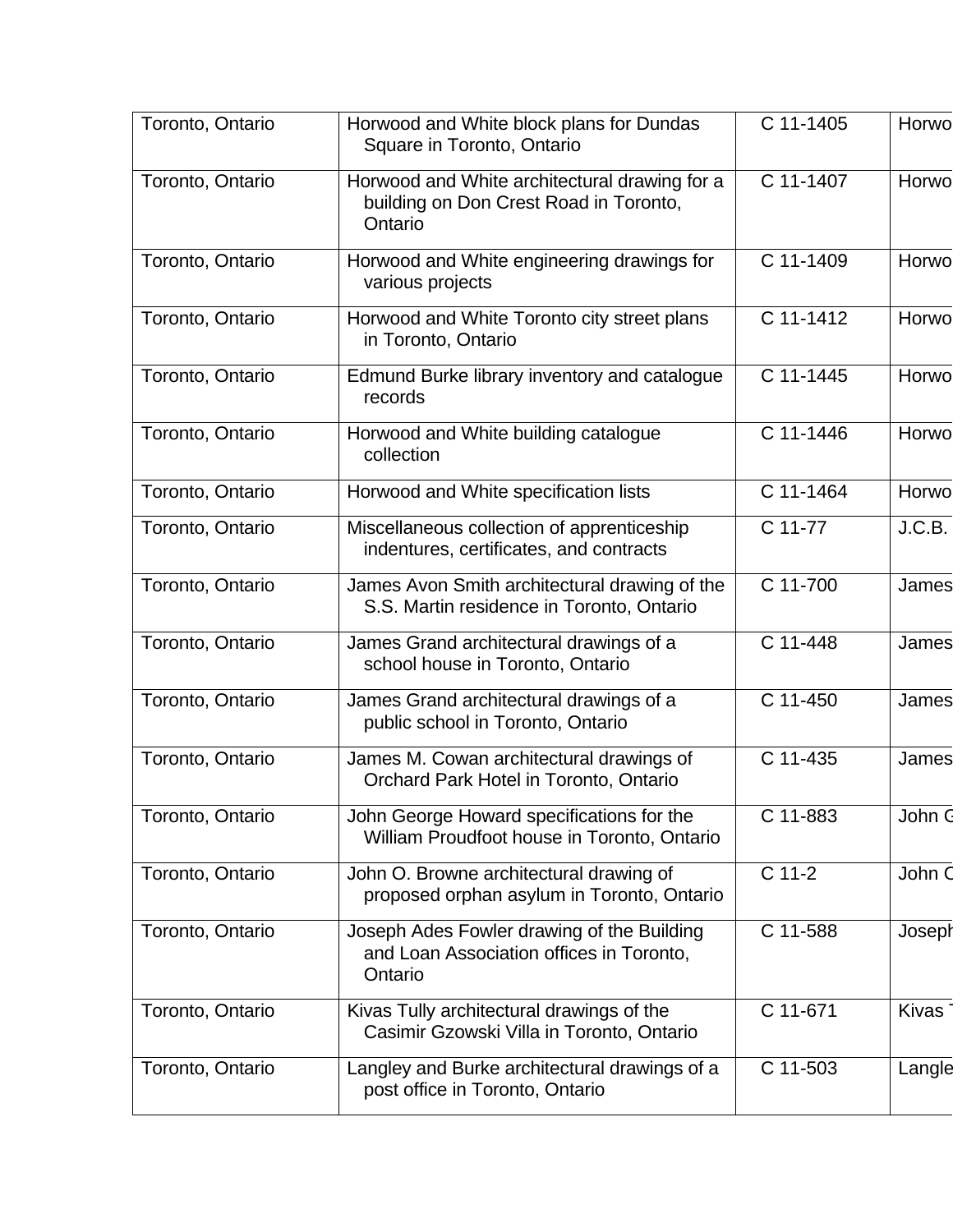| | | | |
|---|---|---|---|
| Toronto, Ontario | Horwood and White block plans for Dundas Square in Toronto, Ontario | C 11-1405 | Horwo |
| Toronto, Ontario | Horwood and White architectural drawing for a building on Don Crest Road in Toronto, Ontario | C 11-1407 | Horwo |
| Toronto, Ontario | Horwood and White engineering drawings for various projects | C 11-1409 | Horwo |
| Toronto, Ontario | Horwood and White Toronto city street plans in Toronto, Ontario | C 11-1412 | Horwo |
| Toronto, Ontario | Edmund Burke library inventory and catalogue records | C 11-1445 | Horwo |
| Toronto, Ontario | Horwood and White building catalogue collection | C 11-1446 | Horwo |
| Toronto, Ontario | Horwood and White specification lists | C 11-1464 | Horwo |
| Toronto, Ontario | Miscellaneous collection of apprenticeship indentures, certificates, and contracts | C 11-77 | J.C.B. |
| Toronto, Ontario | James Avon Smith architectural drawing of the S.S. Martin residence in Toronto, Ontario | C 11-700 | James |
| Toronto, Ontario | James Grand architectural drawings of a school house in Toronto, Ontario | C 11-448 | James |
| Toronto, Ontario | James Grand architectural drawings of a public school in Toronto, Ontario | C 11-450 | James |
| Toronto, Ontario | James M. Cowan architectural drawings of Orchard Park Hotel in Toronto, Ontario | C 11-435 | James |
| Toronto, Ontario | John George Howard specifications for the William Proudfoot house in Toronto, Ontario | C 11-883 | John G |
| Toronto, Ontario | John O. Browne architectural drawing of proposed orphan asylum in Toronto, Ontario | C 11-2 | John C |
| Toronto, Ontario | Joseph Ades Fowler drawing of the Building and Loan Association offices in Toronto, Ontario | C 11-588 | Joseph |
| Toronto, Ontario | Kivas Tully architectural drawings of the Casimir Gzowski Villa in Toronto, Ontario | C 11-671 | Kivas T |
| Toronto, Ontario | Langley and Burke architectural drawings of a post office in Toronto, Ontario | C 11-503 | Langle |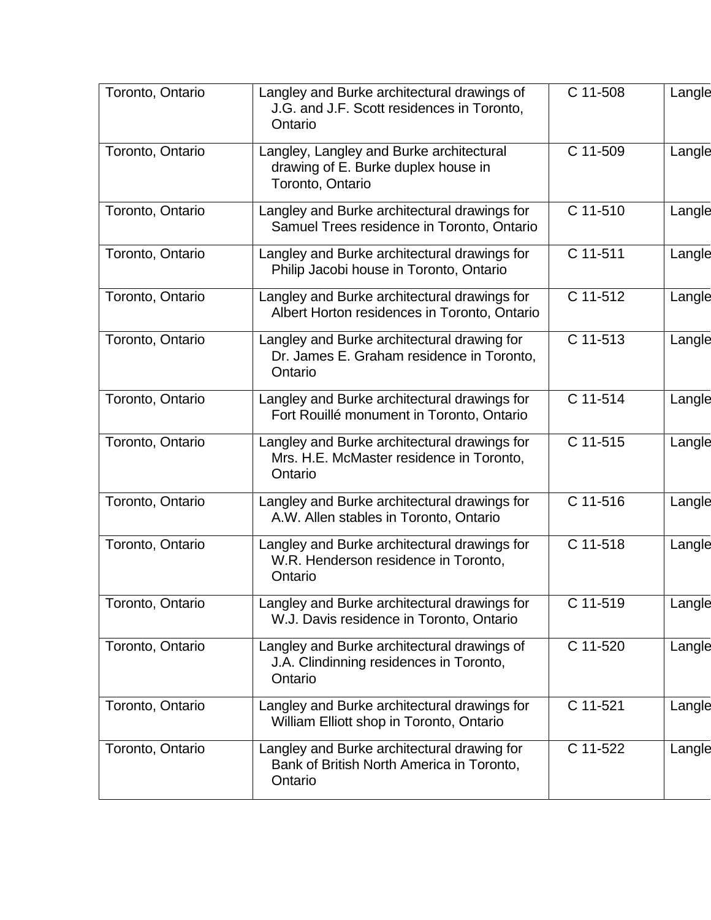| | | | |
|---|---|---|---|
| Toronto, Ontario | Langley and Burke architectural drawings of J.G. and J.F. Scott residences in Toronto, Ontario | C 11-508 | Langle |
| Toronto, Ontario | Langley, Langley and Burke architectural drawing of E. Burke duplex house in Toronto, Ontario | C 11-509 | Langle |
| Toronto, Ontario | Langley and Burke architectural drawings for Samuel Trees residence in Toronto, Ontario | C 11-510 | Langle |
| Toronto, Ontario | Langley and Burke architectural drawings for Philip Jacobi house in Toronto, Ontario | C 11-511 | Langle |
| Toronto, Ontario | Langley and Burke architectural drawings for Albert Horton residences in Toronto, Ontario | C 11-512 | Langle |
| Toronto, Ontario | Langley and Burke architectural drawing for Dr. James E. Graham residence in Toronto, Ontario | C 11-513 | Langle |
| Toronto, Ontario | Langley and Burke architectural drawings for Fort Rouillé monument in Toronto, Ontario | C 11-514 | Langle |
| Toronto, Ontario | Langley and Burke architectural drawings for Mrs. H.E. McMaster residence in Toronto, Ontario | C 11-515 | Langle |
| Toronto, Ontario | Langley and Burke architectural drawings for A.W. Allen stables in Toronto, Ontario | C 11-516 | Langle |
| Toronto, Ontario | Langley and Burke architectural drawings for W.R. Henderson residence in Toronto, Ontario | C 11-518 | Langle |
| Toronto, Ontario | Langley and Burke architectural drawings for W.J. Davis residence in Toronto, Ontario | C 11-519 | Langle |
| Toronto, Ontario | Langley and Burke architectural drawings of J.A. Clindinning residences in Toronto, Ontario | C 11-520 | Langle |
| Toronto, Ontario | Langley and Burke architectural drawings for William Elliott shop in Toronto, Ontario | C 11-521 | Langle |
| Toronto, Ontario | Langley and Burke architectural drawing for Bank of British North America in Toronto, Ontario | C 11-522 | Langle |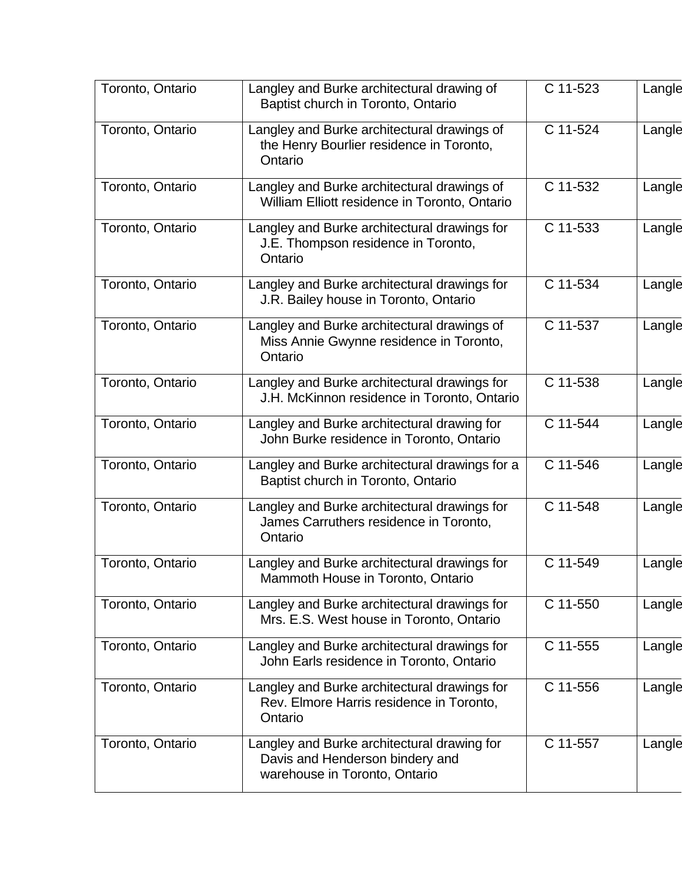| Toronto, Ontario | Langley and Burke architectural drawing of Baptist church in Toronto, Ontario | C 11-523 | Langle |
| --- | --- | --- | --- |
| Toronto, Ontario | Langley and Burke architectural drawings of the Henry Bourlier residence in Toronto, Ontario | C 11-524 | Langle |
| Toronto, Ontario | Langley and Burke architectural drawings of William Elliott residence in Toronto, Ontario | C 11-532 | Langle |
| Toronto, Ontario | Langley and Burke architectural drawings for J.E. Thompson residence in Toronto, Ontario | C 11-533 | Langle |
| Toronto, Ontario | Langley and Burke architectural drawings for J.R. Bailey house in Toronto, Ontario | C 11-534 | Langle |
| Toronto, Ontario | Langley and Burke architectural drawings of Miss Annie Gwynne residence in Toronto, Ontario | C 11-537 | Langle |
| Toronto, Ontario | Langley and Burke architectural drawings for J.H. McKinnon residence in Toronto, Ontario | C 11-538 | Langle |
| Toronto, Ontario | Langley and Burke architectural drawing for John Burke residence in Toronto, Ontario | C 11-544 | Langle |
| Toronto, Ontario | Langley and Burke architectural drawings for a Baptist church in Toronto, Ontario | C 11-546 | Langle |
| Toronto, Ontario | Langley and Burke architectural drawings for James Carruthers residence in Toronto, Ontario | C 11-548 | Langle |
| Toronto, Ontario | Langley and Burke architectural drawings for Mammoth House in Toronto, Ontario | C 11-549 | Langle |
| Toronto, Ontario | Langley and Burke architectural drawings for Mrs. E.S. West house in Toronto, Ontario | C 11-550 | Langle |
| Toronto, Ontario | Langley and Burke architectural drawings for John Earls residence in Toronto, Ontario | C 11-555 | Langle |
| Toronto, Ontario | Langley and Burke architectural drawings for Rev. Elmore Harris residence in Toronto, Ontario | C 11-556 | Langle |
| Toronto, Ontario | Langley and Burke architectural drawing for Davis and Henderson bindery and warehouse in Toronto, Ontario | C 11-557 | Langle |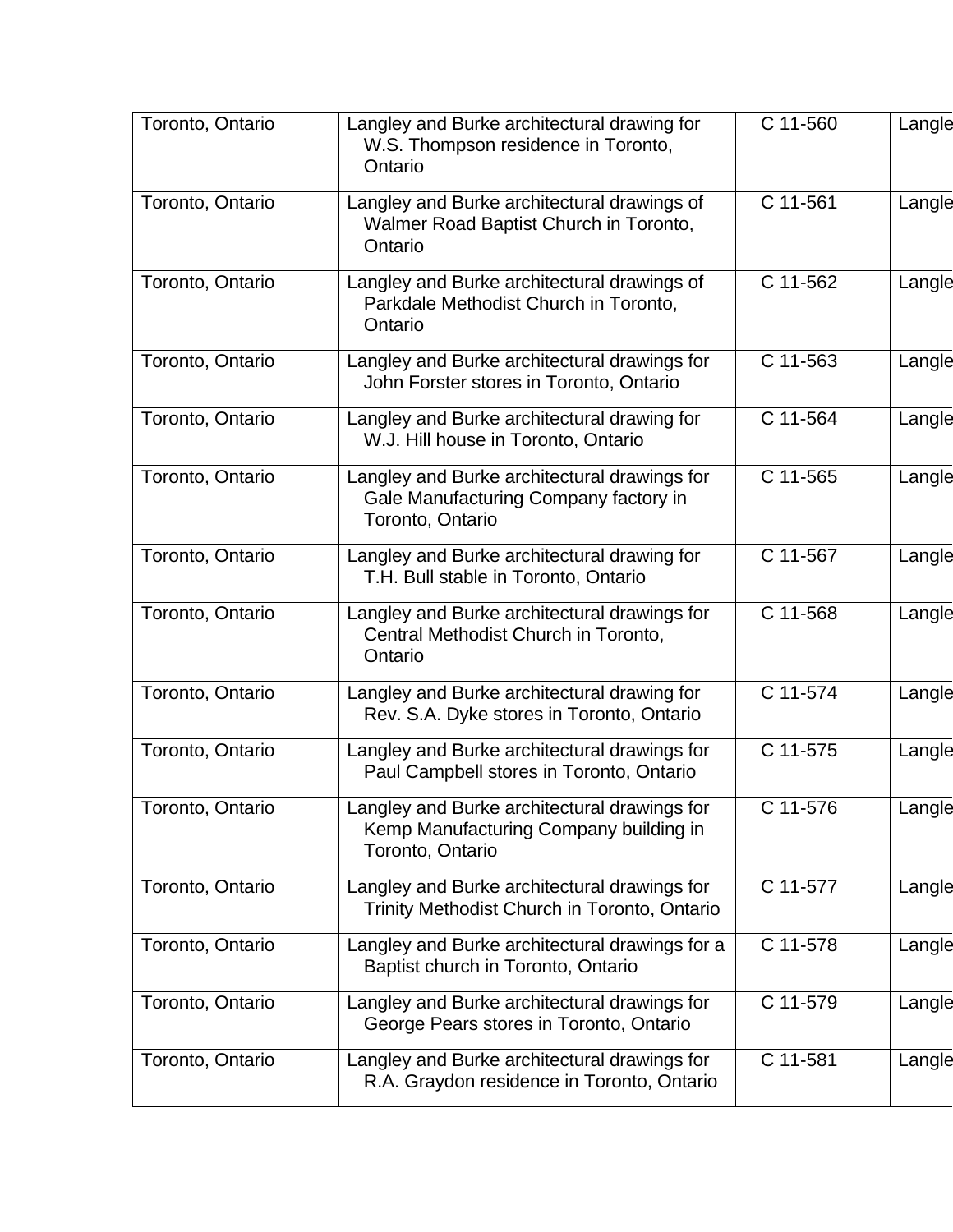| | | | |
|---|---|---|---|
| Toronto, Ontario | Langley and Burke architectural drawing for W.S. Thompson residence in Toronto, Ontario | C 11-560 | Langle |
| Toronto, Ontario | Langley and Burke architectural drawings of Walmer Road Baptist Church in Toronto, Ontario | C 11-561 | Langle |
| Toronto, Ontario | Langley and Burke architectural drawings of Parkdale Methodist Church in Toronto, Ontario | C 11-562 | Langle |
| Toronto, Ontario | Langley and Burke architectural drawings for John Forster stores in Toronto, Ontario | C 11-563 | Langle |
| Toronto, Ontario | Langley and Burke architectural drawing for W.J. Hill house in Toronto, Ontario | C 11-564 | Langle |
| Toronto, Ontario | Langley and Burke architectural drawings for Gale Manufacturing Company factory in Toronto, Ontario | C 11-565 | Langle |
| Toronto, Ontario | Langley and Burke architectural drawing for T.H. Bull stable in Toronto, Ontario | C 11-567 | Langle |
| Toronto, Ontario | Langley and Burke architectural drawings for Central Methodist Church in Toronto, Ontario | C 11-568 | Langle |
| Toronto, Ontario | Langley and Burke architectural drawing for Rev. S.A. Dyke stores in Toronto, Ontario | C 11-574 | Langle |
| Toronto, Ontario | Langley and Burke architectural drawings for Paul Campbell stores in Toronto, Ontario | C 11-575 | Langle |
| Toronto, Ontario | Langley and Burke architectural drawings for Kemp Manufacturing Company building in Toronto, Ontario | C 11-576 | Langle |
| Toronto, Ontario | Langley and Burke architectural drawings for Trinity Methodist Church in Toronto, Ontario | C 11-577 | Langle |
| Toronto, Ontario | Langley and Burke architectural drawings for a Baptist church in Toronto, Ontario | C 11-578 | Langle |
| Toronto, Ontario | Langley and Burke architectural drawings for George Pears stores in Toronto, Ontario | C 11-579 | Langle |
| Toronto, Ontario | Langley and Burke architectural drawings for R.A. Graydon residence in Toronto, Ontario | C 11-581 | Langle |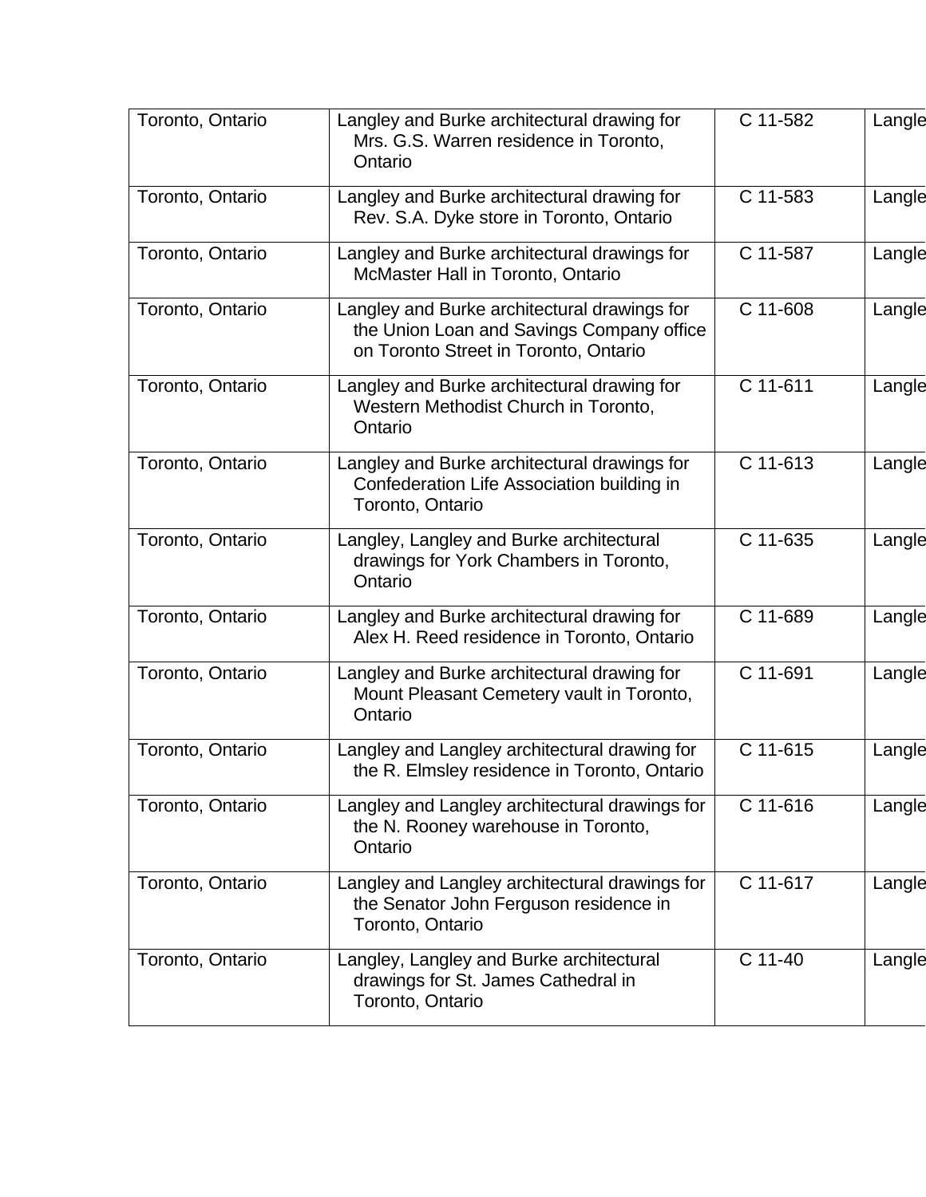| | | | |
|---|---|---|---|
| Toronto, Ontario | Langley and Burke architectural drawing for Mrs. G.S. Warren residence in Toronto, Ontario | C 11-582 | Langle |
| Toronto, Ontario | Langley and Burke architectural drawing for Rev. S.A. Dyke store in Toronto, Ontario | C 11-583 | Langle |
| Toronto, Ontario | Langley and Burke architectural drawings for McMaster Hall in Toronto, Ontario | C 11-587 | Langle |
| Toronto, Ontario | Langley and Burke architectural drawings for the Union Loan and Savings Company office on Toronto Street in Toronto, Ontario | C 11-608 | Langle |
| Toronto, Ontario | Langley and Burke architectural drawing for Western Methodist Church in Toronto, Ontario | C 11-611 | Langle |
| Toronto, Ontario | Langley and Burke architectural drawings for Confederation Life Association building in Toronto, Ontario | C 11-613 | Langle |
| Toronto, Ontario | Langley, Langley and Burke architectural drawings for York Chambers in Toronto, Ontario | C 11-635 | Langle |
| Toronto, Ontario | Langley and Burke architectural drawing for Alex H. Reed residence in Toronto, Ontario | C 11-689 | Langle |
| Toronto, Ontario | Langley and Burke architectural drawing for Mount Pleasant Cemetery vault in Toronto, Ontario | C 11-691 | Langle |
| Toronto, Ontario | Langley and Langley architectural drawing for the R. Elmsley residence in Toronto, Ontario | C 11-615 | Langle |
| Toronto, Ontario | Langley and Langley architectural drawings for the N. Rooney warehouse in Toronto, Ontario | C 11-616 | Langle |
| Toronto, Ontario | Langley and Langley architectural drawings for the Senator John Ferguson residence in Toronto, Ontario | C 11-617 | Langle |
| Toronto, Ontario | Langley, Langley and Burke architectural drawings for St. James Cathedral in Toronto, Ontario | C 11-40 | Langle |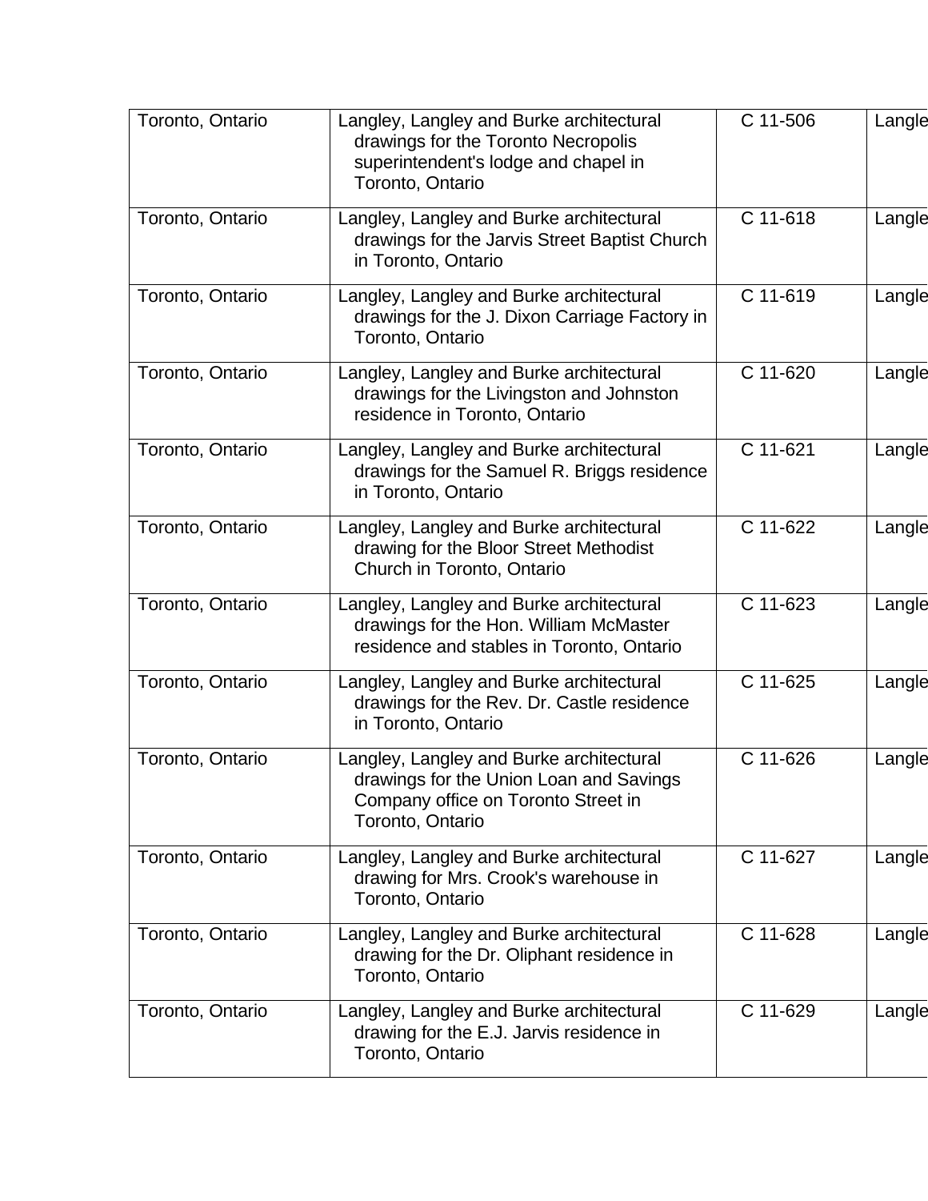| | | | |
|---|---|---|---|
| Toronto, Ontario | Langley, Langley and Burke architectural drawings for the Toronto Necropolis superintendent's lodge and chapel in Toronto, Ontario | C 11-506 | Langle |
| Toronto, Ontario | Langley, Langley and Burke architectural drawings for the Jarvis Street Baptist Church in Toronto, Ontario | C 11-618 | Langle |
| Toronto, Ontario | Langley, Langley and Burke architectural drawings for the J. Dixon Carriage Factory in Toronto, Ontario | C 11-619 | Langle |
| Toronto, Ontario | Langley, Langley and Burke architectural drawings for the Livingston and Johnston residence in Toronto, Ontario | C 11-620 | Langle |
| Toronto, Ontario | Langley, Langley and Burke architectural drawings for the Samuel R. Briggs residence in Toronto, Ontario | C 11-621 | Langle |
| Toronto, Ontario | Langley, Langley and Burke architectural drawing for the Bloor Street Methodist Church in Toronto, Ontario | C 11-622 | Langle |
| Toronto, Ontario | Langley, Langley and Burke architectural drawings for the Hon. William McMaster residence and stables in Toronto, Ontario | C 11-623 | Langle |
| Toronto, Ontario | Langley, Langley and Burke architectural drawings for the Rev. Dr. Castle residence in Toronto, Ontario | C 11-625 | Langle |
| Toronto, Ontario | Langley, Langley and Burke architectural drawings for the Union Loan and Savings Company office on Toronto Street in Toronto, Ontario | C 11-626 | Langle |
| Toronto, Ontario | Langley, Langley and Burke architectural drawing for Mrs. Crook's warehouse in Toronto, Ontario | C 11-627 | Langle |
| Toronto, Ontario | Langley, Langley and Burke architectural drawing for the Dr. Oliphant residence in Toronto, Ontario | C 11-628 | Langle |
| Toronto, Ontario | Langley, Langley and Burke architectural drawing for the E.J. Jarvis residence in Toronto, Ontario | C 11-629 | Langle |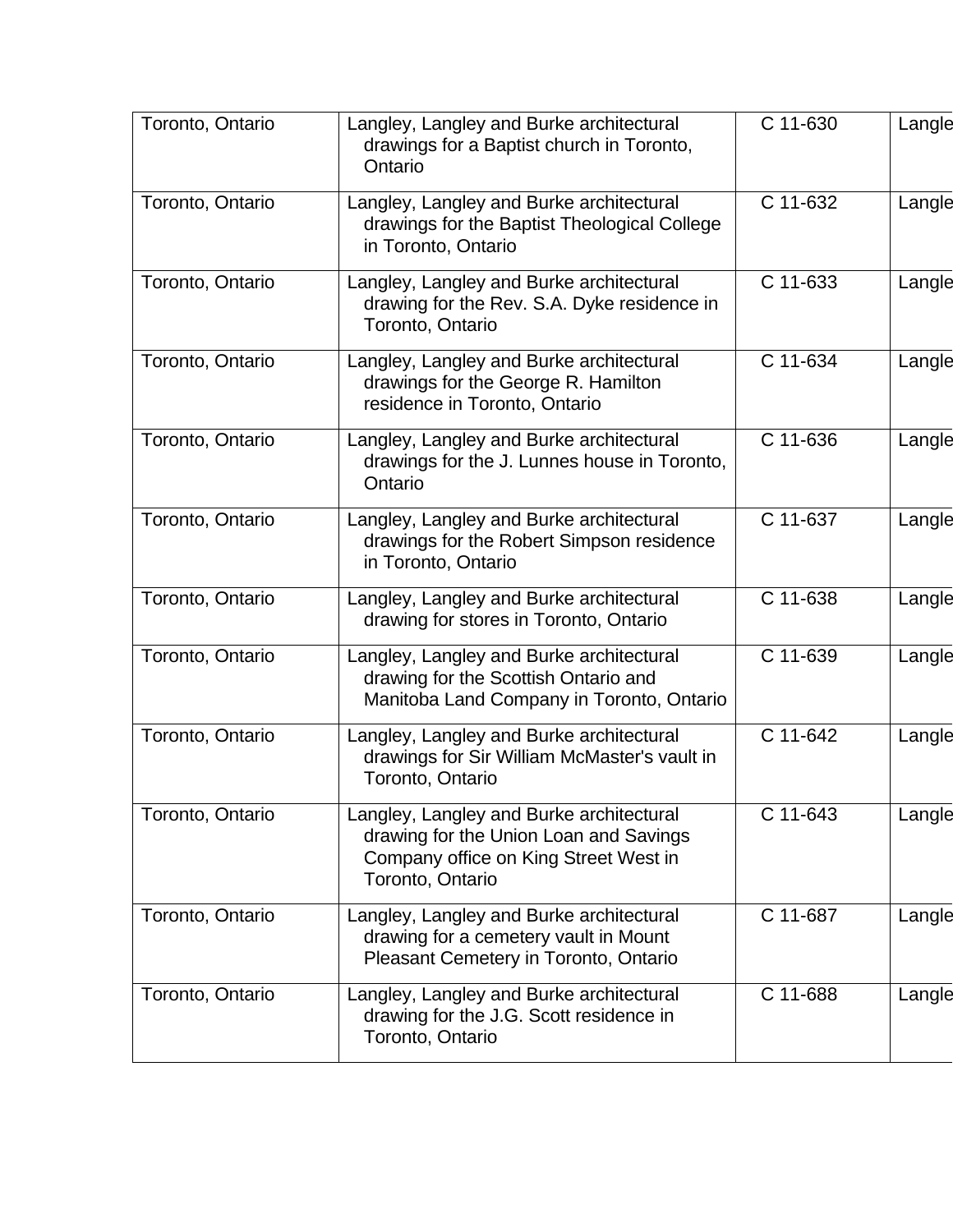| | | | |
|---|---|---|---|
| Toronto, Ontario | Langley, Langley and Burke architectural drawings for a Baptist church in Toronto, Ontario | C 11-630 | Langle |
| Toronto, Ontario | Langley, Langley and Burke architectural drawings for the Baptist Theological College in Toronto, Ontario | C 11-632 | Langle |
| Toronto, Ontario | Langley, Langley and Burke architectural drawing for the Rev. S.A. Dyke residence in Toronto, Ontario | C 11-633 | Langle |
| Toronto, Ontario | Langley, Langley and Burke architectural drawings for the George R. Hamilton residence in Toronto, Ontario | C 11-634 | Langle |
| Toronto, Ontario | Langley, Langley and Burke architectural drawings for the J. Lunnes house in Toronto, Ontario | C 11-636 | Langle |
| Toronto, Ontario | Langley, Langley and Burke architectural drawings for the Robert Simpson residence in Toronto, Ontario | C 11-637 | Langle |
| Toronto, Ontario | Langley, Langley and Burke architectural drawing for stores in Toronto, Ontario | C 11-638 | Langle |
| Toronto, Ontario | Langley, Langley and Burke architectural drawing for the Scottish Ontario and Manitoba Land Company in Toronto, Ontario | C 11-639 | Langle |
| Toronto, Ontario | Langley, Langley and Burke architectural drawings for Sir William McMaster's vault in Toronto, Ontario | C 11-642 | Langle |
| Toronto, Ontario | Langley, Langley and Burke architectural drawing for the Union Loan and Savings Company office on King Street West in Toronto, Ontario | C 11-643 | Langle |
| Toronto, Ontario | Langley, Langley and Burke architectural drawing for a cemetery vault in Mount Pleasant Cemetery in Toronto, Ontario | C 11-687 | Langle |
| Toronto, Ontario | Langley, Langley and Burke architectural drawing for the J.G. Scott residence in Toronto, Ontario | C 11-688 | Langle |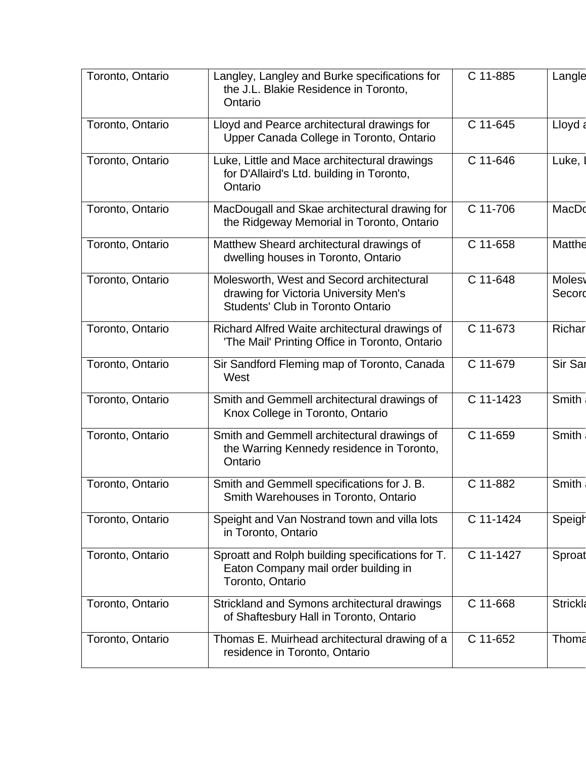| | | | |
|---|---|---|---|
| Toronto, Ontario | Langley, Langley and Burke specifications for the J.L. Blakie Residence in Toronto, Ontario | C 11-885 | Langle |
| Toronto, Ontario | Lloyd and Pearce architectural drawings for Upper Canada College in Toronto, Ontario | C 11-645 | Lloyd a |
| Toronto, Ontario | Luke, Little and Mace architectural drawings for D'Allaird's Ltd. building in Toronto, Ontario | C 11-646 | Luke, L |
| Toronto, Ontario | MacDougall and Skae architectural drawing for the Ridgeway Memorial in Toronto, Ontario | C 11-706 | MacDo |
| Toronto, Ontario | Matthew Sheard architectural drawings of dwelling houses in Toronto, Ontario | C 11-658 | Matthe |
| Toronto, Ontario | Molesworth, West and Secord architectural drawing for Victoria University Men's Students' Club in Toronto Ontario | C 11-648 | Molesw Secord |
| Toronto, Ontario | Richard Alfred Waite architectural drawings of 'The Mail' Printing Office in Toronto, Ontario | C 11-673 | Richar |
| Toronto, Ontario | Sir Sandford Fleming map of Toronto, Canada West | C 11-679 | Sir San |
| Toronto, Ontario | Smith and Gemmell architectural drawings of Knox College in Toronto, Ontario | C 11-1423 | Smith a |
| Toronto, Ontario | Smith and Gemmell architectural drawings of the Warring Kennedy residence in Toronto, Ontario | C 11-659 | Smith a |
| Toronto, Ontario | Smith and Gemmell specifications for J. B. Smith Warehouses in Toronto, Ontario | C 11-882 | Smith a |
| Toronto, Ontario | Speight and Van Nostrand town and villa lots in Toronto, Ontario | C 11-1424 | Speigh |
| Toronto, Ontario | Sproatt and Rolph building specifications for T. Eaton Company mail order building in Toronto, Ontario | C 11-1427 | Sproat |
| Toronto, Ontario | Strickland and Symons architectural drawings of Shaftesbury Hall in Toronto, Ontario | C 11-668 | Strickla |
| Toronto, Ontario | Thomas E. Muirhead architectural drawing of a residence in Toronto, Ontario | C 11-652 | Thoma |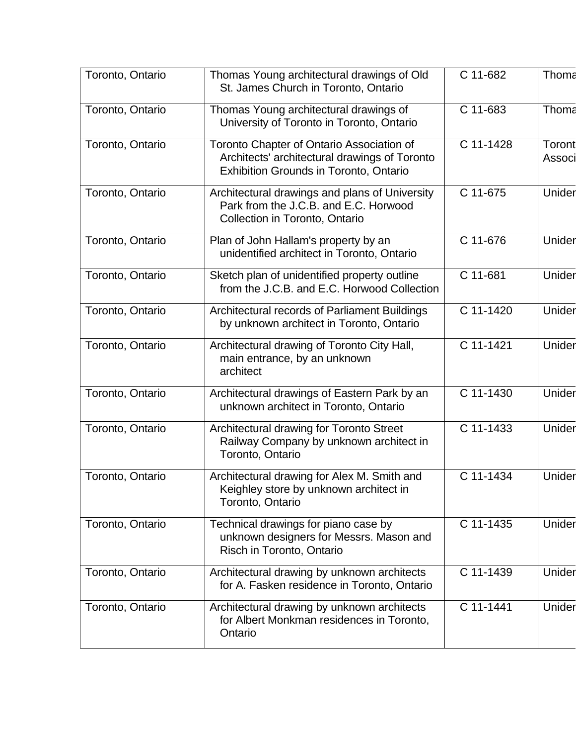| Toronto, Ontario | Thomas Young architectural drawings of Old St. James Church in Toronto, Ontario | C 11-682 | Thoma |
|---|---|---|---|
| Toronto, Ontario | Thomas Young architectural drawings of University of Toronto in Toronto, Ontario | C 11-683 | Thoma |
| Toronto, Ontario | Toronto Chapter of Ontario Association of Architects' architectural drawings of Toronto Exhibition Grounds in Toronto, Ontario | C 11-1428 | Toront Associ |
| Toronto, Ontario | Architectural drawings and plans of University Park from the J.C.B. and E.C. Horwood Collection in Toronto, Ontario | C 11-675 | Uniden |
| Toronto, Ontario | Plan of John Hallam's property by an unidentified architect in Toronto, Ontario | C 11-676 | Uniden |
| Toronto, Ontario | Sketch plan of unidentified property outline from the J.C.B. and E.C. Horwood Collection | C 11-681 | Uniden |
| Toronto, Ontario | Architectural records of Parliament Buildings by unknown architect in Toronto, Ontario | C 11-1420 | Uniden |
| Toronto, Ontario | Architectural drawing of Toronto City Hall, main entrance, by an unknown architect | C 11-1421 | Uniden |
| Toronto, Ontario | Architectural drawings of Eastern Park by an unknown architect in Toronto, Ontario | C 11-1430 | Uniden |
| Toronto, Ontario | Architectural drawing for Toronto Street Railway Company by unknown architect in Toronto, Ontario | C 11-1433 | Uniden |
| Toronto, Ontario | Architectural drawing for Alex M. Smith and Keighley store by unknown architect in Toronto, Ontario | C 11-1434 | Uniden |
| Toronto, Ontario | Technical drawings for piano case by unknown designers for Messrs. Mason and Risch in Toronto, Ontario | C 11-1435 | Uniden |
| Toronto, Ontario | Architectural drawing by unknown architects for A. Fasken residence in Toronto, Ontario | C 11-1439 | Uniden |
| Toronto, Ontario | Architectural drawing by unknown architects for Albert Monkman residences in Toronto, Ontario | C 11-1441 | Uniden |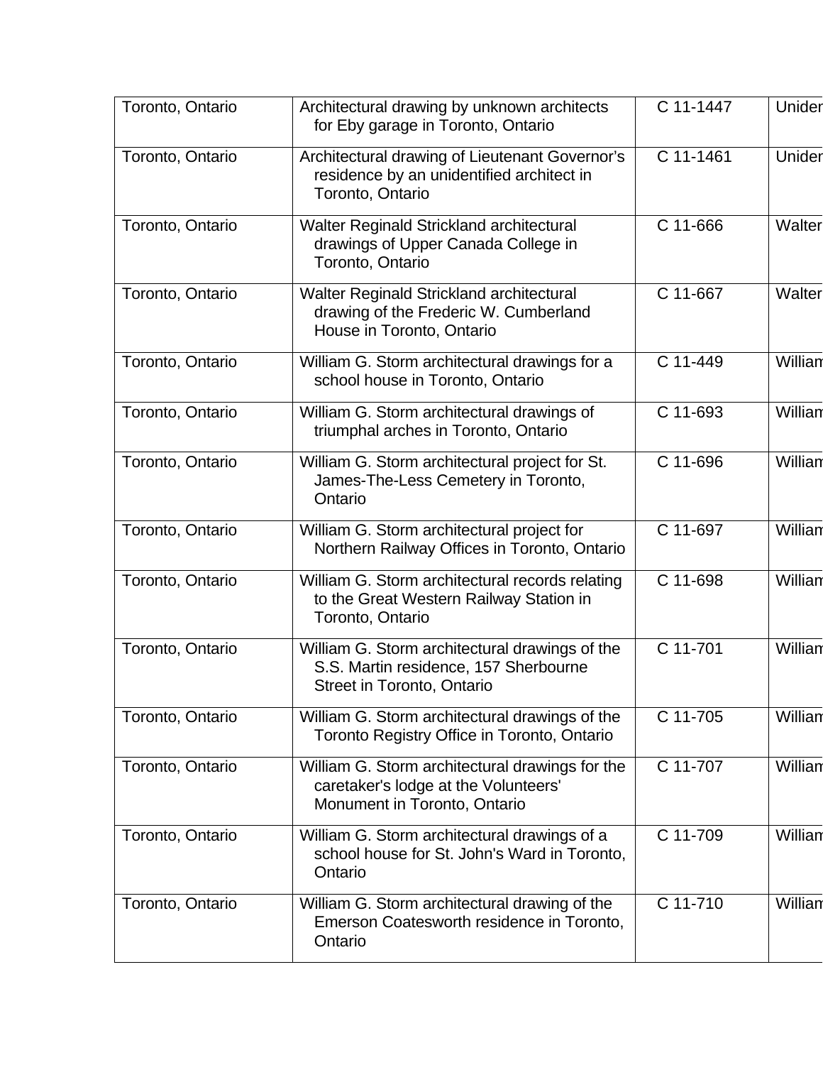| Toronto, Ontario | Architectural drawing by unknown architects for Eby garage in Toronto, Ontario | C 11-1447 | Unider |
|---|---|---|---|
| Toronto, Ontario | Architectural drawing of Lieutenant Governor's residence by an unidentified architect in Toronto, Ontario | C 11-1461 | Unider |
| Toronto, Ontario | Walter Reginald Strickland architectural drawings of Upper Canada College in Toronto, Ontario | C 11-666 | Walter |
| Toronto, Ontario | Walter Reginald Strickland architectural drawing of the Frederic W. Cumberland House in Toronto, Ontario | C 11-667 | Walter |
| Toronto, Ontario | William G. Storm architectural drawings for a school house in Toronto, Ontario | C 11-449 | William |
| Toronto, Ontario | William G. Storm architectural drawings of triumphal arches in Toronto, Ontario | C 11-693 | William |
| Toronto, Ontario | William G. Storm architectural project for St. James-The-Less Cemetery in Toronto, Ontario | C 11-696 | William |
| Toronto, Ontario | William G. Storm architectural project for Northern Railway Offices in Toronto, Ontario | C 11-697 | William |
| Toronto, Ontario | William G. Storm architectural records relating to the Great Western Railway Station in Toronto, Ontario | C 11-698 | William |
| Toronto, Ontario | William G. Storm architectural drawings of the S.S. Martin residence, 157 Sherbourne Street in Toronto, Ontario | C 11-701 | William |
| Toronto, Ontario | William G. Storm architectural drawings of the Toronto Registry Office in Toronto, Ontario | C 11-705 | William |
| Toronto, Ontario | William G. Storm architectural drawings for the caretaker's lodge at the Volunteers' Monument in Toronto, Ontario | C 11-707 | William |
| Toronto, Ontario | William G. Storm architectural drawings of a school house for St. John's Ward in Toronto, Ontario | C 11-709 | William |
| Toronto, Ontario | William G. Storm architectural drawing of the Emerson Coatesworth residence in Toronto, Ontario | C 11-710 | William |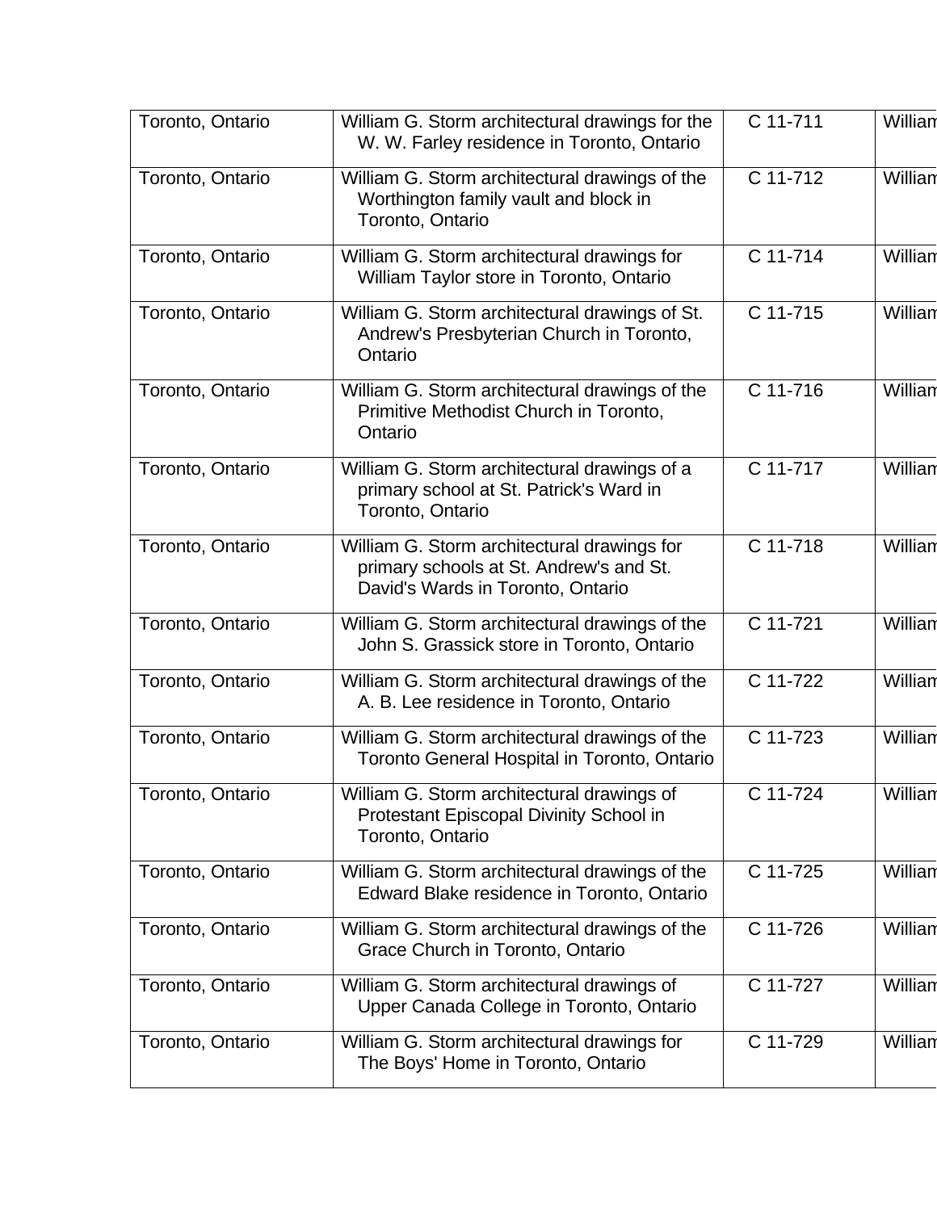| | | | |
|---|---|---|---|
| Toronto, Ontario | William G. Storm architectural drawings for the W. W. Farley residence in Toronto, Ontario | C 11-711 | William |
| Toronto, Ontario | William G. Storm architectural drawings of the Worthington family vault and block in Toronto, Ontario | C 11-712 | William |
| Toronto, Ontario | William G. Storm architectural drawings for William Taylor store in Toronto, Ontario | C 11-714 | William |
| Toronto, Ontario | William G. Storm architectural drawings of St. Andrew's Presbyterian Church in Toronto, Ontario | C 11-715 | William |
| Toronto, Ontario | William G. Storm architectural drawings of the Primitive Methodist Church in Toronto, Ontario | C 11-716 | William |
| Toronto, Ontario | William G. Storm architectural drawings of a primary school at St. Patrick's Ward in Toronto, Ontario | C 11-717 | William |
| Toronto, Ontario | William G. Storm architectural drawings for primary schools at St. Andrew's and St. David's Wards in Toronto, Ontario | C 11-718 | William |
| Toronto, Ontario | William G. Storm architectural drawings of the John S. Grassick store in Toronto, Ontario | C 11-721 | William |
| Toronto, Ontario | William G. Storm architectural drawings of the A. B. Lee residence in Toronto, Ontario | C 11-722 | William |
| Toronto, Ontario | William G. Storm architectural drawings of the Toronto General Hospital in Toronto, Ontario | C 11-723 | William |
| Toronto, Ontario | William G. Storm architectural drawings of Protestant Episcopal Divinity School in Toronto, Ontario | C 11-724 | William |
| Toronto, Ontario | William G. Storm architectural drawings of the Edward Blake residence in Toronto, Ontario | C 11-725 | William |
| Toronto, Ontario | William G. Storm architectural drawings of the Grace Church in Toronto, Ontario | C 11-726 | William |
| Toronto, Ontario | William G. Storm architectural drawings of Upper Canada College in Toronto, Ontario | C 11-727 | William |
| Toronto, Ontario | William G. Storm architectural drawings for The Boys' Home in Toronto, Ontario | C 11-729 | William |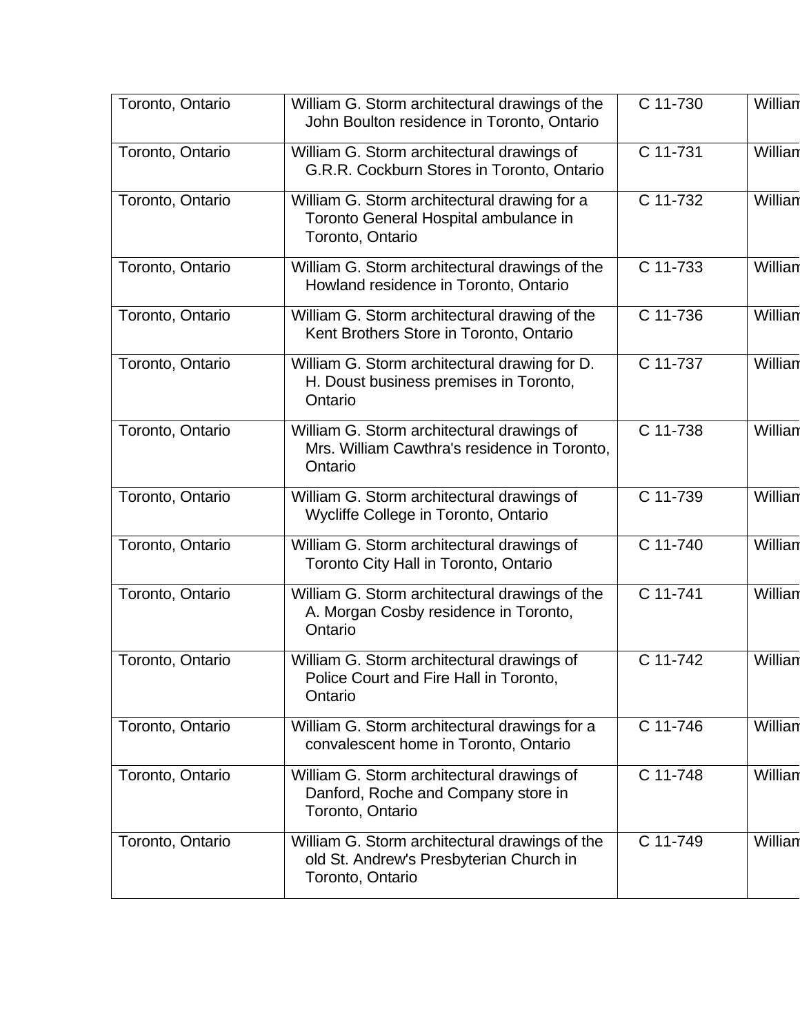| | | | |
|---|---|---|---|
| Toronto, Ontario | William G. Storm architectural drawings of the John Boulton residence in Toronto, Ontario | C 11-730 | William |
| Toronto, Ontario | William G. Storm architectural drawings of G.R.R. Cockburn Stores in Toronto, Ontario | C 11-731 | William |
| Toronto, Ontario | William G. Storm architectural drawing for a Toronto General Hospital ambulance in Toronto, Ontario | C 11-732 | William |
| Toronto, Ontario | William G. Storm architectural drawings of the Howland residence in Toronto, Ontario | C 11-733 | William |
| Toronto, Ontario | William G. Storm architectural drawing of the Kent Brothers Store in Toronto, Ontario | C 11-736 | William |
| Toronto, Ontario | William G. Storm architectural drawing for D. H. Doust business premises in Toronto, Ontario | C 11-737 | William |
| Toronto, Ontario | William G. Storm architectural drawings of Mrs. William Cawthra's residence in Toronto, Ontario | C 11-738 | William |
| Toronto, Ontario | William G. Storm architectural drawings of Wycliffe College in Toronto, Ontario | C 11-739 | William |
| Toronto, Ontario | William G. Storm architectural drawings of Toronto City Hall in Toronto, Ontario | C 11-740 | William |
| Toronto, Ontario | William G. Storm architectural drawings of the A. Morgan Cosby residence in Toronto, Ontario | C 11-741 | William |
| Toronto, Ontario | William G. Storm architectural drawings of Police Court and Fire Hall in Toronto, Ontario | C 11-742 | William |
| Toronto, Ontario | William G. Storm architectural drawings for a convalescent home in Toronto, Ontario | C 11-746 | William |
| Toronto, Ontario | William G. Storm architectural drawings of Danford, Roche and Company store in Toronto, Ontario | C 11-748 | William |
| Toronto, Ontario | William G. Storm architectural drawings of the old St. Andrew's Presbyterian Church in Toronto, Ontario | C 11-749 | William |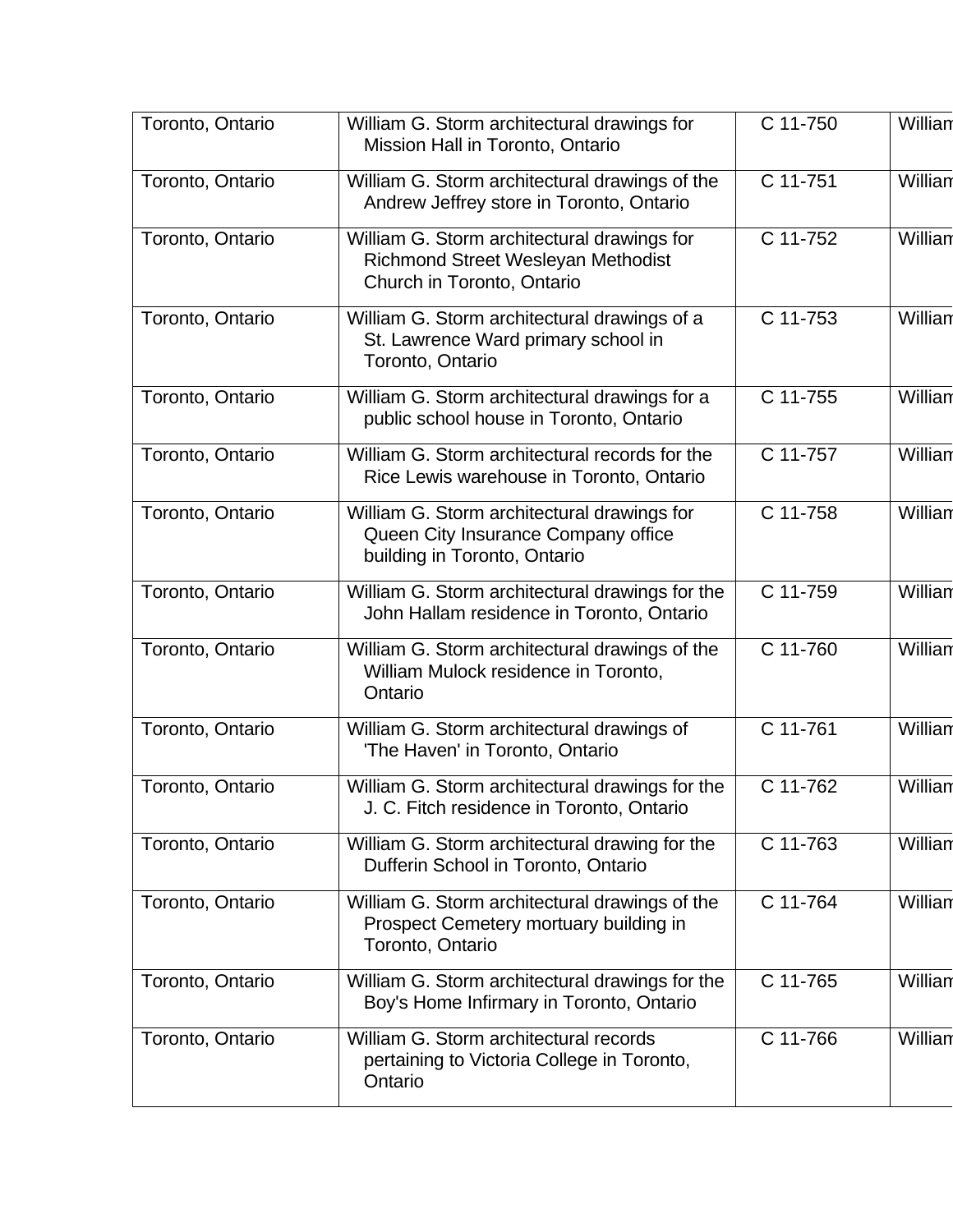| Toronto, Ontario | William G. Storm architectural drawings for Mission Hall in Toronto, Ontario | C 11-750 | William |
|---|---|---|---|
| Toronto, Ontario | William G. Storm architectural drawings of the Andrew Jeffrey store in Toronto, Ontario | C 11-751 | William |
| Toronto, Ontario | William G. Storm architectural drawings for Richmond Street Wesleyan Methodist Church in Toronto, Ontario | C 11-752 | William |
| Toronto, Ontario | William G. Storm architectural drawings of a St. Lawrence Ward primary school in Toronto, Ontario | C 11-753 | William |
| Toronto, Ontario | William G. Storm architectural drawings for a public school house in Toronto, Ontario | C 11-755 | William |
| Toronto, Ontario | William G. Storm architectural records for the Rice Lewis warehouse in Toronto, Ontario | C 11-757 | William |
| Toronto, Ontario | William G. Storm architectural drawings for Queen City Insurance Company office building in Toronto, Ontario | C 11-758 | William |
| Toronto, Ontario | William G. Storm architectural drawings for the John Hallam residence in Toronto, Ontario | C 11-759 | William |
| Toronto, Ontario | William G. Storm architectural drawings of the William Mulock residence in Toronto, Ontario | C 11-760 | William |
| Toronto, Ontario | William G. Storm architectural drawings of 'The Haven' in Toronto, Ontario | C 11-761 | William |
| Toronto, Ontario | William G. Storm architectural drawings for the J. C. Fitch residence in Toronto, Ontario | C 11-762 | William |
| Toronto, Ontario | William G. Storm architectural drawing for the Dufferin School in Toronto, Ontario | C 11-763 | William |
| Toronto, Ontario | William G. Storm architectural drawings of the Prospect Cemetery mortuary building in Toronto, Ontario | C 11-764 | William |
| Toronto, Ontario | William G. Storm architectural drawings for the Boy's Home Infirmary in Toronto, Ontario | C 11-765 | William |
| Toronto, Ontario | William G. Storm architectural records pertaining to Victoria College in Toronto, Ontario | C 11-766 | William |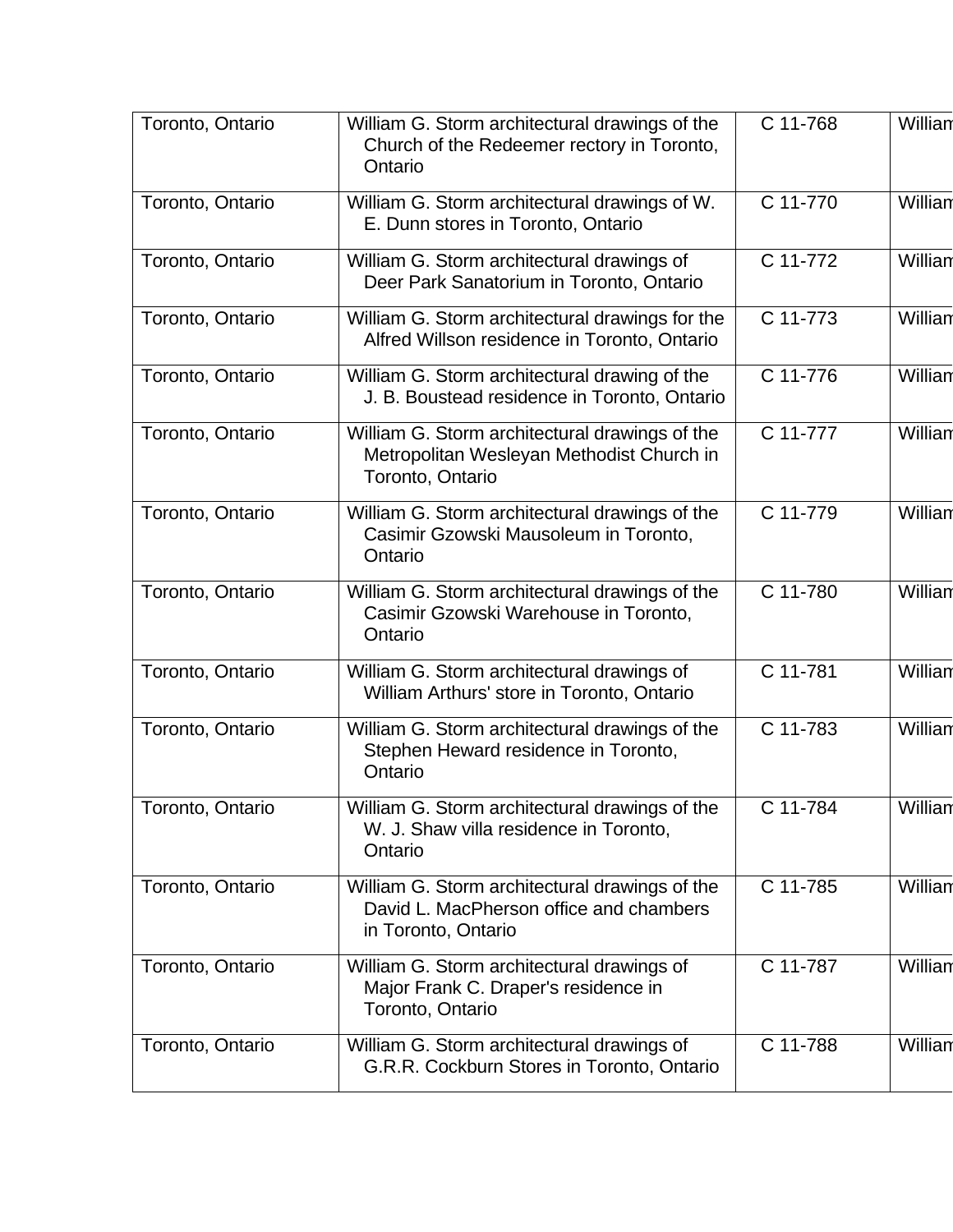| | | | |
|---|---|---|---|
| Toronto, Ontario | William G. Storm architectural drawings of the Church of the Redeemer rectory in Toronto, Ontario | C 11-768 | William |
| Toronto, Ontario | William G. Storm architectural drawings of W. E. Dunn stores in Toronto, Ontario | C 11-770 | William |
| Toronto, Ontario | William G. Storm architectural drawings of Deer Park Sanatorium in Toronto, Ontario | C 11-772 | William |
| Toronto, Ontario | William G. Storm architectural drawings for the Alfred Willson residence in Toronto, Ontario | C 11-773 | William |
| Toronto, Ontario | William G. Storm architectural drawing of the J. B. Boustead residence in Toronto, Ontario | C 11-776 | William |
| Toronto, Ontario | William G. Storm architectural drawings of the Metropolitan Wesleyan Methodist Church in Toronto, Ontario | C 11-777 | William |
| Toronto, Ontario | William G. Storm architectural drawings of the Casimir Gzowski Mausoleum in Toronto, Ontario | C 11-779 | William |
| Toronto, Ontario | William G. Storm architectural drawings of the Casimir Gzowski Warehouse in Toronto, Ontario | C 11-780 | William |
| Toronto, Ontario | William G. Storm architectural drawings of William Arthurs' store in Toronto, Ontario | C 11-781 | William |
| Toronto, Ontario | William G. Storm architectural drawings of the Stephen Heward residence in Toronto, Ontario | C 11-783 | William |
| Toronto, Ontario | William G. Storm architectural drawings of the W. J. Shaw villa residence in Toronto, Ontario | C 11-784 | William |
| Toronto, Ontario | William G. Storm architectural drawings of the David L. MacPherson office and chambers in Toronto, Ontario | C 11-785 | William |
| Toronto, Ontario | William G. Storm architectural drawings of Major Frank C. Draper's residence in Toronto, Ontario | C 11-787 | William |
| Toronto, Ontario | William G. Storm architectural drawings of G.R.R. Cockburn Stores in Toronto, Ontario | C 11-788 | William |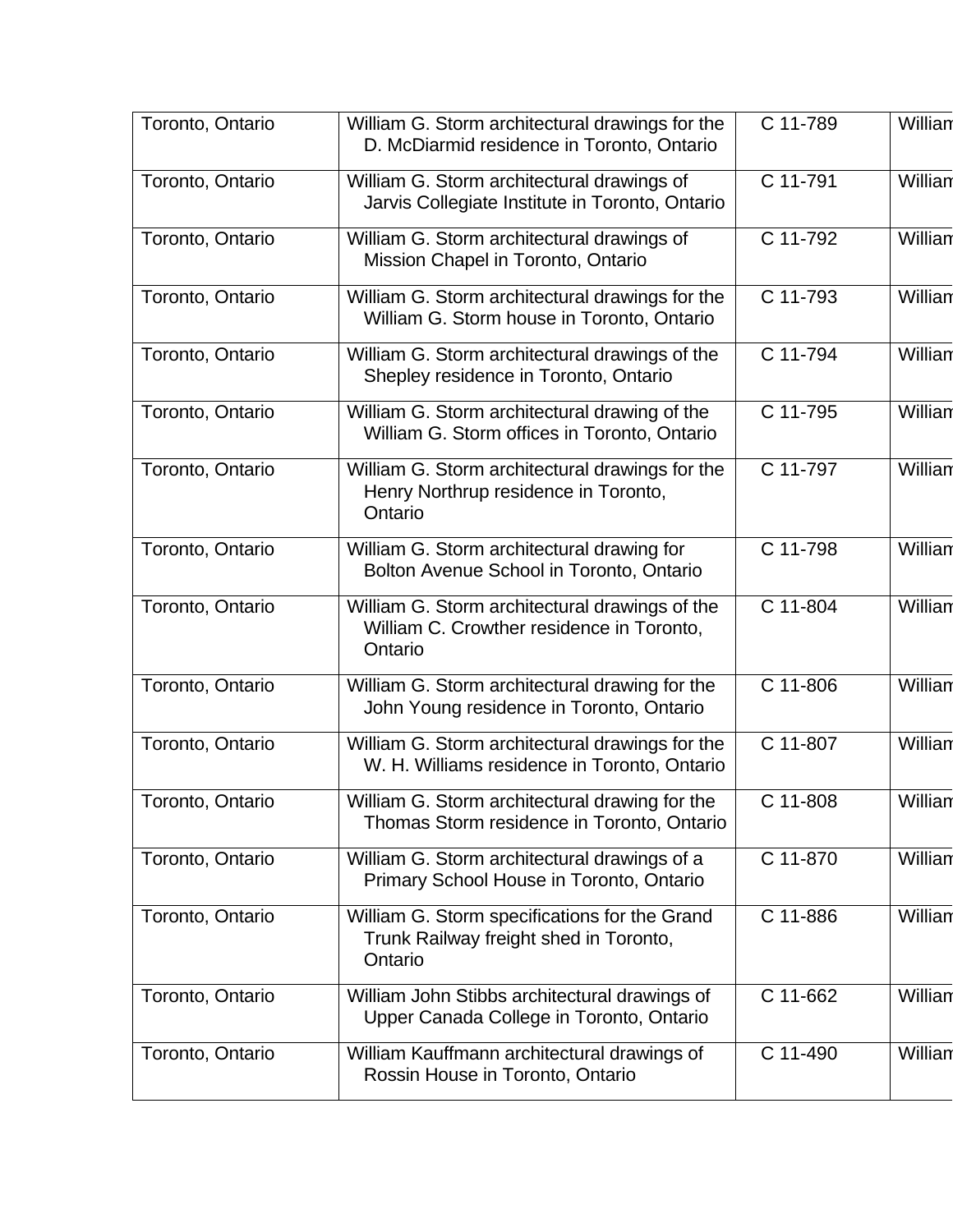| Toronto, Ontario | William G. Storm architectural drawings for the D. McDiarmid residence in Toronto, Ontario | C 11-789 | William |
|---|---|---|---|
| Toronto, Ontario | William G. Storm architectural drawings of Jarvis Collegiate Institute in Toronto, Ontario | C 11-791 | William |
| Toronto, Ontario | William G. Storm architectural drawings of Mission Chapel in Toronto, Ontario | C 11-792 | William |
| Toronto, Ontario | William G. Storm architectural drawings for the William G. Storm house in Toronto, Ontario | C 11-793 | William |
| Toronto, Ontario | William G. Storm architectural drawings of the Shepley residence in Toronto, Ontario | C 11-794 | William |
| Toronto, Ontario | William G. Storm architectural drawing of the William G. Storm offices in Toronto, Ontario | C 11-795 | William |
| Toronto, Ontario | William G. Storm architectural drawings for the Henry Northrup residence in Toronto, Ontario | C 11-797 | William |
| Toronto, Ontario | William G. Storm architectural drawing for Bolton Avenue School in Toronto, Ontario | C 11-798 | William |
| Toronto, Ontario | William G. Storm architectural drawings of the William C. Crowther residence in Toronto, Ontario | C 11-804 | William |
| Toronto, Ontario | William G. Storm architectural drawing for the John Young residence in Toronto, Ontario | C 11-806 | William |
| Toronto, Ontario | William G. Storm architectural drawings for the W. H. Williams residence in Toronto, Ontario | C 11-807 | William |
| Toronto, Ontario | William G. Storm architectural drawing for the Thomas Storm residence in Toronto, Ontario | C 11-808 | William |
| Toronto, Ontario | William G. Storm architectural drawings of a Primary School House in Toronto, Ontario | C 11-870 | William |
| Toronto, Ontario | William G. Storm specifications for the Grand Trunk Railway freight shed in Toronto, Ontario | C 11-886 | William |
| Toronto, Ontario | William John Stibbs architectural drawings of Upper Canada College in Toronto, Ontario | C 11-662 | William |
| Toronto, Ontario | William Kauffmann architectural drawings of Rossin House in Toronto, Ontario | C 11-490 | William |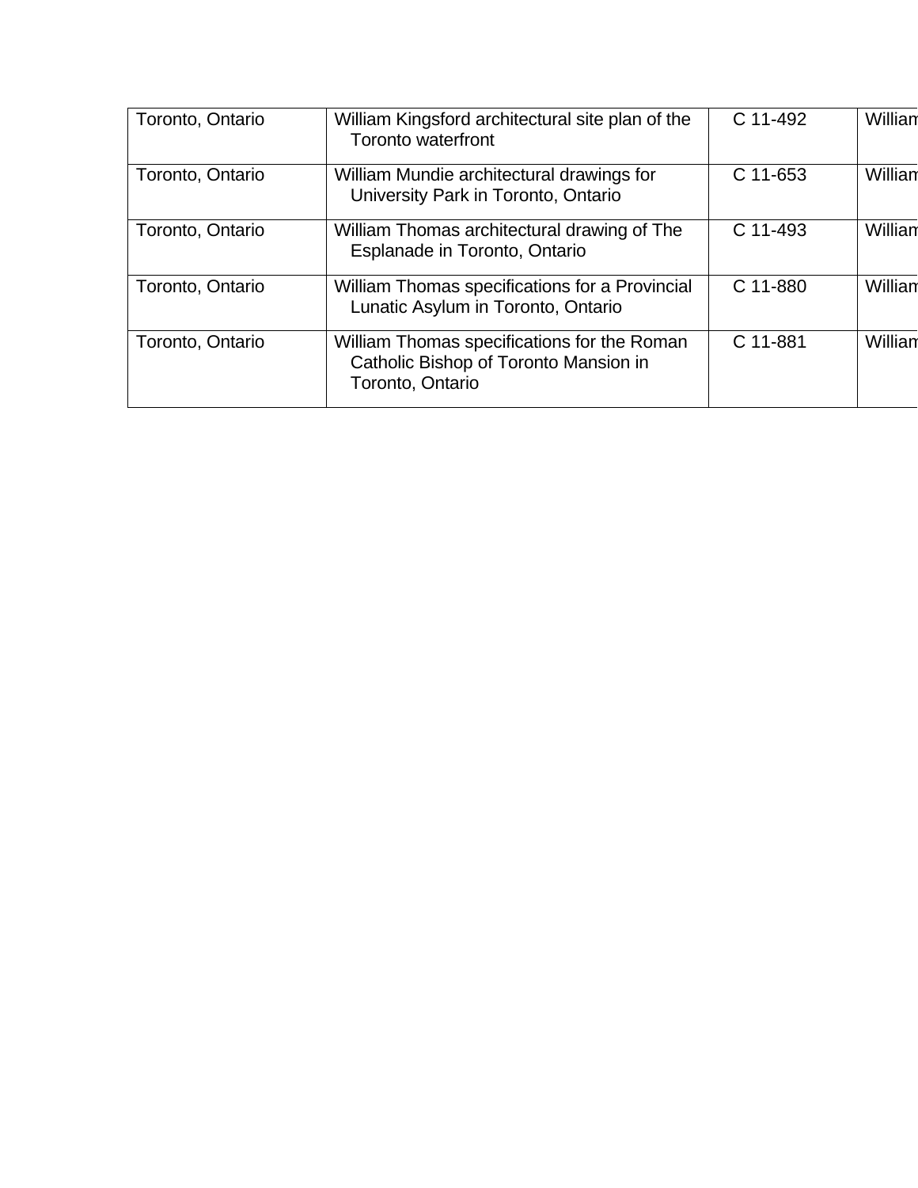| | | | |
|---|---|---|---|
| Toronto, Ontario | William Kingsford architectural site plan of the Toronto waterfront | C 11-492 | Willian |
| Toronto, Ontario | William Mundie architectural drawings for University Park in Toronto, Ontario | C 11-653 | Willian |
| Toronto, Ontario | William Thomas architectural drawing of The Esplanade in Toronto, Ontario | C 11-493 | Willian |
| Toronto, Ontario | William Thomas specifications for a Provincial Lunatic Asylum in Toronto, Ontario | C 11-880 | Willian |
| Toronto, Ontario | William Thomas specifications for the Roman Catholic Bishop of Toronto Mansion in Toronto, Ontario | C 11-881 | Willian |